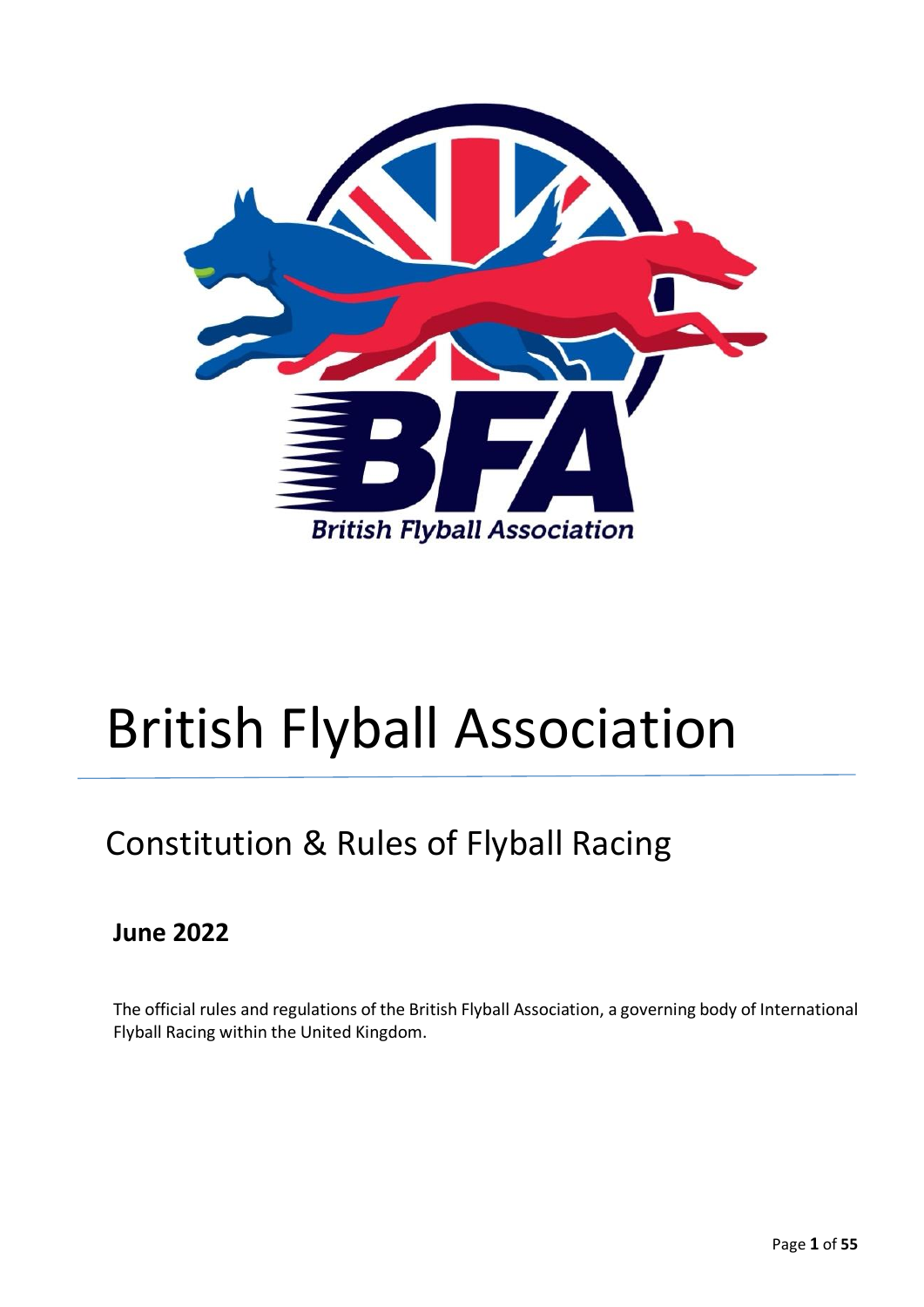# British Flyball Association

## Constitution & Rules of Flyball Racing

**June 2022**

The official rules and regulations of the British Flyball Association, a governing body of International Flyball Racing within the United Kingdom.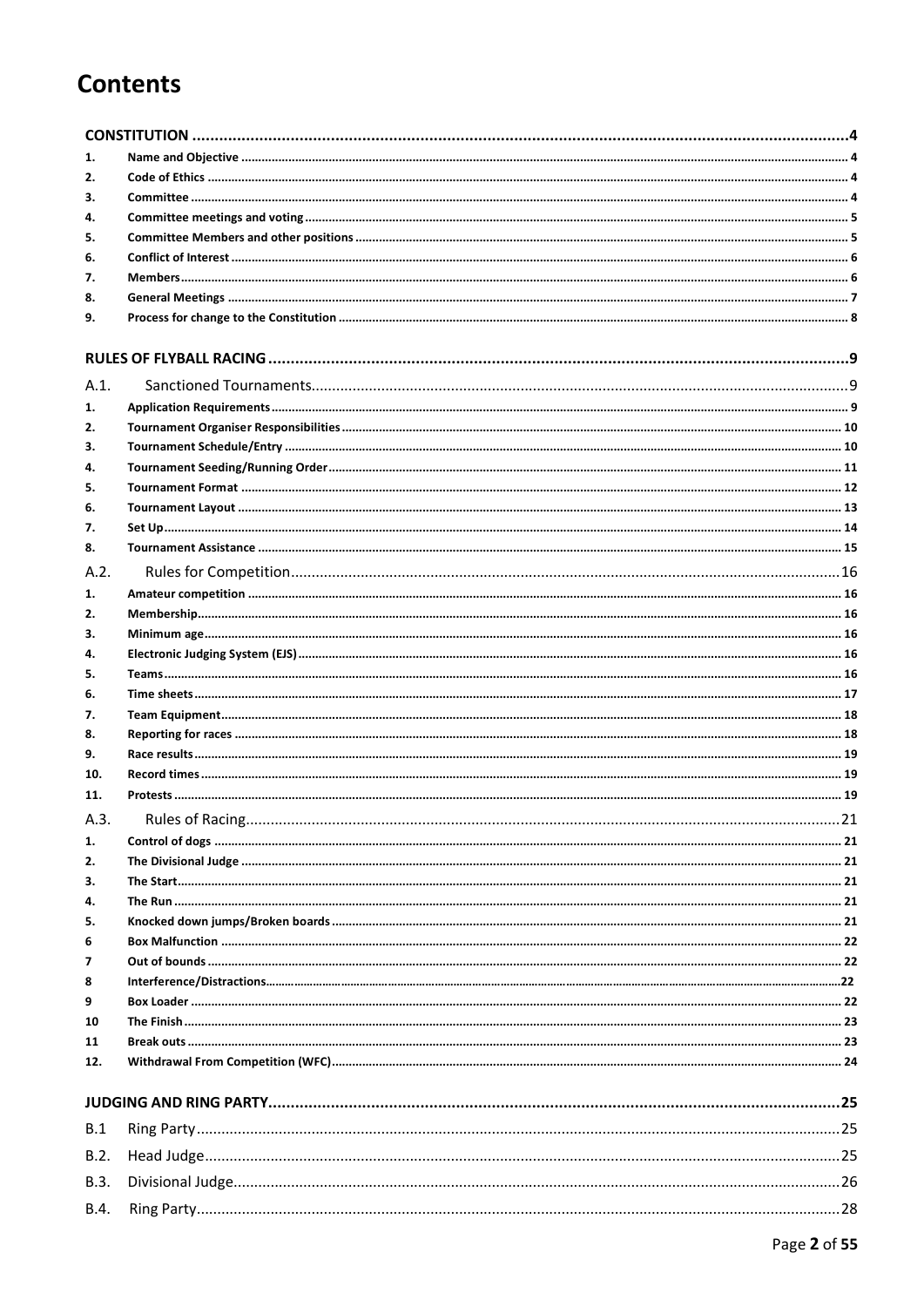# Contents

**CONSTITUTION** .......... 4

1. **Name and Objective** .......... 4
2. **Code of Ethics** .......... 4
3. **Committee** .......... 4
4. **Committee meetings and voting** .......... 5
5. **Committee Members and other positions** .......... 5
6. **Conflict of Interest** .......... 6
7. **Members** .......... 6
8. **General Meetings** .......... 7
9. **Process for change to the Constitution** .......... 8

**RULES OF FLYBALL RACING** .......... 9

A.1. Sanctioned Tournaments .......... 9

1. **Application Requirements** .......... 9
2. **Tournament Organiser Responsibilities** .......... 10
3. **Tournament Schedule/Entry** .......... 10
4. **Tournament Seeding/Running Order** .......... 11
5. **Tournament Format** .......... 12
6. **Tournament Layout** .......... 13
7. **Set Up** .......... 14
8. **Tournament Assistance** .......... 15

A.2. Rules for Competition .......... 16

1. **Amateur competition** .......... 16
2. **Membership** .......... 16
3. **Minimum age** .......... 16
4. **Electronic Judging System (EJS)** .......... 16
5. **Teams** .......... 16
6. **Time sheets** .......... 17
7. **Team Equipment** .......... 18
8. **Reporting for races** .......... 18
9. **Race results** .......... 19
10. **Record times** .......... 19
11. **Protests** .......... 19

A.3. Rules of Racing .......... 21

1. **Control of dogs** .......... 21
2. **The Divisional Judge** .......... 21
3. **The Start** .......... 21
4. **The Run** .......... 21
5. **Knocked down jumps/Broken boards** .......... 21
6. **Box Malfunction** .......... 22
7. **Out of bounds** .......... 22
8. **Interference/Distractions** .......... 22
9. **Box Loader** .......... 22
10. **The Finish** .......... 23
11. **Break outs** .......... 23
12. **Withdrawal From Competition (WFC)** .......... 24

**JUDGING AND RING PARTY** .......... 25

B.1 Ring Party .......... 25

B.2. Head Judge .......... 25

B.3. Divisional Judge .......... 26

B.4. Ring Party .......... 28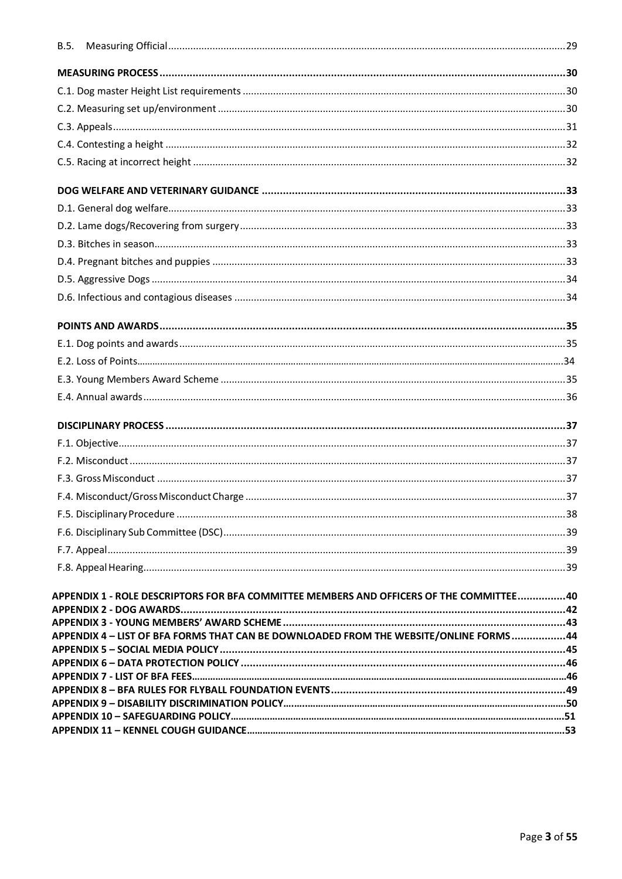B.5. Measuring Official ....... 29

**MEASURING PROCESS ....... 30**

C.1. Dog master Height List requirements ....... 30

C.2. Measuring set up/environment ....... 30

C.3. Appeals ....... 31

C.4. Contesting a height ....... 32

C.5. Racing at incorrect height ....... 32

**DOG WELFARE AND VETERINARY GUIDANCE ....... 33**

D.1. General dog welfare ....... 33

D.2. Lame dogs/Recovering from surgery ....... 33

D.3. Bitches in season ....... 33

D.4. Pregnant bitches and puppies ....... 33

D.5. Aggressive Dogs ....... 34

D.6. Infectious and contagious diseases ....... 34

**POINTS AND AWARDS ....... 35**

E.1. Dog points and awards ....... 35

E.2. Loss of Points ....... 34

E.3. Young Members Award Scheme ....... 35

E.4. Annual awards ....... 36

**DISCIPLINARY PROCESS ....... 37**

F.1. Objective ....... 37

F.2. Misconduct ....... 37

F.3. Gross Misconduct ....... 37

F.4. Misconduct/Gross Misconduct Charge ....... 37

F.5. Disciplinary Procedure ....... 38

F.6. Disciplinary Sub Committee (DSC) ....... 39

F.7. Appeal ....... 39

F.8. Appeal Hearing ....... 39

**APPENDIX 1 - ROLE DESCRIPTORS FOR BFA COMMITTEE MEMBERS AND OFFICERS OF THE COMMITTEE ....... 40**

**APPENDIX 2 - DOG AWARDS ....... 42**

**APPENDIX 3 - YOUNG MEMBERS' AWARD SCHEME ....... 43**

**APPENDIX 4 – LIST OF BFA FORMS THAT CAN BE DOWNLOADED FROM THE WEBSITE/ONLINE FORMS ....... 44**

**APPENDIX 5 – SOCIAL MEDIA POLICY ....... 45**

**APPENDIX 6 – DATA PROTECTION POLICY ....... 46**

**APPENDIX 7 - LIST OF BFA FEES ....... 46**

**APPENDIX 8 – BFA RULES FOR FLYBALL FOUNDATION EVENTS ....... 49**

**APPENDIX 9 – DISABILITY DISCRIMINATION POLICY ....... 50**

**APPENDIX 10 – SAFEGUARDING POLICY ....... 51**

**APPENDIX 11 – KENNEL COUGH GUIDANCE ....... 53**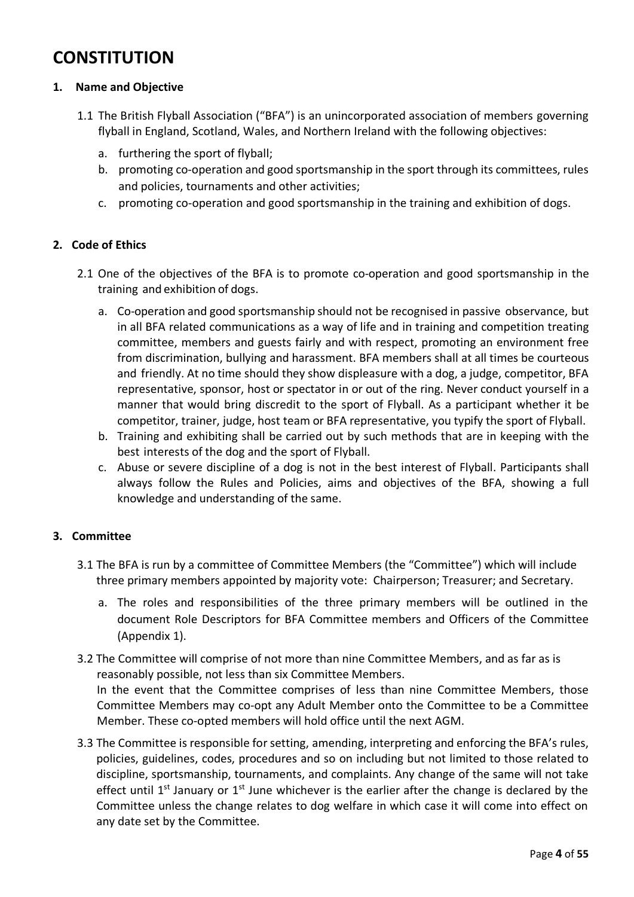# CONSTITUTION

## 1. Name and Objective

1.1 The British Flyball Association ("BFA") is an unincorporated association of members governing flyball in England, Scotland, Wales, and Northern Ireland with the following objectives:

a. furthering the sport of flyball;
b. promoting co-operation and good sportsmanship in the sport through its committees, rules and policies, tournaments and other activities;
c. promoting co-operation and good sportsmanship in the training and exhibition of dogs.

## 2. Code of Ethics

2.1 One of the objectives of the BFA is to promote co-operation and good sportsmanship in the training and exhibition of dogs.

a. Co-operation and good sportsmanship should not be recognised in passive observance, but in all BFA related communications as a way of life and in training and competition treating committee, members and guests fairly and with respect, promoting an environment free from discrimination, bullying and harassment. BFA members shall at all times be courteous and friendly. At no time should they show displeasure with a dog, a judge, competitor, BFA representative, sponsor, host or spectator in or out of the ring. Never conduct yourself in a manner that would bring discredit to the sport of Flyball. As a participant whether it be competitor, trainer, judge, host team or BFA representative, you typify the sport of Flyball.
b. Training and exhibiting shall be carried out by such methods that are in keeping with the best interests of the dog and the sport of Flyball.
c. Abuse or severe discipline of a dog is not in the best interest of Flyball. Participants shall always follow the Rules and Policies, aims and objectives of the BFA, showing a full knowledge and understanding of the same.

## 3. Committee

3.1 The BFA is run by a committee of Committee Members (the "Committee") which will include three primary members appointed by majority vote: Chairperson; Treasurer; and Secretary.

a. The roles and responsibilities of the three primary members will be outlined in the document Role Descriptors for BFA Committee members and Officers of the Committee (Appendix 1).

3.2 The Committee will comprise of not more than nine Committee Members, and as far as is reasonably possible, not less than six Committee Members.
In the event that the Committee comprises of less than nine Committee Members, those Committee Members may co-opt any Adult Member onto the Committee to be a Committee Member. These co-opted members will hold office until the next AGM.

3.3 The Committee is responsible for setting, amending, interpreting and enforcing the BFA's rules, policies, guidelines, codes, procedures and so on including but not limited to those related to discipline, sportsmanship, tournaments, and complaints. Any change of the same will not take effect until 1st January or 1st June whichever is the earlier after the change is declared by the Committee unless the change relates to dog welfare in which case it will come into effect on any date set by the Committee.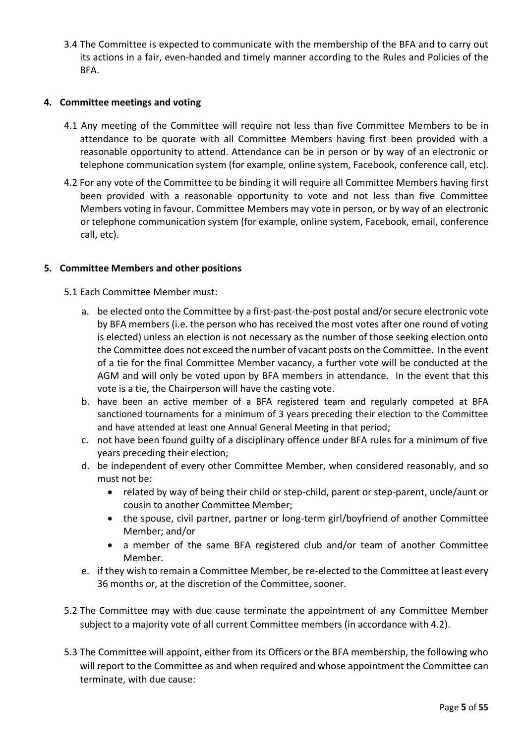3.4 The Committee is expected to communicate with the membership of the BFA and to carry out its actions in a fair, even-handed and timely manner according to the Rules and Policies of the BFA.

## 4. Committee meetings and voting

4.1 Any meeting of the Committee will require not less than five Committee Members to be in attendance to be quorate with all Committee Members having first been provided with a reasonable opportunity to attend. Attendance can be in person or by way of an electronic or telephone communication system (for example, online system, Facebook, conference call, etc).

4.2 For any vote of the Committee to be binding it will require all Committee Members having first been provided with a reasonable opportunity to vote and not less than five Committee Members voting in favour. Committee Members may vote in person, or by way of an electronic or telephone communication system (for example, online system, Facebook, email, conference call, etc).

## 5. Committee Members and other positions

5.1 Each Committee Member must:

a. be elected onto the Committee by a first-past-the-post postal and/or secure electronic vote by BFA members (i.e. the person who has received the most votes after one round of voting is elected) unless an election is not necessary as the number of those seeking election onto the Committee does not exceed the number of vacant posts on the Committee. In the event of a tie for the final Committee Member vacancy, a further vote will be conducted at the AGM and will only be voted upon by BFA members in attendance. In the event that this vote is a tie, the Chairperson will have the casting vote.

b. have been an active member of a BFA registered team and regularly competed at BFA sanctioned tournaments for a minimum of 3 years preceding their election to the Committee and have attended at least one Annual General Meeting in that period;

c. not have been found guilty of a disciplinary offence under BFA rules for a minimum of five years preceding their election;

d. be independent of every other Committee Member, when considered reasonably, and so must not be:
   - related by way of being their child or step-child, parent or step-parent, uncle/aunt or cousin to another Committee Member;
   - the spouse, civil partner, partner or long-term girl/boyfriend of another Committee Member; and/or
   - a member of the same BFA registered club and/or team of another Committee Member.

e. if they wish to remain a Committee Member, be re-elected to the Committee at least every 36 months or, at the discretion of the Committee, sooner.

5.2 The Committee may with due cause terminate the appointment of any Committee Member subject to a majority vote of all current Committee members (in accordance with 4.2).

5.3 The Committee will appoint, either from its Officers or the BFA membership, the following who will report to the Committee as and when required and whose appointment the Committee can terminate, with due cause: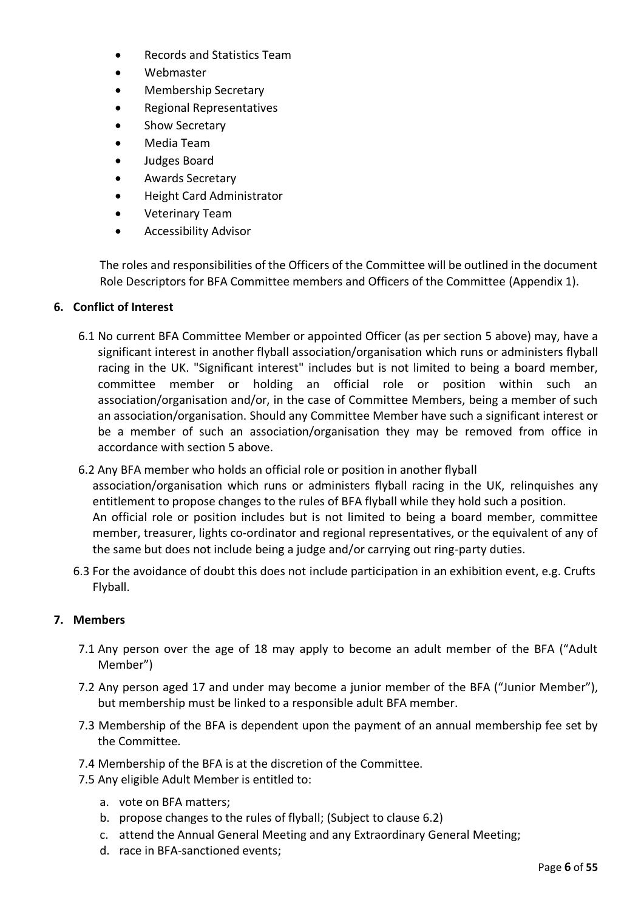- Records and Statistics Team
- Webmaster
- Membership Secretary
- Regional Representatives
- Show Secretary
- Media Team
- Judges Board
- Awards Secretary
- Height Card Administrator
- Veterinary Team
- Accessibility Advisor

The roles and responsibilities of the Officers of the Committee will be outlined in the document Role Descriptors for BFA Committee members and Officers of the Committee (Appendix 1).

## 6. Conflict of Interest

6.1 No current BFA Committee Member or appointed Officer (as per section 5 above) may, have a significant interest in another flyball association/organisation which runs or administers flyball racing in the UK. "Significant interest" includes but is not limited to being a board member, committee member or holding an official role or position within such an association/organisation and/or, in the case of Committee Members, being a member of such an association/organisation. Should any Committee Member have such a significant interest or be a member of such an association/organisation they may be removed from office in accordance with section 5 above.

6.2 Any BFA member who holds an official role or position in another flyball association/organisation which runs or administers flyball racing in the UK, relinquishes any entitlement to propose changes to the rules of BFA flyball while they hold such a position. An official role or position includes but is not limited to being a board member, committee member, treasurer, lights co-ordinator and regional representatives, or the equivalent of any of the same but does not include being a judge and/or carrying out ring-party duties.

6.3 For the avoidance of doubt this does not include participation in an exhibition event, e.g. Crufts Flyball.

## 7. Members

7.1 Any person over the age of 18 may apply to become an adult member of the BFA ("Adult Member")

7.2 Any person aged 17 and under may become a junior member of the BFA ("Junior Member"), but membership must be linked to a responsible adult BFA member.

7.3 Membership of the BFA is dependent upon the payment of an annual membership fee set by the Committee.

7.4 Membership of the BFA is at the discretion of the Committee.

7.5 Any eligible Adult Member is entitled to:

a. vote on BFA matters;
b. propose changes to the rules of flyball; (Subject to clause 6.2)
c. attend the Annual General Meeting and any Extraordinary General Meeting;
d. race in BFA-sanctioned events;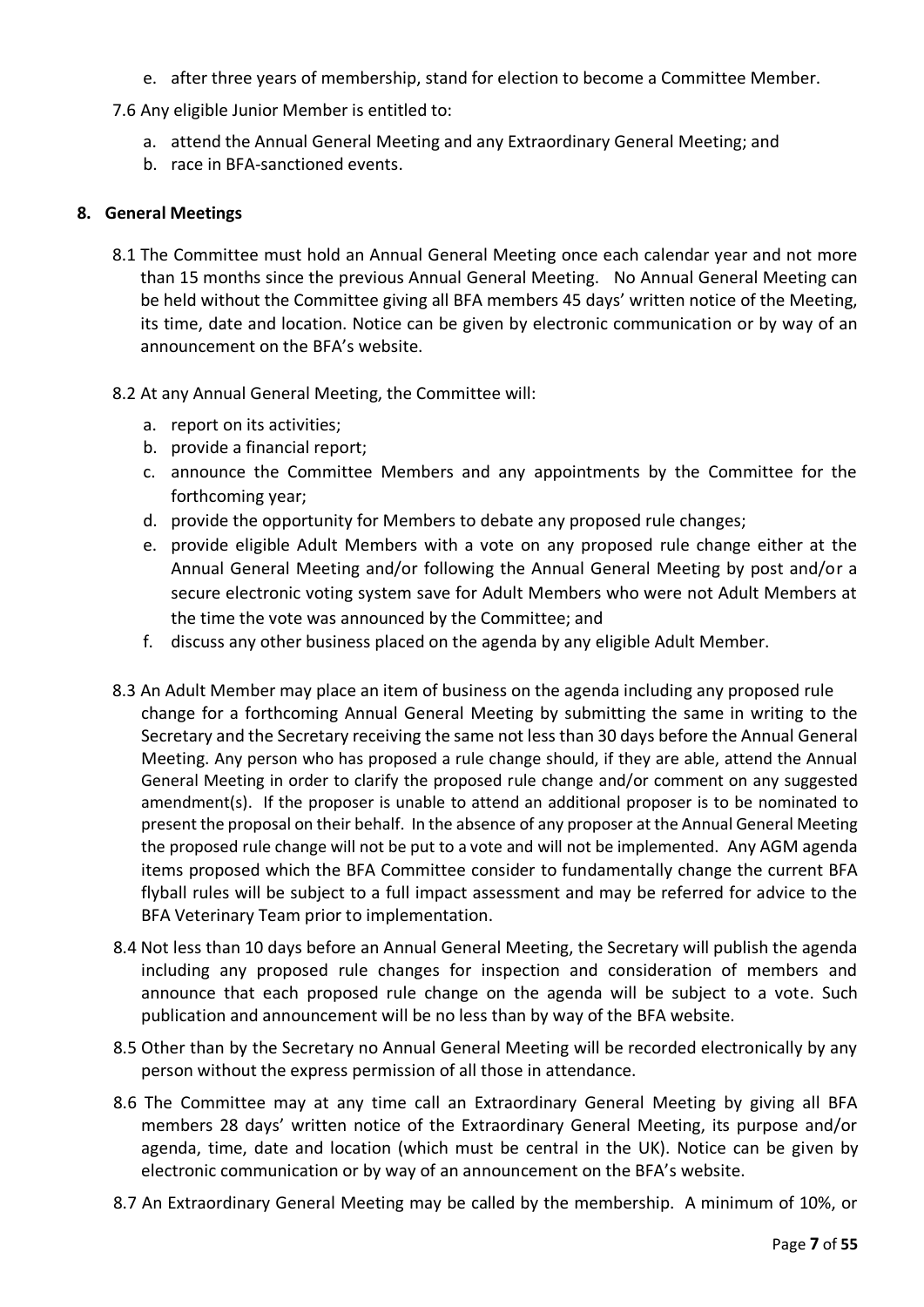e. after three years of membership, stand for election to become a Committee Member.

7.6 Any eligible Junior Member is entitled to:

a. attend the Annual General Meeting and any Extraordinary General Meeting; and
b. race in BFA-sanctioned events.

## 8. General Meetings

8.1 The Committee must hold an Annual General Meeting once each calendar year and not more than 15 months since the previous Annual General Meeting. No Annual General Meeting can be held without the Committee giving all BFA members 45 days' written notice of the Meeting, its time, date and location. Notice can be given by electronic communication or by way of an announcement on the BFA's website.

8.2 At any Annual General Meeting, the Committee will:

a. report on its activities;
b. provide a financial report;
c. announce the Committee Members and any appointments by the Committee for the forthcoming year;
d. provide the opportunity for Members to debate any proposed rule changes;
e. provide eligible Adult Members with a vote on any proposed rule change either at the Annual General Meeting and/or following the Annual General Meeting by post and/or a secure electronic voting system save for Adult Members who were not Adult Members at the time the vote was announced by the Committee; and
f. discuss any other business placed on the agenda by any eligible Adult Member.

8.3 An Adult Member may place an item of business on the agenda including any proposed rule change for a forthcoming Annual General Meeting by submitting the same in writing to the Secretary and the Secretary receiving the same not less than 30 days before the Annual General Meeting. Any person who has proposed a rule change should, if they are able, attend the Annual General Meeting in order to clarify the proposed rule change and/or comment on any suggested amendment(s). If the proposer is unable to attend an additional proposer is to be nominated to present the proposal on their behalf. In the absence of any proposer at the Annual General Meeting the proposed rule change will not be put to a vote and will not be implemented. Any AGM agenda items proposed which the BFA Committee consider to fundamentally change the current BFA flyball rules will be subject to a full impact assessment and may be referred for advice to the BFA Veterinary Team prior to implementation.

8.4 Not less than 10 days before an Annual General Meeting, the Secretary will publish the agenda including any proposed rule changes for inspection and consideration of members and announce that each proposed rule change on the agenda will be subject to a vote. Such publication and announcement will be no less than by way of the BFA website.

8.5 Other than by the Secretary no Annual General Meeting will be recorded electronically by any person without the express permission of all those in attendance.

8.6 The Committee may at any time call an Extraordinary General Meeting by giving all BFA members 28 days' written notice of the Extraordinary General Meeting, its purpose and/or agenda, time, date and location (which must be central in the UK). Notice can be given by electronic communication or by way of an announcement on the BFA's website.

8.7 An Extraordinary General Meeting may be called by the membership. A minimum of 10%, or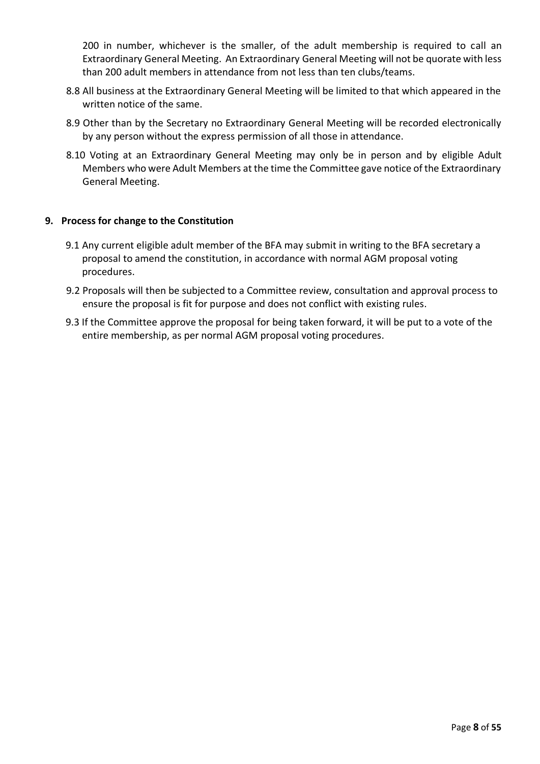200 in number, whichever is the smaller, of the adult membership is required to call an Extraordinary General Meeting. An Extraordinary General Meeting will not be quorate with less than 200 adult members in attendance from not less than ten clubs/teams.

8.8 All business at the Extraordinary General Meeting will be limited to that which appeared in the written notice of the same.

8.9 Other than by the Secretary no Extraordinary General Meeting will be recorded electronically by any person without the express permission of all those in attendance.

8.10 Voting at an Extraordinary General Meeting may only be in person and by eligible Adult Members who were Adult Members at the time the Committee gave notice of the Extraordinary General Meeting.

## 9. Process for change to the Constitution

9.1 Any current eligible adult member of the BFA may submit in writing to the BFA secretary a proposal to amend the constitution, in accordance with normal AGM proposal voting procedures.

9.2 Proposals will then be subjected to a Committee review, consultation and approval process to ensure the proposal is fit for purpose and does not conflict with existing rules.

9.3 If the Committee approve the proposal for being taken forward, it will be put to a vote of the entire membership, as per normal AGM proposal voting procedures.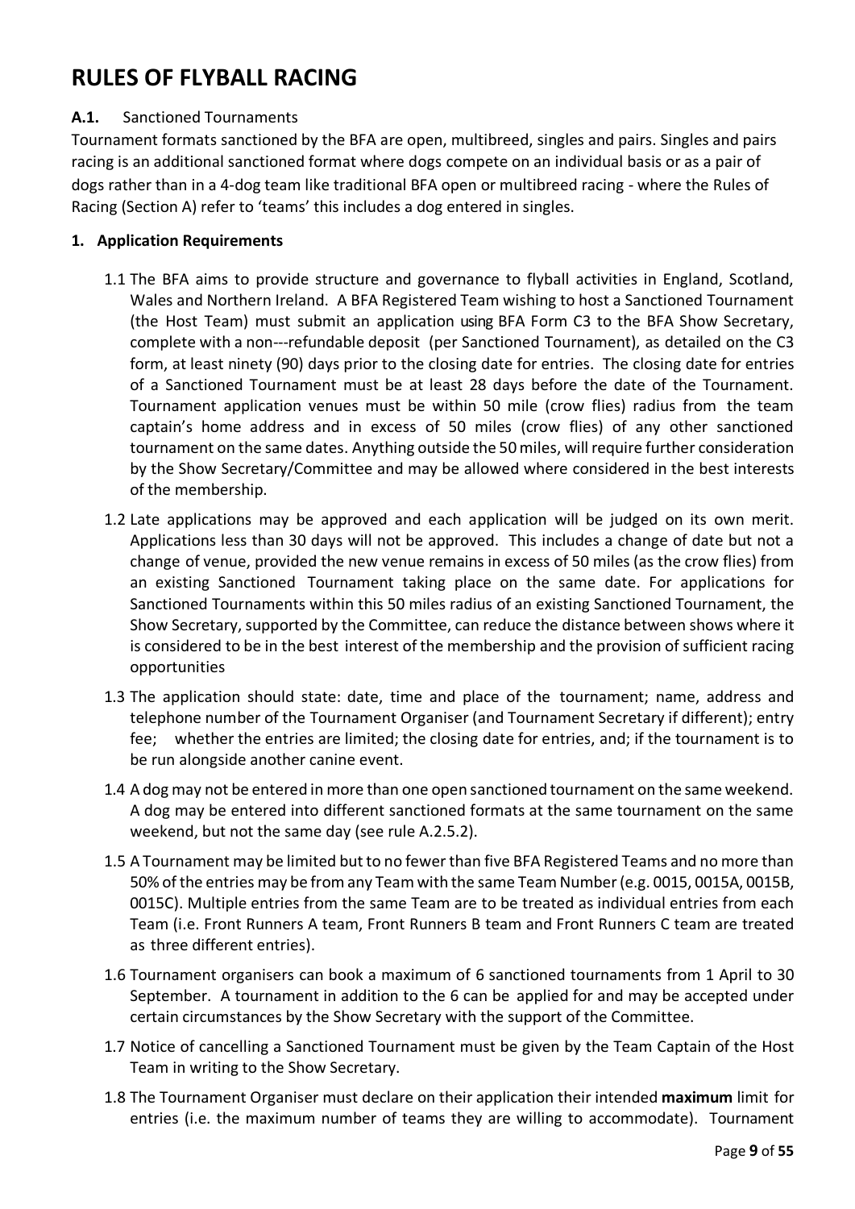# RULES OF FLYBALL RACING

**A.1.** Sanctioned Tournaments

Tournament formats sanctioned by the BFA are open, multibreed, singles and pairs. Singles and pairs racing is an additional sanctioned format where dogs compete on an individual basis or as a pair of dogs rather than in a 4-dog team like traditional BFA open or multibreed racing - where the Rules of Racing (Section A) refer to 'teams' this includes a dog entered in singles.

**1. Application Requirements**

1.1 The BFA aims to provide structure and governance to flyball activities in England, Scotland, Wales and Northern Ireland. A BFA Registered Team wishing to host a Sanctioned Tournament (the Host Team) must submit an application using BFA Form C3 to the BFA Show Secretary, complete with a non---refundable deposit (per Sanctioned Tournament), as detailed on the C3 form, at least ninety (90) days prior to the closing date for entries. The closing date for entries of a Sanctioned Tournament must be at least 28 days before the date of the Tournament. Tournament application venues must be within 50 mile (crow flies) radius from the team captain's home address and in excess of 50 miles (crow flies) of any other sanctioned tournament on the same dates. Anything outside the 50 miles, will require further consideration by the Show Secretary/Committee and may be allowed where considered in the best interests of the membership.

1.2 Late applications may be approved and each application will be judged on its own merit. Applications less than 30 days will not be approved. This includes a change of date but not a change of venue, provided the new venue remains in excess of 50 miles (as the crow flies) from an existing Sanctioned Tournament taking place on the same date. For applications for Sanctioned Tournaments within this 50 miles radius of an existing Sanctioned Tournament, the Show Secretary, supported by the Committee, can reduce the distance between shows where it is considered to be in the best interest of the membership and the provision of sufficient racing opportunities

1.3 The application should state: date, time and place of the tournament; name, address and telephone number of the Tournament Organiser (and Tournament Secretary if different); entry fee; whether the entries are limited; the closing date for entries, and; if the tournament is to be run alongside another canine event.

1.4 A dog may not be entered in more than one open sanctioned tournament on the same weekend. A dog may be entered into different sanctioned formats at the same tournament on the same weekend, but not the same day (see rule A.2.5.2).

1.5 A Tournament may be limited but to no fewer than five BFA Registered Teams and no more than 50% of the entries may be from any Team with the same Team Number (e.g. 0015, 0015A, 0015B, 0015C). Multiple entries from the same Team are to be treated as individual entries from each Team (i.e. Front Runners A team, Front Runners B team and Front Runners C team are treated as three different entries).

1.6 Tournament organisers can book a maximum of 6 sanctioned tournaments from 1 April to 30 September. A tournament in addition to the 6 can be applied for and may be accepted under certain circumstances by the Show Secretary with the support of the Committee.

1.7 Notice of cancelling a Sanctioned Tournament must be given by the Team Captain of the Host Team in writing to the Show Secretary.

1.8 The Tournament Organiser must declare on their application their intended **maximum** limit for entries (i.e. the maximum number of teams they are willing to accommodate). Tournament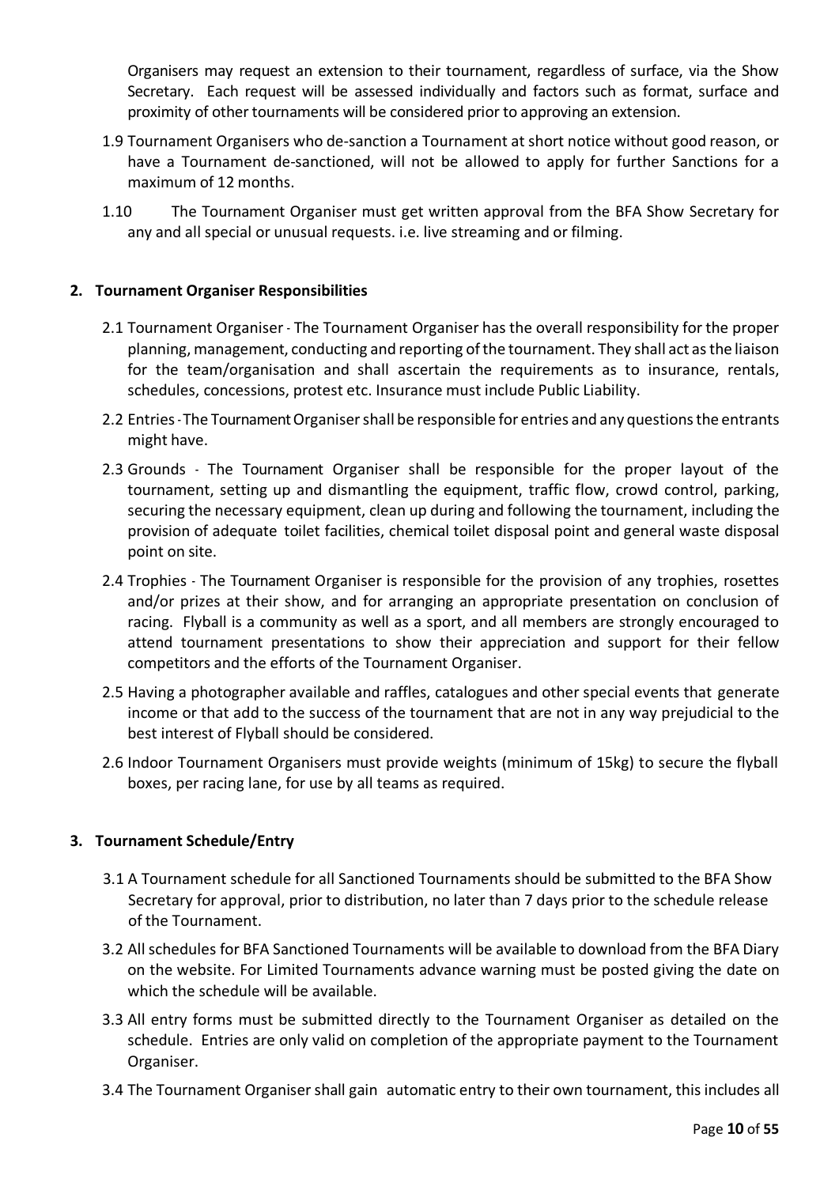Organisers may request an extension to their tournament, regardless of surface, via the Show Secretary. Each request will be assessed individually and factors such as format, surface and proximity of other tournaments will be considered prior to approving an extension.

1.9 Tournament Organisers who de-sanction a Tournament at short notice without good reason, or have a Tournament de-sanctioned, will not be allowed to apply for further Sanctions for a maximum of 12 months.

1.10 The Tournament Organiser must get written approval from the BFA Show Secretary for any and all special or unusual requests. i.e. live streaming and or filming.

## 2. Tournament Organiser Responsibilities

2.1 Tournament Organiser - The Tournament Organiser has the overall responsibility for the proper planning, management, conducting and reporting of the tournament. They shall act as the liaison for the team/organisation and shall ascertain the requirements as to insurance, rentals, schedules, concessions, protest etc. Insurance must include Public Liability.

2.2 Entries - The Tournament Organiser shall be responsible for entries and any questions the entrants might have.

2.3 Grounds - The Tournament Organiser shall be responsible for the proper layout of the tournament, setting up and dismantling the equipment, traffic flow, crowd control, parking, securing the necessary equipment, clean up during and following the tournament, including the provision of adequate toilet facilities, chemical toilet disposal point and general waste disposal point on site.

2.4 Trophies - The Tournament Organiser is responsible for the provision of any trophies, rosettes and/or prizes at their show, and for arranging an appropriate presentation on conclusion of racing. Flyball is a community as well as a sport, and all members are strongly encouraged to attend tournament presentations to show their appreciation and support for their fellow competitors and the efforts of the Tournament Organiser.

2.5 Having a photographer available and raffles, catalogues and other special events that generate income or that add to the success of the tournament that are not in any way prejudicial to the best interest of Flyball should be considered.

2.6 Indoor Tournament Organisers must provide weights (minimum of 15kg) to secure the flyball boxes, per racing lane, for use by all teams as required.

## 3. Tournament Schedule/Entry

3.1 A Tournament schedule for all Sanctioned Tournaments should be submitted to the BFA Show Secretary for approval, prior to distribution, no later than 7 days prior to the schedule release of the Tournament.

3.2 All schedules for BFA Sanctioned Tournaments will be available to download from the BFA Diary on the website. For Limited Tournaments advance warning must be posted giving the date on which the schedule will be available.

3.3 All entry forms must be submitted directly to the Tournament Organiser as detailed on the schedule. Entries are only valid on completion of the appropriate payment to the Tournament Organiser.

3.4 The Tournament Organiser shall gain automatic entry to their own tournament, this includes all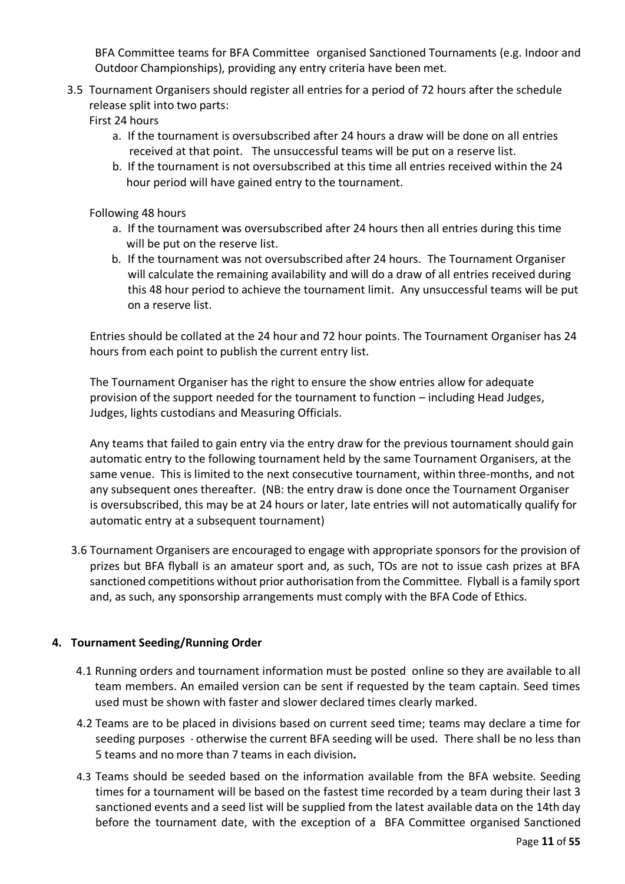BFA Committee teams for BFA Committee organised Sanctioned Tournaments (e.g. Indoor and Outdoor Championships), providing any entry criteria have been met.

3.5 Tournament Organisers should register all entries for a period of 72 hours after the schedule release split into two parts:

First 24 hours

a. If the tournament is oversubscribed after 24 hours a draw will be done on all entries received at that point. The unsuccessful teams will be put on a reserve list.
b. If the tournament is not oversubscribed at this time all entries received within the 24 hour period will have gained entry to the tournament.

Following 48 hours

a. If the tournament was oversubscribed after 24 hours then all entries during this time will be put on the reserve list.
b. If the tournament was not oversubscribed after 24 hours. The Tournament Organiser will calculate the remaining availability and will do a draw of all entries received during this 48 hour period to achieve the tournament limit. Any unsuccessful teams will be put on a reserve list.

Entries should be collated at the 24 hour and 72 hour points. The Tournament Organiser has 24 hours from each point to publish the current entry list.

The Tournament Organiser has the right to ensure the show entries allow for adequate provision of the support needed for the tournament to function – including Head Judges, Judges, lights custodians and Measuring Officials.

Any teams that failed to gain entry via the entry draw for the previous tournament should gain automatic entry to the following tournament held by the same Tournament Organisers, at the same venue. This is limited to the next consecutive tournament, within three-months, and not any subsequent ones thereafter. (NB: the entry draw is done once the Tournament Organiser is oversubscribed, this may be at 24 hours or later, late entries will not automatically qualify for automatic entry at a subsequent tournament)

3.6 Tournament Organisers are encouraged to engage with appropriate sponsors for the provision of prizes but BFA flyball is an amateur sport and, as such, TOs are not to issue cash prizes at BFA sanctioned competitions without prior authorisation from the Committee. Flyball is a family sport and, as such, any sponsorship arrangements must comply with the BFA Code of Ethics.

## 4. Tournament Seeding/Running Order

4.1 Running orders and tournament information must be posted online so they are available to all team members. An emailed version can be sent if requested by the team captain. Seed times used must be shown with faster and slower declared times clearly marked.

4.2 Teams are to be placed in divisions based on current seed time; teams may declare a time for seeding purposes - otherwise the current BFA seeding will be used. There shall be no less than 5 teams and no more than 7 teams in each division**.**

4.3 Teams should be seeded based on the information available from the BFA website. Seeding times for a tournament will be based on the fastest time recorded by a team during their last 3 sanctioned events and a seed list will be supplied from the latest available data on the 14th day before the tournament date, with the exception of a BFA Committee organised Sanctioned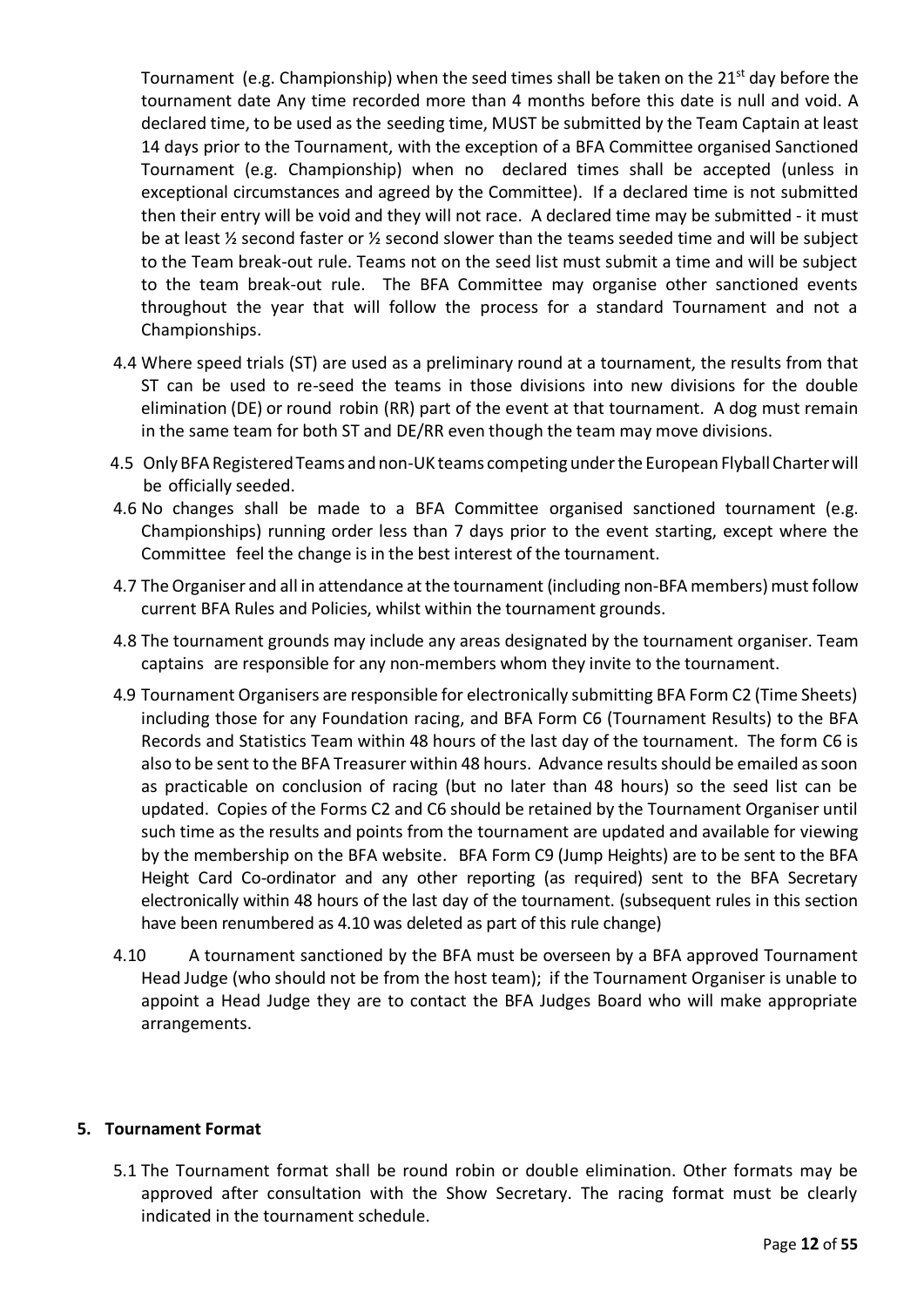Tournament (e.g. Championship) when the seed times shall be taken on the 21st day before the tournament date Any time recorded more than 4 months before this date is null and void. A declared time, to be used as the seeding time, MUST be submitted by the Team Captain at least 14 days prior to the Tournament, with the exception of a BFA Committee organised Sanctioned Tournament (e.g. Championship) when no declared times shall be accepted (unless in exceptional circumstances and agreed by the Committee). If a declared time is not submitted then their entry will be void and they will not race. A declared time may be submitted - it must be at least ½ second faster or ½ second slower than the teams seeded time and will be subject to the Team break-out rule. Teams not on the seed list must submit a time and will be subject to the team break-out rule. The BFA Committee may organise other sanctioned events throughout the year that will follow the process for a standard Tournament and not a Championships.

4.4 Where speed trials (ST) are used as a preliminary round at a tournament, the results from that ST can be used to re-seed the teams in those divisions into new divisions for the double elimination (DE) or round robin (RR) part of the event at that tournament. A dog must remain in the same team for both ST and DE/RR even though the team may move divisions.

4.5 Only BFA Registered Teams and non-UK teams competing under the European Flyball Charter will be officially seeded.

4.6 No changes shall be made to a BFA Committee organised sanctioned tournament (e.g. Championships) running order less than 7 days prior to the event starting, except where the Committee feel the change is in the best interest of the tournament.

4.7 The Organiser and all in attendance at the tournament (including non-BFA members) must follow current BFA Rules and Policies, whilst within the tournament grounds.

4.8 The tournament grounds may include any areas designated by the tournament organiser. Team captains are responsible for any non-members whom they invite to the tournament.

4.9 Tournament Organisers are responsible for electronically submitting BFA Form C2 (Time Sheets) including those for any Foundation racing, and BFA Form C6 (Tournament Results) to the BFA Records and Statistics Team within 48 hours of the last day of the tournament. The form C6 is also to be sent to the BFA Treasurer within 48 hours. Advance results should be emailed as soon as practicable on conclusion of racing (but no later than 48 hours) so the seed list can be updated. Copies of the Forms C2 and C6 should be retained by the Tournament Organiser until such time as the results and points from the tournament are updated and available for viewing by the membership on the BFA website. BFA Form C9 (Jump Heights) are to be sent to the BFA Height Card Co-ordinator and any other reporting (as required) sent to the BFA Secretary electronically within 48 hours of the last day of the tournament. (subsequent rules in this section have been renumbered as 4.10 was deleted as part of this rule change)

4.10 A tournament sanctioned by the BFA must be overseen by a BFA approved Tournament Head Judge (who should not be from the host team); if the Tournament Organiser is unable to appoint a Head Judge they are to contact the BFA Judges Board who will make appropriate arrangements.

## 5. Tournament Format

5.1 The Tournament format shall be round robin or double elimination. Other formats may be approved after consultation with the Show Secretary. The racing format must be clearly indicated in the tournament schedule.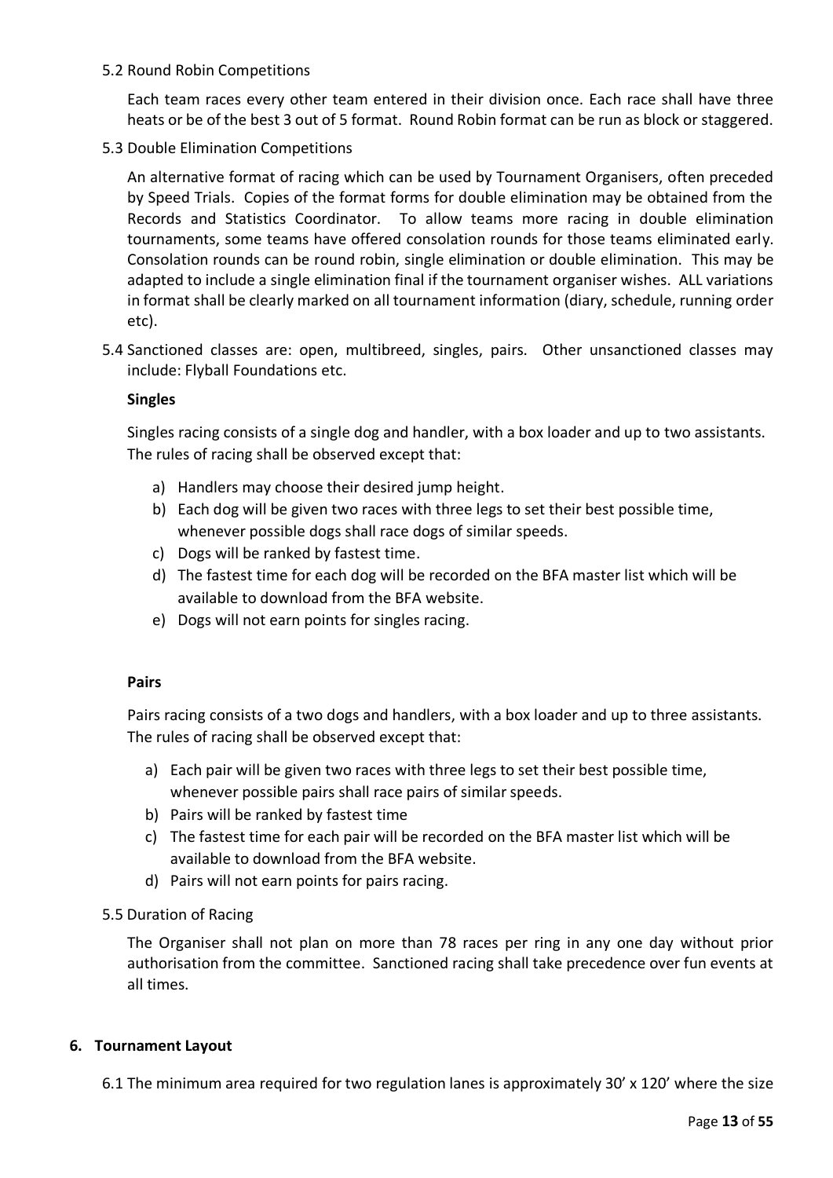5.2 Round Robin Competitions

Each team races every other team entered in their division once. Each race shall have three heats or be of the best 3 out of 5 format. Round Robin format can be run as block or staggered.

5.3 Double Elimination Competitions

An alternative format of racing which can be used by Tournament Organisers, often preceded by Speed Trials. Copies of the format forms for double elimination may be obtained from the Records and Statistics Coordinator. To allow teams more racing in double elimination tournaments, some teams have offered consolation rounds for those teams eliminated early. Consolation rounds can be round robin, single elimination or double elimination. This may be adapted to include a single elimination final if the tournament organiser wishes. ALL variations in format shall be clearly marked on all tournament information (diary, schedule, running order etc).

5.4 Sanctioned classes are: open, multibreed, singles, pairs. Other unsanctioned classes may include: Flyball Foundations etc.

**Singles**

Singles racing consists of a single dog and handler, with a box loader and up to two assistants. The rules of racing shall be observed except that:

a) Handlers may choose their desired jump height.
b) Each dog will be given two races with three legs to set their best possible time, whenever possible dogs shall race dogs of similar speeds.
c) Dogs will be ranked by fastest time.
d) The fastest time for each dog will be recorded on the BFA master list which will be available to download from the BFA website.
e) Dogs will not earn points for singles racing.

**Pairs**

Pairs racing consists of a two dogs and handlers, with a box loader and up to three assistants. The rules of racing shall be observed except that:

a) Each pair will be given two races with three legs to set their best possible time, whenever possible pairs shall race pairs of similar speeds.
b) Pairs will be ranked by fastest time
c) The fastest time for each pair will be recorded on the BFA master list which will be available to download from the BFA website.
d) Pairs will not earn points for pairs racing.

5.5 Duration of Racing

The Organiser shall not plan on more than 78 races per ring in any one day without prior authorisation from the committee. Sanctioned racing shall take precedence over fun events at all times.

## 6. Tournament Layout

6.1 The minimum area required for two regulation lanes is approximately 30' x 120' where the size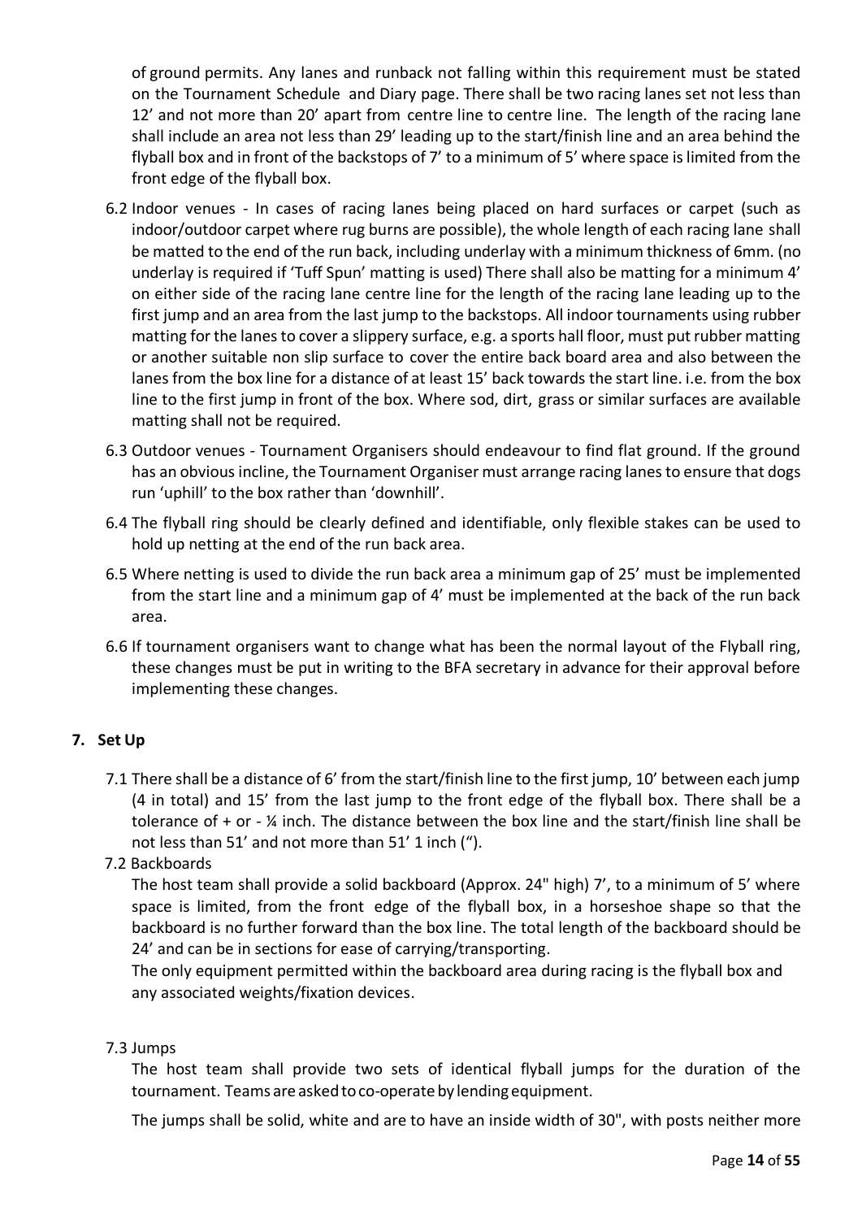of ground permits. Any lanes and runback not falling within this requirement must be stated on the Tournament Schedule and Diary page. There shall be two racing lanes set not less than 12' and not more than 20' apart from centre line to centre line. The length of the racing lane shall include an area not less than 29' leading up to the start/finish line and an area behind the flyball box and in front of the backstops of 7' to a minimum of 5' where space is limited from the front edge of the flyball box.

6.2 Indoor venues - In cases of racing lanes being placed on hard surfaces or carpet (such as indoor/outdoor carpet where rug burns are possible), the whole length of each racing lane shall be matted to the end of the run back, including underlay with a minimum thickness of 6mm. (no underlay is required if 'Tuff Spun' matting is used) There shall also be matting for a minimum 4' on either side of the racing lane centre line for the length of the racing lane leading up to the first jump and an area from the last jump to the backstops. All indoor tournaments using rubber matting for the lanes to cover a slippery surface, e.g. a sports hall floor, must put rubber matting or another suitable non slip surface to cover the entire back board area and also between the lanes from the box line for a distance of at least 15' back towards the start line. i.e. from the box line to the first jump in front of the box. Where sod, dirt, grass or similar surfaces are available matting shall not be required.

6.3 Outdoor venues - Tournament Organisers should endeavour to find flat ground. If the ground has an obvious incline, the Tournament Organiser must arrange racing lanes to ensure that dogs run 'uphill' to the box rather than 'downhill'.

6.4 The flyball ring should be clearly defined and identifiable, only flexible stakes can be used to hold up netting at the end of the run back area.

6.5 Where netting is used to divide the run back area a minimum gap of 25' must be implemented from the start line and a minimum gap of 4' must be implemented at the back of the run back area.

6.6 If tournament organisers want to change what has been the normal layout of the Flyball ring, these changes must be put in writing to the BFA secretary in advance for their approval before implementing these changes.

## 7. Set Up

7.1 There shall be a distance of 6' from the start/finish line to the first jump, 10' between each jump (4 in total) and 15' from the last jump to the front edge of the flyball box. There shall be a tolerance of + or - ¼ inch. The distance between the box line and the start/finish line shall be not less than 51' and not more than 51' 1 inch (").

7.2 Backboards

The host team shall provide a solid backboard (Approx. 24" high) 7', to a minimum of 5' where space is limited, from the front edge of the flyball box, in a horseshoe shape so that the backboard is no further forward than the box line. The total length of the backboard should be 24' and can be in sections for ease of carrying/transporting.

The only equipment permitted within the backboard area during racing is the flyball box and any associated weights/fixation devices.

7.3 Jumps

The host team shall provide two sets of identical flyball jumps for the duration of the tournament. Teams are asked to co-operate by lending equipment.

The jumps shall be solid, white and are to have an inside width of 30", with posts neither more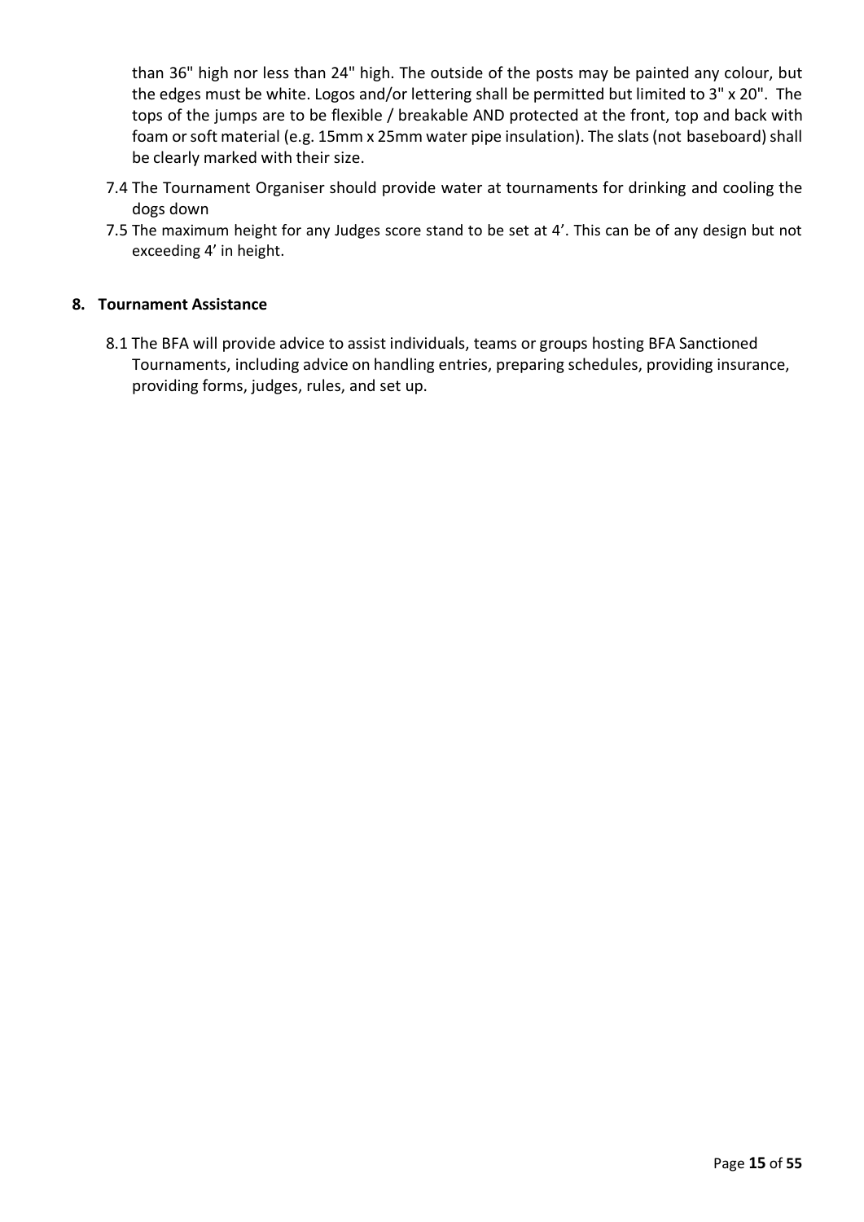than 36" high nor less than 24" high. The outside of the posts may be painted any colour, but the edges must be white. Logos and/or lettering shall be permitted but limited to 3" x 20". The tops of the jumps are to be flexible / breakable AND protected at the front, top and back with foam or soft material (e.g. 15mm x 25mm water pipe insulation). The slats (not baseboard) shall be clearly marked with their size.

7.4 The Tournament Organiser should provide water at tournaments for drinking and cooling the dogs down

7.5 The maximum height for any Judges score stand to be set at 4'. This can be of any design but not exceeding 4' in height.

## 8. Tournament Assistance

8.1 The BFA will provide advice to assist individuals, teams or groups hosting BFA Sanctioned Tournaments, including advice on handling entries, preparing schedules, providing insurance, providing forms, judges, rules, and set up.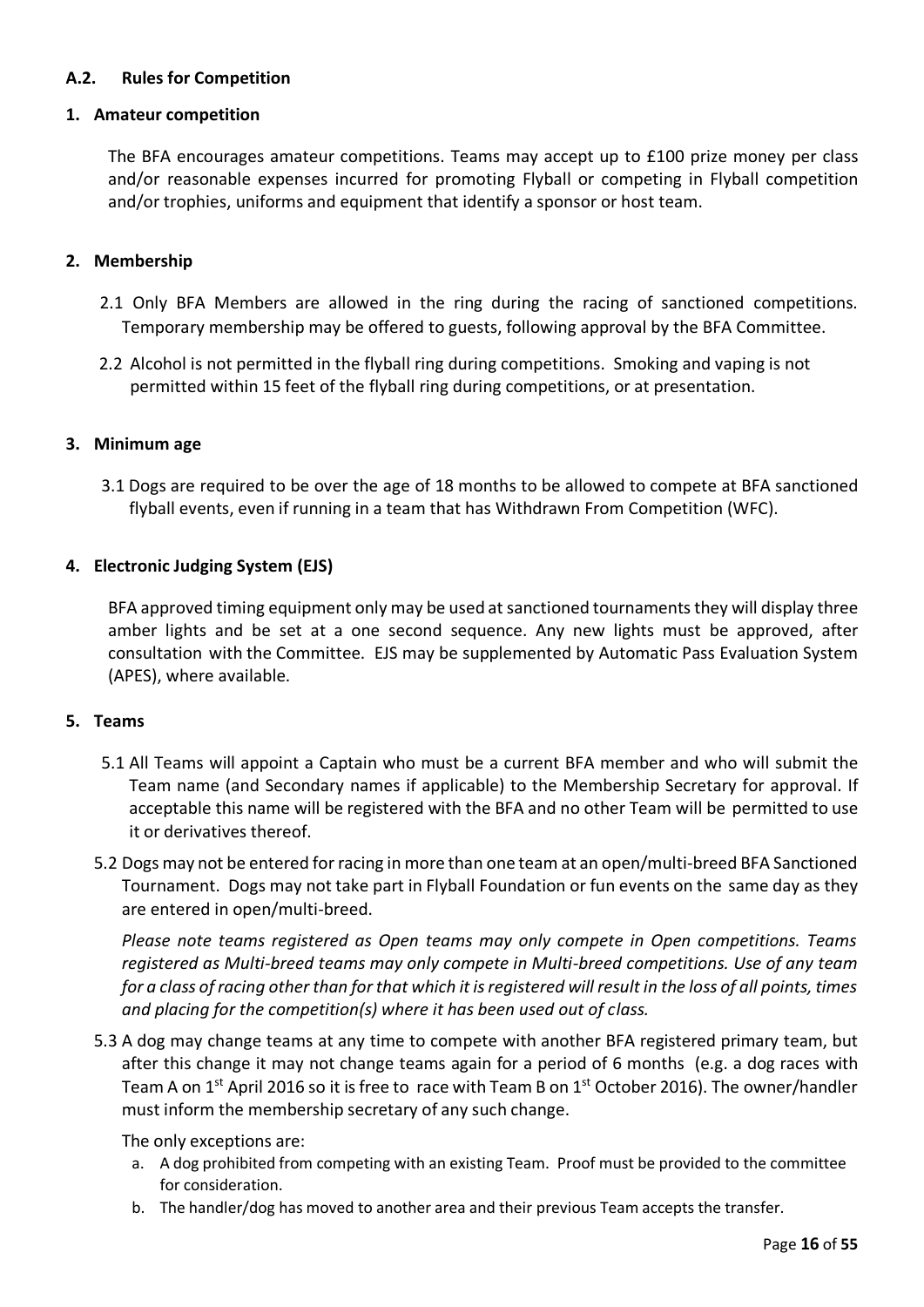## A.2. Rules for Competition

### 1. Amateur competition

The BFA encourages amateur competitions. Teams may accept up to £100 prize money per class and/or reasonable expenses incurred for promoting Flyball or competing in Flyball competition and/or trophies, uniforms and equipment that identify a sponsor or host team.

### 2. Membership

2.1 Only BFA Members are allowed in the ring during the racing of sanctioned competitions. Temporary membership may be offered to guests, following approval by the BFA Committee.

2.2 Alcohol is not permitted in the flyball ring during competitions. Smoking and vaping is not permitted within 15 feet of the flyball ring during competitions, or at presentation.

### 3. Minimum age

3.1 Dogs are required to be over the age of 18 months to be allowed to compete at BFA sanctioned flyball events, even if running in a team that has Withdrawn From Competition (WFC).

### 4. Electronic Judging System (EJS)

BFA approved timing equipment only may be used at sanctioned tournaments they will display three amber lights and be set at a one second sequence. Any new lights must be approved, after consultation with the Committee. EJS may be supplemented by Automatic Pass Evaluation System (APES), where available.

### 5. Teams

5.1 All Teams will appoint a Captain who must be a current BFA member and who will submit the Team name (and Secondary names if applicable) to the Membership Secretary for approval. If acceptable this name will be registered with the BFA and no other Team will be permitted to use it or derivatives thereof.

5.2 Dogs may not be entered for racing in more than one team at an open/multi-breed BFA Sanctioned Tournament. Dogs may not take part in Flyball Foundation or fun events on the same day as they are entered in open/multi-breed.

*Please note teams registered as Open teams may only compete in Open competitions. Teams registered as Multi-breed teams may only compete in Multi-breed competitions. Use of any team for a class of racing other than for that which it is registered will result in the loss of all points, times and placing for the competition(s) where it has been used out of class.*

5.3 A dog may change teams at any time to compete with another BFA registered primary team, but after this change it may not change teams again for a period of 6 months (e.g. a dog races with Team A on 1st April 2016 so it is free to race with Team B on 1st October 2016). The owner/handler must inform the membership secretary of any such change.

The only exceptions are:

a. A dog prohibited from competing with an existing Team. Proof must be provided to the committee for consideration.
b. The handler/dog has moved to another area and their previous Team accepts the transfer.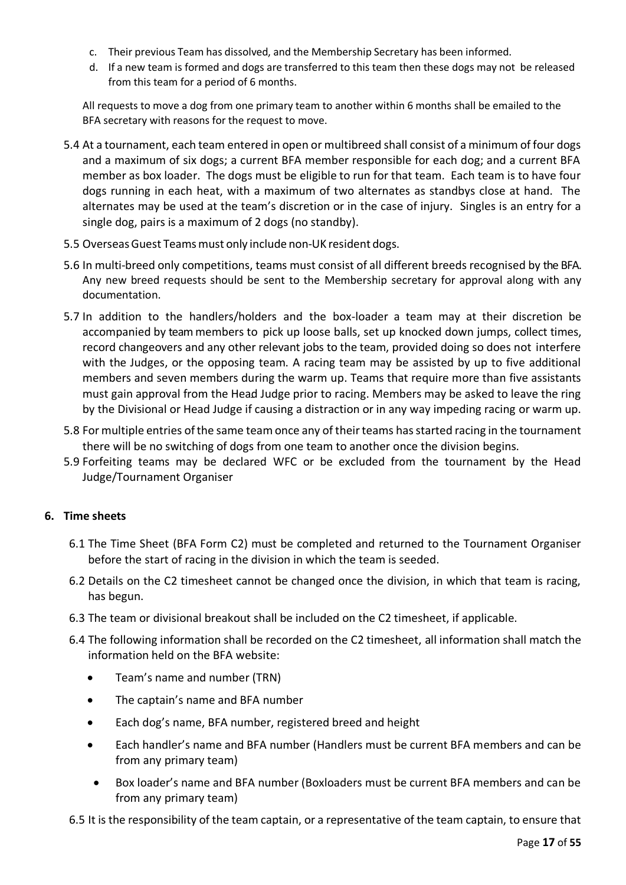c. Their previous Team has dissolved, and the Membership Secretary has been informed.
d. If a new team is formed and dogs are transferred to this team then these dogs may not be released from this team for a period of 6 months.

All requests to move a dog from one primary team to another within 6 months shall be emailed to the BFA secretary with reasons for the request to move.

5.4 At a tournament, each team entered in open or multibreed shall consist of a minimum of four dogs and a maximum of six dogs; a current BFA member responsible for each dog; and a current BFA member as box loader. The dogs must be eligible to run for that team. Each team is to have four dogs running in each heat, with a maximum of two alternates as standbys close at hand. The alternates may be used at the team's discretion or in the case of injury. Singles is an entry for a single dog, pairs is a maximum of 2 dogs (no standby).

5.5 Overseas Guest Teams must only include non-UK resident dogs.

5.6 In multi-breed only competitions, teams must consist of all different breeds recognised by the BFA. Any new breed requests should be sent to the Membership secretary for approval along with any documentation.

5.7 In addition to the handlers/holders and the box-loader a team may at their discretion be accompanied by team members to pick up loose balls, set up knocked down jumps, collect times, record changeovers and any other relevant jobs to the team, provided doing so does not interfere with the Judges, or the opposing team. A racing team may be assisted by up to five additional members and seven members during the warm up. Teams that require more than five assistants must gain approval from the Head Judge prior to racing. Members may be asked to leave the ring by the Divisional or Head Judge if causing a distraction or in any way impeding racing or warm up.

5.8 For multiple entries of the same team once any of their teams has started racing in the tournament there will be no switching of dogs from one team to another once the division begins.

5.9 Forfeiting teams may be declared WFC or be excluded from the tournament by the Head Judge/Tournament Organiser

## 6. Time sheets

6.1 The Time Sheet (BFA Form C2) must be completed and returned to the Tournament Organiser before the start of racing in the division in which the team is seeded.

6.2 Details on the C2 timesheet cannot be changed once the division, in which that team is racing, has begun.

6.3 The team or divisional breakout shall be included on the C2 timesheet, if applicable.

6.4 The following information shall be recorded on the C2 timesheet, all information shall match the information held on the BFA website:

- Team's name and number (TRN)
- The captain's name and BFA number
- Each dog's name, BFA number, registered breed and height
- Each handler's name and BFA number (Handlers must be current BFA members and can be from any primary team)
- Box loader's name and BFA number (Boxloaders must be current BFA members and can be from any primary team)

6.5 It is the responsibility of the team captain, or a representative of the team captain, to ensure that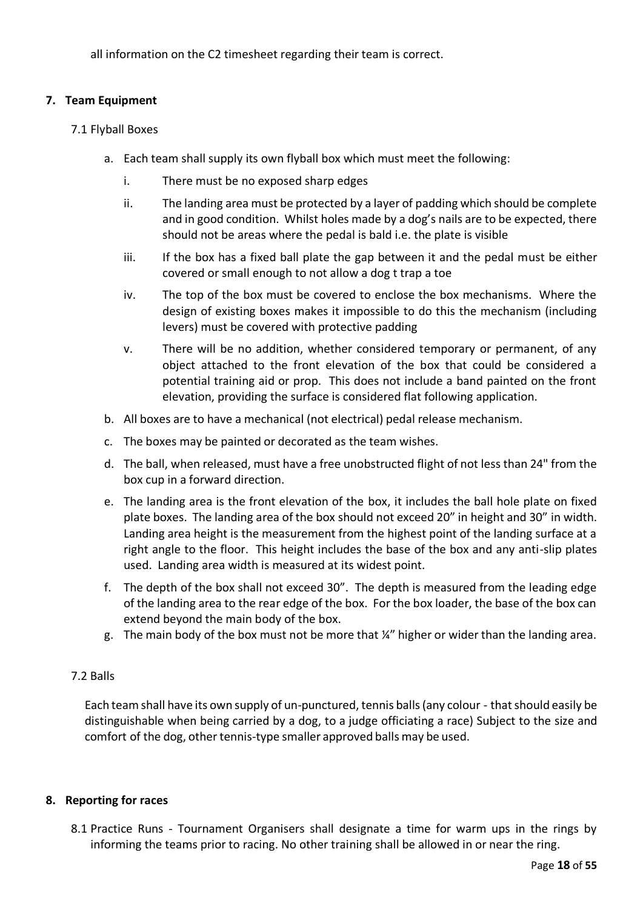all information on the C2 timesheet regarding their team is correct.

**7. Team Equipment**

7.1 Flyball Boxes

a. Each team shall supply its own flyball box which must meet the following:
   i. There must be no exposed sharp edges
   ii. The landing area must be protected by a layer of padding which should be complete and in good condition. Whilst holes made by a dog's nails are to be expected, there should not be areas where the pedal is bald i.e. the plate is visible
   iii. If the box has a fixed ball plate the gap between it and the pedal must be either covered or small enough to not allow a dog t trap a toe
   iv. The top of the box must be covered to enclose the box mechanisms. Where the design of existing boxes makes it impossible to do this the mechanism (including levers) must be covered with protective padding
   v. There will be no addition, whether considered temporary or permanent, of any object attached to the front elevation of the box that could be considered a potential training aid or prop. This does not include a band painted on the front elevation, providing the surface is considered flat following application.
b. All boxes are to have a mechanical (not electrical) pedal release mechanism.
c. The boxes may be painted or decorated as the team wishes.
d. The ball, when released, must have a free unobstructed flight of not less than 24" from the box cup in a forward direction.
e. The landing area is the front elevation of the box, it includes the ball hole plate on fixed plate boxes. The landing area of the box should not exceed 20" in height and 30" in width. Landing area height is the measurement from the highest point of the landing surface at a right angle to the floor. This height includes the base of the box and any anti-slip plates used. Landing area width is measured at its widest point.
f. The depth of the box shall not exceed 30". The depth is measured from the leading edge of the landing area to the rear edge of the box. For the box loader, the base of the box can extend beyond the main body of the box.
g. The main body of the box must not be more that ¼" higher or wider than the landing area.

7.2 Balls

Each team shall have its own supply of un-punctured, tennis balls (any colour - that should easily be distinguishable when being carried by a dog, to a judge officiating a race) Subject to the size and comfort of the dog, other tennis-type smaller approved balls may be used.

**8. Reporting for races**

8.1 Practice Runs - Tournament Organisers shall designate a time for warm ups in the rings by informing the teams prior to racing. No other training shall be allowed in or near the ring.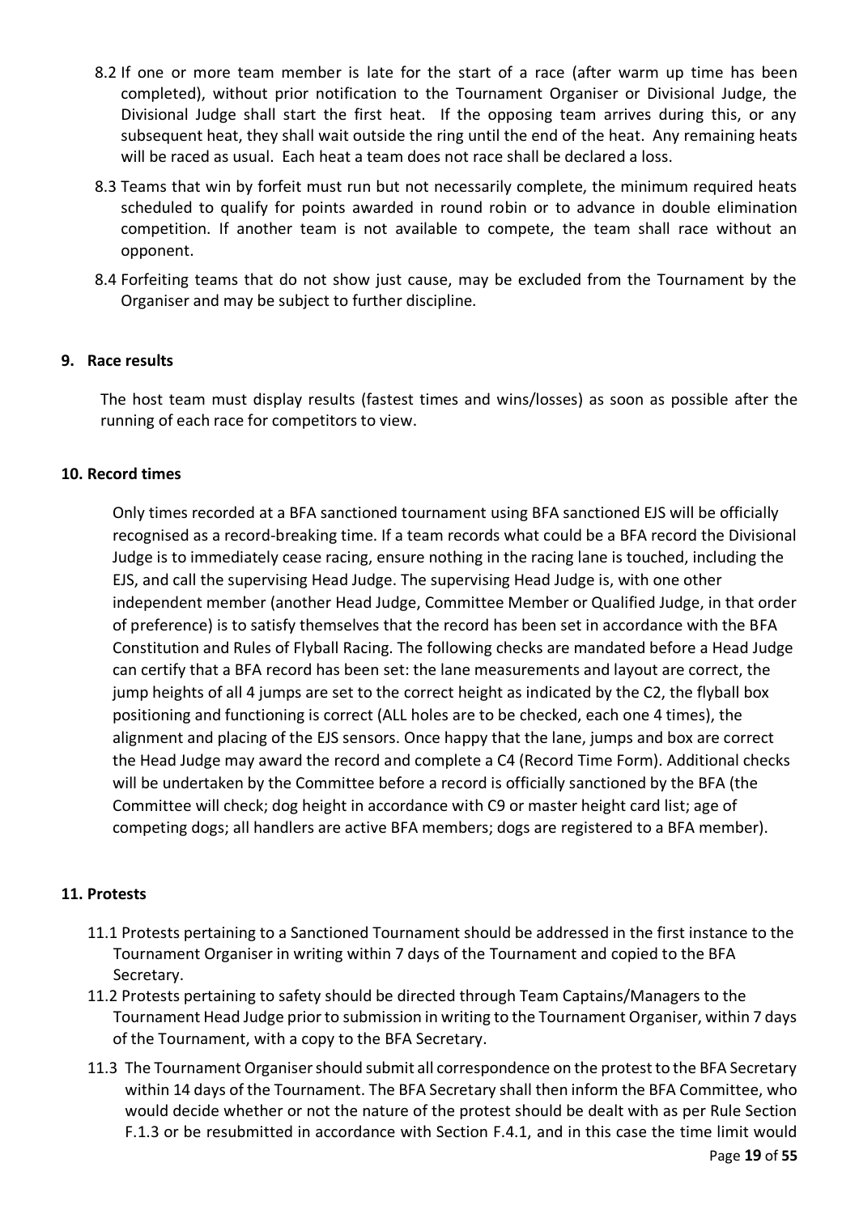8.2 If one or more team member is late for the start of a race (after warm up time has been completed), without prior notification to the Tournament Organiser or Divisional Judge, the Divisional Judge shall start the first heat. If the opposing team arrives during this, or any subsequent heat, they shall wait outside the ring until the end of the heat. Any remaining heats will be raced as usual. Each heat a team does not race shall be declared a loss.

8.3 Teams that win by forfeit must run but not necessarily complete, the minimum required heats scheduled to qualify for points awarded in round robin or to advance in double elimination competition. If another team is not available to compete, the team shall race without an opponent.

8.4 Forfeiting teams that do not show just cause, may be excluded from the Tournament by the Organiser and may be subject to further discipline.

## 9. Race results

The host team must display results (fastest times and wins/losses) as soon as possible after the running of each race for competitors to view.

## 10. Record times

Only times recorded at a BFA sanctioned tournament using BFA sanctioned EJS will be officially recognised as a record-breaking time. If a team records what could be a BFA record the Divisional Judge is to immediately cease racing, ensure nothing in the racing lane is touched, including the EJS, and call the supervising Head Judge. The supervising Head Judge is, with one other independent member (another Head Judge, Committee Member or Qualified Judge, in that order of preference) is to satisfy themselves that the record has been set in accordance with the BFA Constitution and Rules of Flyball Racing. The following checks are mandated before a Head Judge can certify that a BFA record has been set: the lane measurements and layout are correct, the jump heights of all 4 jumps are set to the correct height as indicated by the C2, the flyball box positioning and functioning is correct (ALL holes are to be checked, each one 4 times), the alignment and placing of the EJS sensors. Once happy that the lane, jumps and box are correct the Head Judge may award the record and complete a C4 (Record Time Form). Additional checks will be undertaken by the Committee before a record is officially sanctioned by the BFA (the Committee will check; dog height in accordance with C9 or master height card list; age of competing dogs; all handlers are active BFA members; dogs are registered to a BFA member).

## 11. Protests

11.1 Protests pertaining to a Sanctioned Tournament should be addressed in the first instance to the Tournament Organiser in writing within 7 days of the Tournament and copied to the BFA Secretary.

11.2 Protests pertaining to safety should be directed through Team Captains/Managers to the Tournament Head Judge prior to submission in writing to the Tournament Organiser, within 7 days of the Tournament, with a copy to the BFA Secretary.

11.3 The Tournament Organiser should submit all correspondence on the protest to the BFA Secretary within 14 days of the Tournament. The BFA Secretary shall then inform the BFA Committee, who would decide whether or not the nature of the protest should be dealt with as per Rule Section F.1.3 or be resubmitted in accordance with Section F.4.1, and in this case the time limit would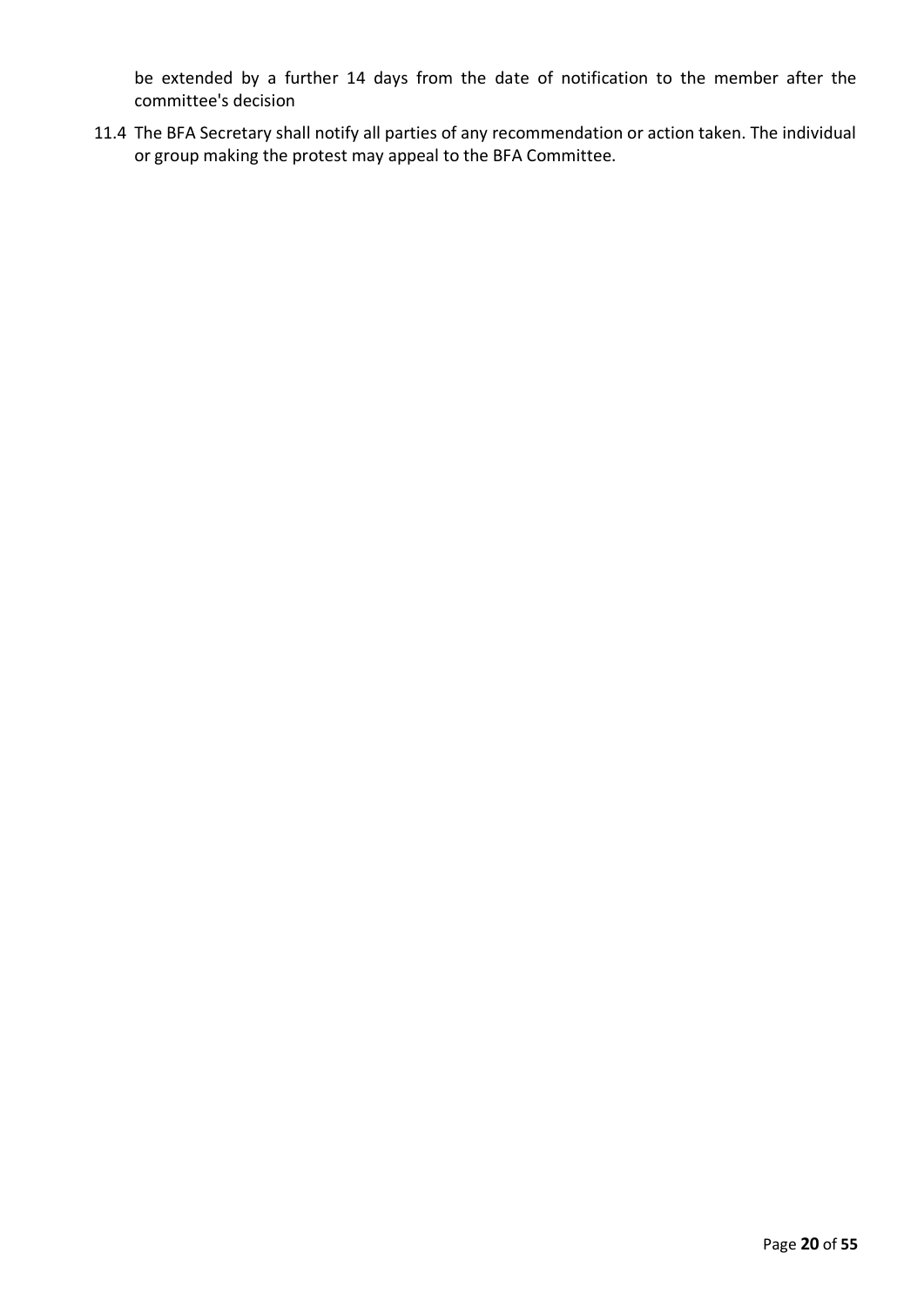be extended by a further 14 days from the date of notification to the member after the committee's decision

11.4 The BFA Secretary shall notify all parties of any recommendation or action taken. The individual or group making the protest may appeal to the BFA Committee.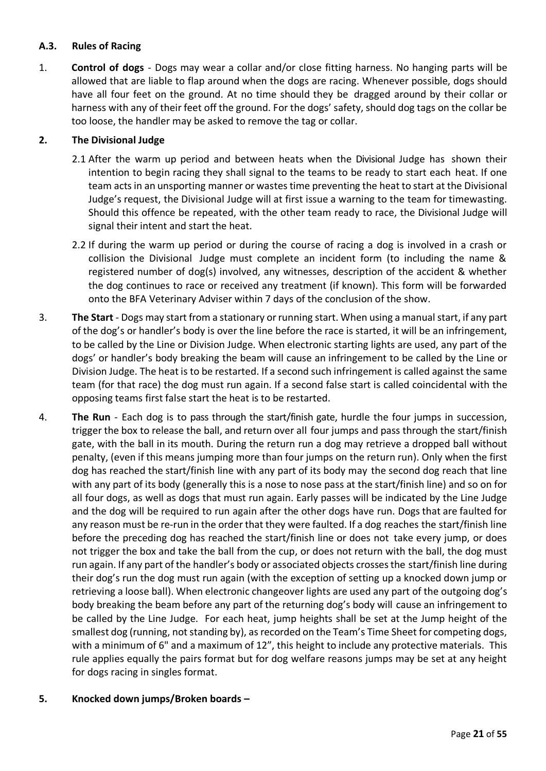### A.3. Rules of Racing

1. **Control of dogs** - Dogs may wear a collar and/or close fitting harness. No hanging parts will be allowed that are liable to flap around when the dogs are racing. Whenever possible, dogs should have all four feet on the ground. At no time should they be dragged around by their collar or harness with any of their feet off the ground. For the dogs' safety, should dog tags on the collar be too loose, the handler may be asked to remove the tag or collar.

**2. The Divisional Judge**

2.1 After the warm up period and between heats when the Divisional Judge has shown their intention to begin racing they shall signal to the teams to be ready to start each heat. If one team acts in an unsporting manner or wastes time preventing the heat to start at the Divisional Judge's request, the Divisional Judge will at first issue a warning to the team for timewasting. Should this offence be repeated, with the other team ready to race, the Divisional Judge will signal their intent and start the heat.

2.2 If during the warm up period or during the course of racing a dog is involved in a crash or collision the Divisional Judge must complete an incident form (to including the name & registered number of dog(s) involved, any witnesses, description of the accident & whether the dog continues to race or received any treatment (if known). This form will be forwarded onto the BFA Veterinary Adviser within 7 days of the conclusion of the show.

3. **The Start** - Dogs may start from a stationary or running start. When using a manual start, if any part of the dog's or handler's body is over the line before the race is started, it will be an infringement, to be called by the Line or Division Judge. When electronic starting lights are used, any part of the dogs' or handler's body breaking the beam will cause an infringement to be called by the Line or Division Judge. The heat is to be restarted. If a second such infringement is called against the same team (for that race) the dog must run again. If a second false start is called coincidental with the opposing teams first false start the heat is to be restarted.

4. **The Run** - Each dog is to pass through the start/finish gate, hurdle the four jumps in succession, trigger the box to release the ball, and return over all four jumps and pass through the start/finish gate, with the ball in its mouth. During the return run a dog may retrieve a dropped ball without penalty, (even if this means jumping more than four jumps on the return run). Only when the first dog has reached the start/finish line with any part of its body may the second dog reach that line with any part of its body (generally this is a nose to nose pass at the start/finish line) and so on for all four dogs, as well as dogs that must run again. Early passes will be indicated by the Line Judge and the dog will be required to run again after the other dogs have run. Dogs that are faulted for any reason must be re-run in the order that they were faulted. If a dog reaches the start/finish line before the preceding dog has reached the start/finish line or does not take every jump, or does not trigger the box and take the ball from the cup, or does not return with the ball, the dog must run again. If any part of the handler's body or associated objects crosses the start/finish line during their dog's run the dog must run again (with the exception of setting up a knocked down jump or retrieving a loose ball). When electronic changeover lights are used any part of the outgoing dog's body breaking the beam before any part of the returning dog's body will cause an infringement to be called by the Line Judge. For each heat, jump heights shall be set at the Jump height of the smallest dog (running, not standing by), as recorded on the Team's Time Sheet for competing dogs, with a minimum of 6" and a maximum of 12", this height to include any protective materials. This rule applies equally the pairs format but for dog welfare reasons jumps may be set at any height for dogs racing in singles format.

**5. Knocked down jumps/Broken boards –**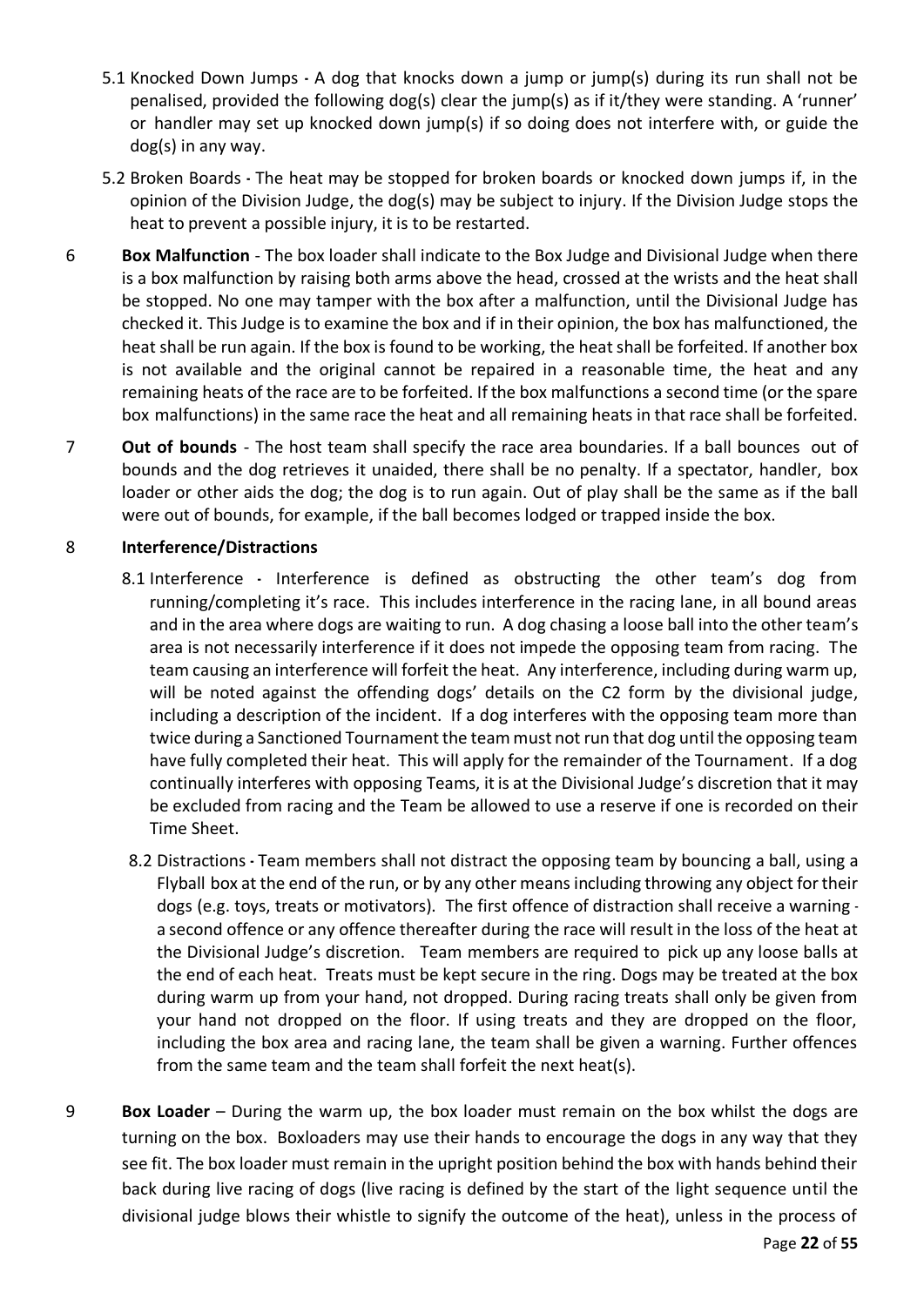5.1 Knocked Down Jumps - A dog that knocks down a jump or jump(s) during its run shall not be penalised, provided the following dog(s) clear the jump(s) as if it/they were standing. A 'runner' or handler may set up knocked down jump(s) if so doing does not interfere with, or guide the dog(s) in any way.

5.2 Broken Boards - The heat may be stopped for broken boards or knocked down jumps if, in the opinion of the Division Judge, the dog(s) may be subject to injury. If the Division Judge stops the heat to prevent a possible injury, it is to be restarted.

6 **Box Malfunction** - The box loader shall indicate to the Box Judge and Divisional Judge when there is a box malfunction by raising both arms above the head, crossed at the wrists and the heat shall be stopped. No one may tamper with the box after a malfunction, until the Divisional Judge has checked it. This Judge is to examine the box and if in their opinion, the box has malfunctioned, the heat shall be run again. If the box is found to be working, the heat shall be forfeited. If another box is not available and the original cannot be repaired in a reasonable time, the heat and any remaining heats of the race are to be forfeited. If the box malfunctions a second time (or the spare box malfunctions) in the same race the heat and all remaining heats in that race shall be forfeited.

7 **Out of bounds** - The host team shall specify the race area boundaries. If a ball bounces out of bounds and the dog retrieves it unaided, there shall be no penalty. If a spectator, handler, box loader or other aids the dog; the dog is to run again. Out of play shall be the same as if the ball were out of bounds, for example, if the ball becomes lodged or trapped inside the box.

8 **Interference/Distractions**

8.1 Interference - Interference is defined as obstructing the other team's dog from running/completing it's race. This includes interference in the racing lane, in all bound areas and in the area where dogs are waiting to run. A dog chasing a loose ball into the other team's area is not necessarily interference if it does not impede the opposing team from racing. The team causing an interference will forfeit the heat. Any interference, including during warm up, will be noted against the offending dogs' details on the C2 form by the divisional judge, including a description of the incident. If a dog interferes with the opposing team more than twice during a Sanctioned Tournament the team must not run that dog until the opposing team have fully completed their heat. This will apply for the remainder of the Tournament. If a dog continually interferes with opposing Teams, it is at the Divisional Judge's discretion that it may be excluded from racing and the Team be allowed to use a reserve if one is recorded on their Time Sheet.

8.2 Distractions - Team members shall not distract the opposing team by bouncing a ball, using a Flyball box at the end of the run, or by any other means including throwing any object for their dogs (e.g. toys, treats or motivators). The first offence of distraction shall receive a warning - a second offence or any offence thereafter during the race will result in the loss of the heat at the Divisional Judge's discretion. Team members are required to pick up any loose balls at the end of each heat. Treats must be kept secure in the ring. Dogs may be treated at the box during warm up from your hand, not dropped. During racing treats shall only be given from your hand not dropped on the floor. If using treats and they are dropped on the floor, including the box area and racing lane, the team shall be given a warning. Further offences from the same team and the team shall forfeit the next heat(s).

9 **Box Loader** – During the warm up, the box loader must remain on the box whilst the dogs are turning on the box. Boxloaders may use their hands to encourage the dogs in any way that they see fit. The box loader must remain in the upright position behind the box with hands behind their back during live racing of dogs (live racing is defined by the start of the light sequence until the divisional judge blows their whistle to signify the outcome of the heat), unless in the process of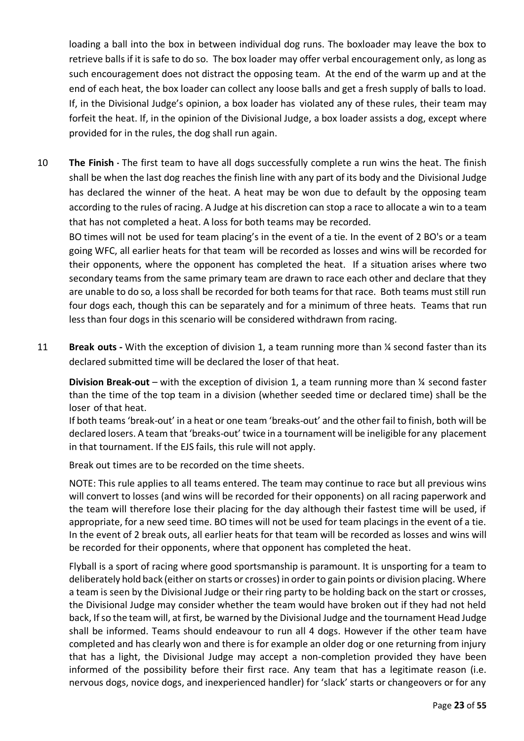loading a ball into the box in between individual dog runs. The boxloader may leave the box to retrieve balls if it is safe to do so. The box loader may offer verbal encouragement only, as long as such encouragement does not distract the opposing team. At the end of the warm up and at the end of each heat, the box loader can collect any loose balls and get a fresh supply of balls to load. If, in the Divisional Judge's opinion, a box loader has violated any of these rules, their team may forfeit the heat. If, in the opinion of the Divisional Judge, a box loader assists a dog, except where provided for in the rules, the dog shall run again.

10 **The Finish** - The first team to have all dogs successfully complete a run wins the heat. The finish shall be when the last dog reaches the finish line with any part of its body and the Divisional Judge has declared the winner of the heat. A heat may be won due to default by the opposing team according to the rules of racing. A Judge at his discretion can stop a race to allocate a win to a team that has not completed a heat. A loss for both teams may be recorded.

BO times will not be used for team placing's in the event of a tie. In the event of 2 BO's or a team going WFC, all earlier heats for that team will be recorded as losses and wins will be recorded for their opponents, where the opponent has completed the heat. If a situation arises where two secondary teams from the same primary team are drawn to race each other and declare that they are unable to do so, a loss shall be recorded for both teams for that race. Both teams must still run four dogs each, though this can be separately and for a minimum of three heats. Teams that run less than four dogs in this scenario will be considered withdrawn from racing.

11 **Break outs -** With the exception of division 1, a team running more than ¼ second faster than its declared submitted time will be declared the loser of that heat.

**Division Break-out** – with the exception of division 1, a team running more than ¼ second faster than the time of the top team in a division (whether seeded time or declared time) shall be the loser of that heat.

If both teams 'break-out' in a heat or one team 'breaks-out' and the other fail to finish, both will be declared losers. A team that 'breaks-out' twice in a tournament will be ineligible for any placement in that tournament. If the EJS fails, this rule will not apply.

Break out times are to be recorded on the time sheets.

NOTE: This rule applies to all teams entered. The team may continue to race but all previous wins will convert to losses (and wins will be recorded for their opponents) on all racing paperwork and the team will therefore lose their placing for the day although their fastest time will be used, if appropriate, for a new seed time. BO times will not be used for team placings in the event of a tie. In the event of 2 break outs, all earlier heats for that team will be recorded as losses and wins will be recorded for their opponents, where that opponent has completed the heat.

Flyball is a sport of racing where good sportsmanship is paramount. It is unsporting for a team to deliberately hold back (either on starts or crosses) in order to gain points or division placing. Where a team is seen by the Divisional Judge or their ring party to be holding back on the start or crosses, the Divisional Judge may consider whether the team would have broken out if they had not held back, If so the team will, at first, be warned by the Divisional Judge and the tournament Head Judge shall be informed. Teams should endeavour to run all 4 dogs. However if the other team have completed and has clearly won and there is for example an older dog or one returning from injury that has a light, the Divisional Judge may accept a non-completion provided they have been informed of the possibility before their first race. Any team that has a legitimate reason (i.e. nervous dogs, novice dogs, and inexperienced handler) for 'slack' starts or changeovers or for any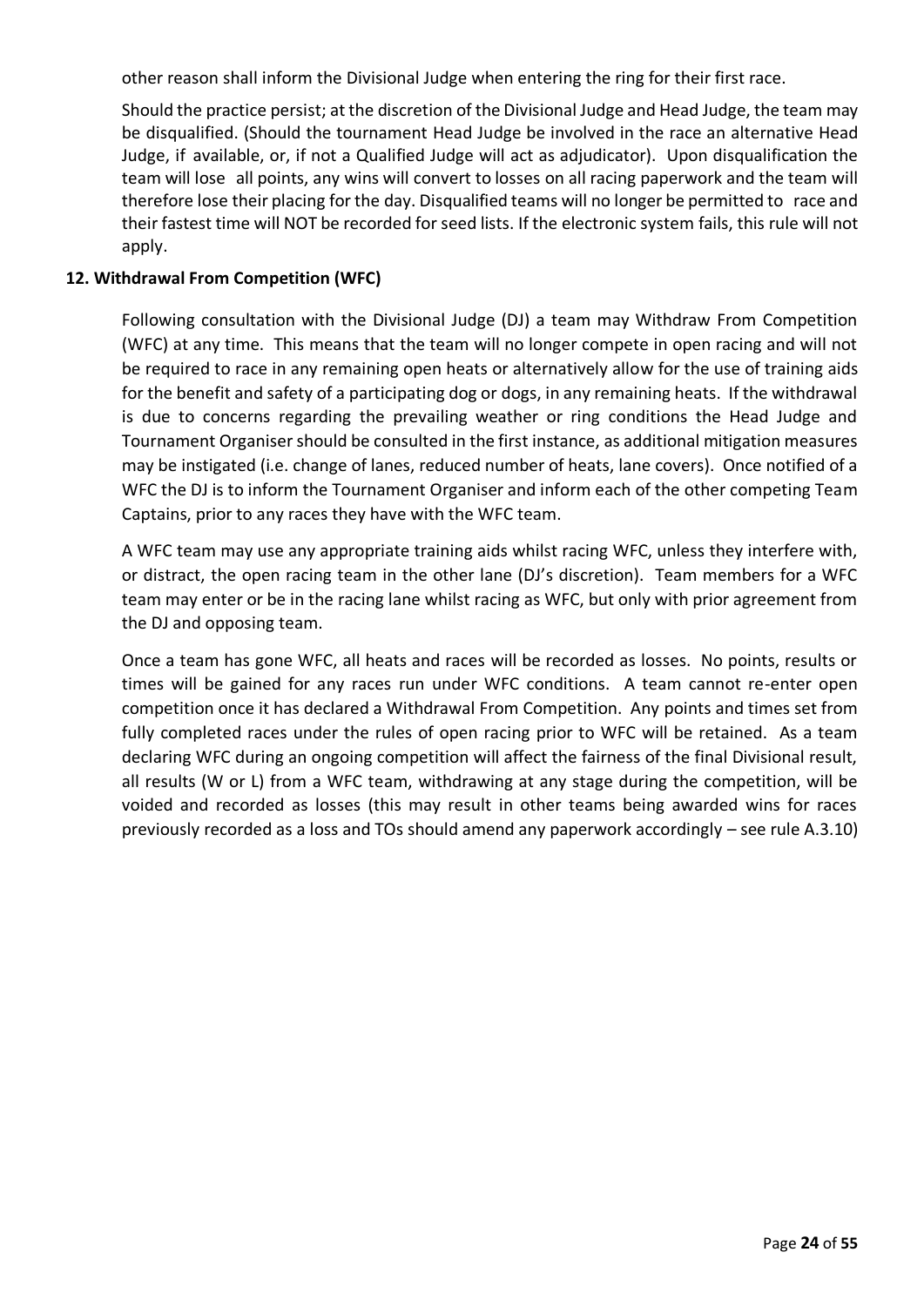other reason shall inform the Divisional Judge when entering the ring for their first race.

Should the practice persist; at the discretion of the Divisional Judge and Head Judge, the team may be disqualified. (Should the tournament Head Judge be involved in the race an alternative Head Judge, if available, or, if not a Qualified Judge will act as adjudicator). Upon disqualification the team will lose all points, any wins will convert to losses on all racing paperwork and the team will therefore lose their placing for the day. Disqualified teams will no longer be permitted to race and their fastest time will NOT be recorded for seed lists. If the electronic system fails, this rule will not apply.

### 12. Withdrawal From Competition (WFC)

Following consultation with the Divisional Judge (DJ) a team may Withdraw From Competition (WFC) at any time. This means that the team will no longer compete in open racing and will not be required to race in any remaining open heats or alternatively allow for the use of training aids for the benefit and safety of a participating dog or dogs, in any remaining heats. If the withdrawal is due to concerns regarding the prevailing weather or ring conditions the Head Judge and Tournament Organiser should be consulted in the first instance, as additional mitigation measures may be instigated (i.e. change of lanes, reduced number of heats, lane covers). Once notified of a WFC the DJ is to inform the Tournament Organiser and inform each of the other competing Team Captains, prior to any races they have with the WFC team.

A WFC team may use any appropriate training aids whilst racing WFC, unless they interfere with, or distract, the open racing team in the other lane (DJ's discretion). Team members for a WFC team may enter or be in the racing lane whilst racing as WFC, but only with prior agreement from the DJ and opposing team.

Once a team has gone WFC, all heats and races will be recorded as losses. No points, results or times will be gained for any races run under WFC conditions. A team cannot re-enter open competition once it has declared a Withdrawal From Competition. Any points and times set from fully completed races under the rules of open racing prior to WFC will be retained. As a team declaring WFC during an ongoing competition will affect the fairness of the final Divisional result, all results (W or L) from a WFC team, withdrawing at any stage during the competition, will be voided and recorded as losses (this may result in other teams being awarded wins for races previously recorded as a loss and TOs should amend any paperwork accordingly – see rule A.3.10)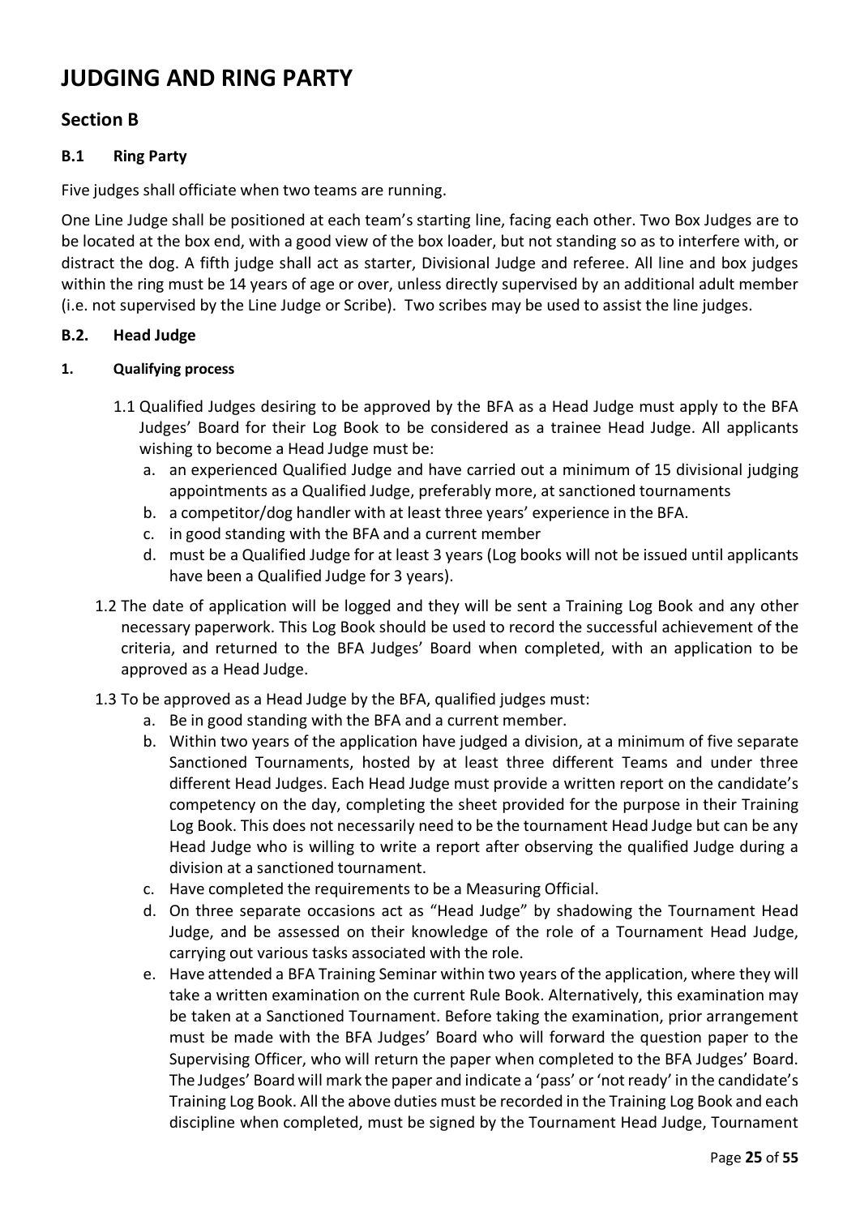# JUDGING AND RING PARTY

## Section B

### B.1 Ring Party

Five judges shall officiate when two teams are running.

One Line Judge shall be positioned at each team's starting line, facing each other. Two Box Judges are to be located at the box end, with a good view of the box loader, but not standing so as to interfere with, or distract the dog. A fifth judge shall act as starter, Divisional Judge and referee. All line and box judges within the ring must be 14 years of age or over, unless directly supervised by an additional adult member (i.e. not supervised by the Line Judge or Scribe). Two scribes may be used to assist the line judges.

### B.2. Head Judge

#### 1. Qualifying process

1.1 Qualified Judges desiring to be approved by the BFA as a Head Judge must apply to the BFA Judges' Board for their Log Book to be considered as a trainee Head Judge. All applicants wishing to become a Head Judge must be:

a. an experienced Qualified Judge and have carried out a minimum of 15 divisional judging appointments as a Qualified Judge, preferably more, at sanctioned tournaments
b. a competitor/dog handler with at least three years' experience in the BFA.
c. in good standing with the BFA and a current member
d. must be a Qualified Judge for at least 3 years (Log books will not be issued until applicants have been a Qualified Judge for 3 years).

1.2 The date of application will be logged and they will be sent a Training Log Book and any other necessary paperwork. This Log Book should be used to record the successful achievement of the criteria, and returned to the BFA Judges' Board when completed, with an application to be approved as a Head Judge.

1.3 To be approved as a Head Judge by the BFA, qualified judges must:

a. Be in good standing with the BFA and a current member.
b. Within two years of the application have judged a division, at a minimum of five separate Sanctioned Tournaments, hosted by at least three different Teams and under three different Head Judges. Each Head Judge must provide a written report on the candidate's competency on the day, completing the sheet provided for the purpose in their Training Log Book. This does not necessarily need to be the tournament Head Judge but can be any Head Judge who is willing to write a report after observing the qualified Judge during a division at a sanctioned tournament.
c. Have completed the requirements to be a Measuring Official.
d. On three separate occasions act as "Head Judge" by shadowing the Tournament Head Judge, and be assessed on their knowledge of the role of a Tournament Head Judge, carrying out various tasks associated with the role.
e. Have attended a BFA Training Seminar within two years of the application, where they will take a written examination on the current Rule Book. Alternatively, this examination may be taken at a Sanctioned Tournament. Before taking the examination, prior arrangement must be made with the BFA Judges' Board who will forward the question paper to the Supervising Officer, who will return the paper when completed to the BFA Judges' Board. The Judges' Board will mark the paper and indicate a 'pass' or 'not ready' in the candidate's Training Log Book. All the above duties must be recorded in the Training Log Book and each discipline when completed, must be signed by the Tournament Head Judge, Tournament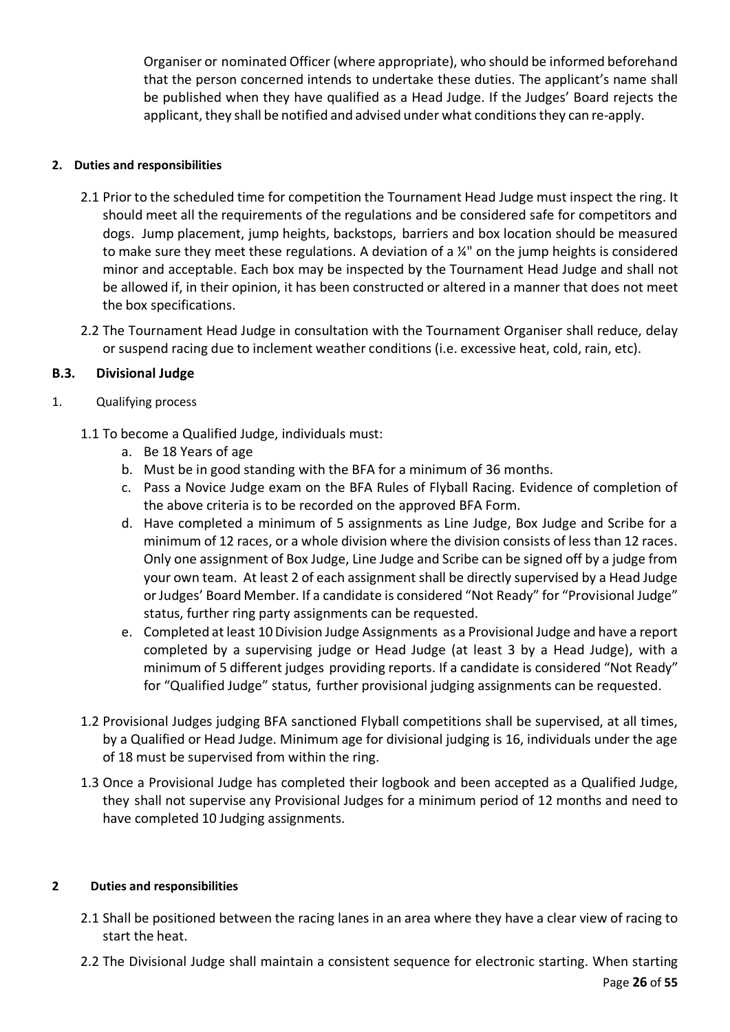Organiser or nominated Officer (where appropriate), who should be informed beforehand that the person concerned intends to undertake these duties. The applicant's name shall be published when they have qualified as a Head Judge. If the Judges' Board rejects the applicant, they shall be notified and advised under what conditions they can re-apply.

**2. Duties and responsibilities**

2.1 Prior to the scheduled time for competition the Tournament Head Judge must inspect the ring. It should meet all the requirements of the regulations and be considered safe for competitors and dogs. Jump placement, jump heights, backstops, barriers and box location should be measured to make sure they meet these regulations. A deviation of a ¼" on the jump heights is considered minor and acceptable. Each box may be inspected by the Tournament Head Judge and shall not be allowed if, in their opinion, it has been constructed or altered in a manner that does not meet the box specifications.

2.2 The Tournament Head Judge in consultation with the Tournament Organiser shall reduce, delay or suspend racing due to inclement weather conditions (i.e. excessive heat, cold, rain, etc).

### B.3. Divisional Judge

1. Qualifying process

1.1 To become a Qualified Judge, individuals must:

a. Be 18 Years of age
b. Must be in good standing with the BFA for a minimum of 36 months.
c. Pass a Novice Judge exam on the BFA Rules of Flyball Racing. Evidence of completion of the above criteria is to be recorded on the approved BFA Form.
d. Have completed a minimum of 5 assignments as Line Judge, Box Judge and Scribe for a minimum of 12 races, or a whole division where the division consists of less than 12 races. Only one assignment of Box Judge, Line Judge and Scribe can be signed off by a judge from your own team. At least 2 of each assignment shall be directly supervised by a Head Judge or Judges' Board Member. If a candidate is considered "Not Ready" for "Provisional Judge" status, further ring party assignments can be requested.
e. Completed at least 10 Division Judge Assignments as a Provisional Judge and have a report completed by a supervising judge or Head Judge (at least 3 by a Head Judge), with a minimum of 5 different judges providing reports. If a candidate is considered "Not Ready" for "Qualified Judge" status, further provisional judging assignments can be requested.

1.2 Provisional Judges judging BFA sanctioned Flyball competitions shall be supervised, at all times, by a Qualified or Head Judge. Minimum age for divisional judging is 16, individuals under the age of 18 must be supervised from within the ring.

1.3 Once a Provisional Judge has completed their logbook and been accepted as a Qualified Judge, they shall not supervise any Provisional Judges for a minimum period of 12 months and need to have completed 10 Judging assignments.

**2 Duties and responsibilities**

2.1 Shall be positioned between the racing lanes in an area where they have a clear view of racing to start the heat.

2.2 The Divisional Judge shall maintain a consistent sequence for electronic starting. When starting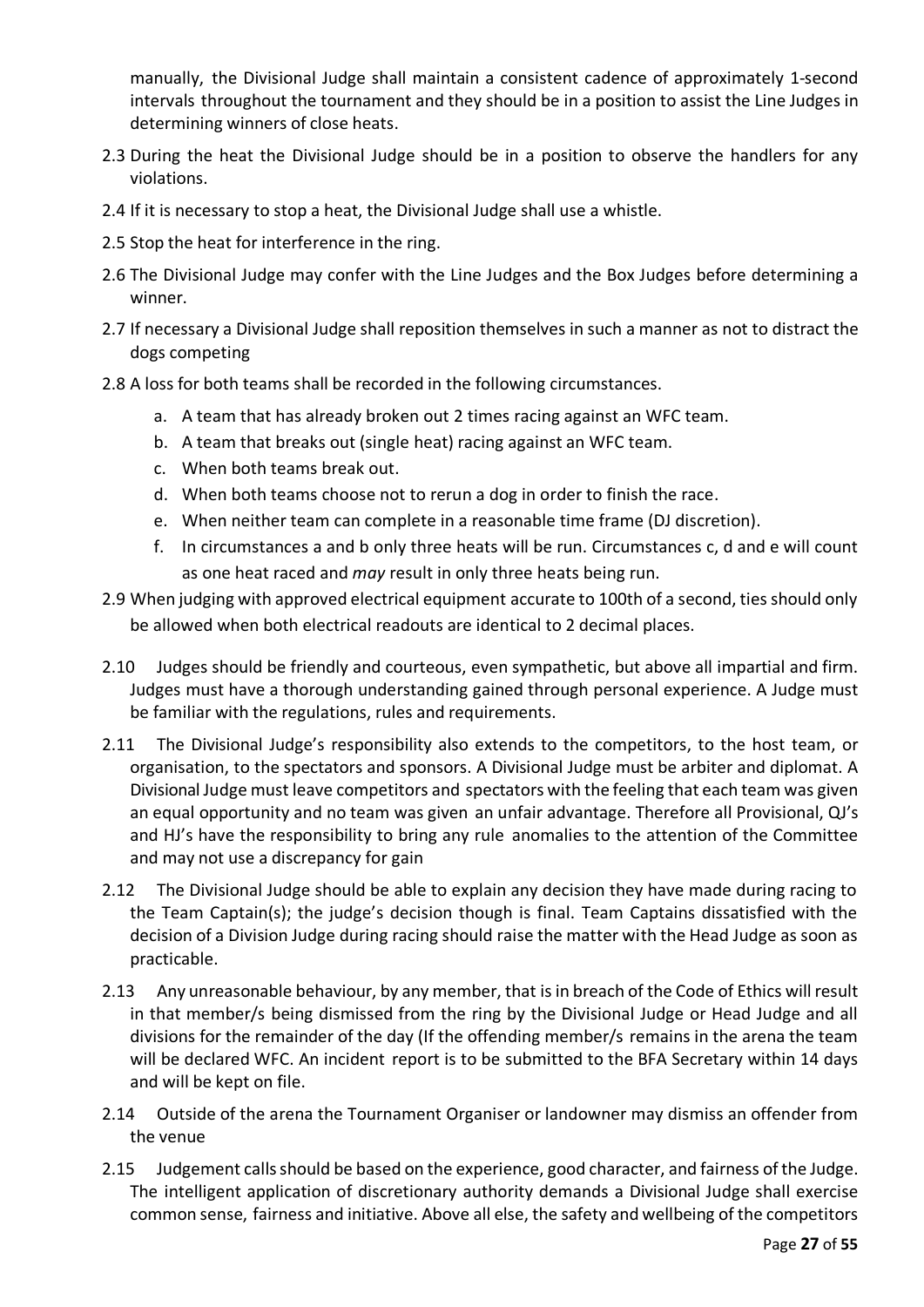manually, the Divisional Judge shall maintain a consistent cadence of approximately 1-second intervals throughout the tournament and they should be in a position to assist the Line Judges in determining winners of close heats.

2.3 During the heat the Divisional Judge should be in a position to observe the handlers for any violations.

2.4 If it is necessary to stop a heat, the Divisional Judge shall use a whistle.

2.5 Stop the heat for interference in the ring.

2.6 The Divisional Judge may confer with the Line Judges and the Box Judges before determining a winner.

2.7 If necessary a Divisional Judge shall reposition themselves in such a manner as not to distract the dogs competing

2.8 A loss for both teams shall be recorded in the following circumstances.

a. A team that has already broken out 2 times racing against an WFC team.
b. A team that breaks out (single heat) racing against an WFC team.
c. When both teams break out.
d. When both teams choose not to rerun a dog in order to finish the race.
e. When neither team can complete in a reasonable time frame (DJ discretion).
f. In circumstances a and b only three heats will be run. Circumstances c, d and e will count as one heat raced and *may* result in only three heats being run.

2.9 When judging with approved electrical equipment accurate to 100th of a second, ties should only be allowed when both electrical readouts are identical to 2 decimal places.

2.10 Judges should be friendly and courteous, even sympathetic, but above all impartial and firm. Judges must have a thorough understanding gained through personal experience. A Judge must be familiar with the regulations, rules and requirements.

2.11 The Divisional Judge's responsibility also extends to the competitors, to the host team, or organisation, to the spectators and sponsors. A Divisional Judge must be arbiter and diplomat. A Divisional Judge must leave competitors and spectators with the feeling that each team was given an equal opportunity and no team was given an unfair advantage. Therefore all Provisional, QJ's and HJ's have the responsibility to bring any rule anomalies to the attention of the Committee and may not use a discrepancy for gain

2.12 The Divisional Judge should be able to explain any decision they have made during racing to the Team Captain(s); the judge's decision though is final. Team Captains dissatisfied with the decision of a Division Judge during racing should raise the matter with the Head Judge as soon as practicable.

2.13 Any unreasonable behaviour, by any member, that is in breach of the Code of Ethics will result in that member/s being dismissed from the ring by the Divisional Judge or Head Judge and all divisions for the remainder of the day (If the offending member/s remains in the arena the team will be declared WFC. An incident report is to be submitted to the BFA Secretary within 14 days and will be kept on file.

2.14 Outside of the arena the Tournament Organiser or landowner may dismiss an offender from the venue

2.15 Judgement calls should be based on the experience, good character, and fairness of the Judge. The intelligent application of discretionary authority demands a Divisional Judge shall exercise common sense, fairness and initiative. Above all else, the safety and wellbeing of the competitors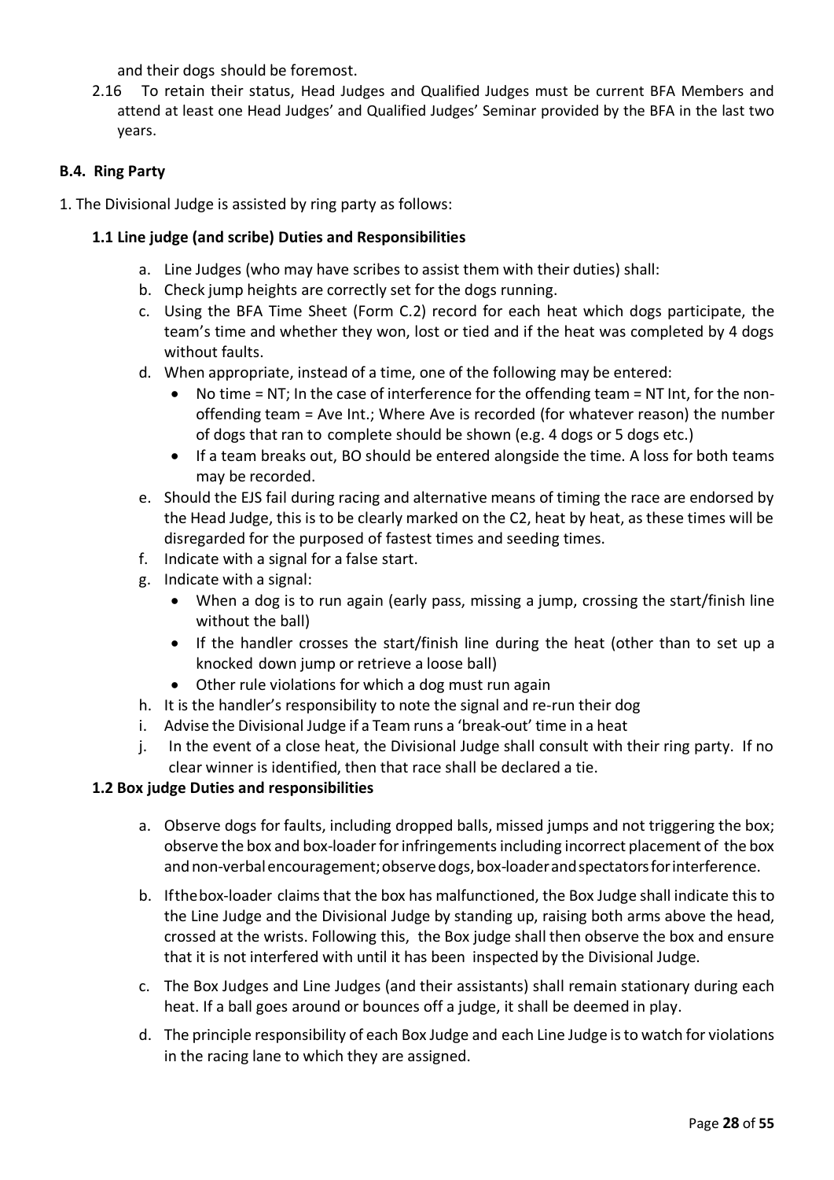and their dogs should be foremost.

2.16 To retain their status, Head Judges and Qualified Judges must be current BFA Members and attend at least one Head Judges' and Qualified Judges' Seminar provided by the BFA in the last two years.

### B.4. Ring Party

1. The Divisional Judge is assisted by ring party as follows:

#### 1.1 Line judge (and scribe) Duties and Responsibilities

a. Line Judges (who may have scribes to assist them with their duties) shall:
b. Check jump heights are correctly set for the dogs running.
c. Using the BFA Time Sheet (Form C.2) record for each heat which dogs participate, the team's time and whether they won, lost or tied and if the heat was completed by 4 dogs without faults.
d. When appropriate, instead of a time, one of the following may be entered:
   - No time = NT; In the case of interference for the offending team = NT Int, for the non-offending team = Ave Int.; Where Ave is recorded (for whatever reason) the number of dogs that ran to complete should be shown (e.g. 4 dogs or 5 dogs etc.)
   - If a team breaks out, BO should be entered alongside the time. A loss for both teams may be recorded.
e. Should the EJS fail during racing and alternative means of timing the race are endorsed by the Head Judge, this is to be clearly marked on the C2, heat by heat, as these times will be disregarded for the purposed of fastest times and seeding times.
f. Indicate with a signal for a false start.
g. Indicate with a signal:
   - When a dog is to run again (early pass, missing a jump, crossing the start/finish line without the ball)
   - If the handler crosses the start/finish line during the heat (other than to set up a knocked down jump or retrieve a loose ball)
   - Other rule violations for which a dog must run again
h. It is the handler's responsibility to note the signal and re-run their dog
i. Advise the Divisional Judge if a Team runs a 'break-out' time in a heat
j. In the event of a close heat, the Divisional Judge shall consult with their ring party. If no clear winner is identified, then that race shall be declared a tie.

#### 1.2 Box judge Duties and responsibilities

a. Observe dogs for faults, including dropped balls, missed jumps and not triggering the box; observe the box and box-loader for infringements including incorrect placement of the box and non-verbal encouragement; observe dogs, box-loader and spectators for interference.

b. If the box-loader claims that the box has malfunctioned, the Box Judge shall indicate this to the Line Judge and the Divisional Judge by standing up, raising both arms above the head, crossed at the wrists. Following this, the Box judge shall then observe the box and ensure that it is not interfered with until it has been inspected by the Divisional Judge.

c. The Box Judges and Line Judges (and their assistants) shall remain stationary during each heat. If a ball goes around or bounces off a judge, it shall be deemed in play.

d. The principle responsibility of each Box Judge and each Line Judge is to watch for violations in the racing lane to which they are assigned.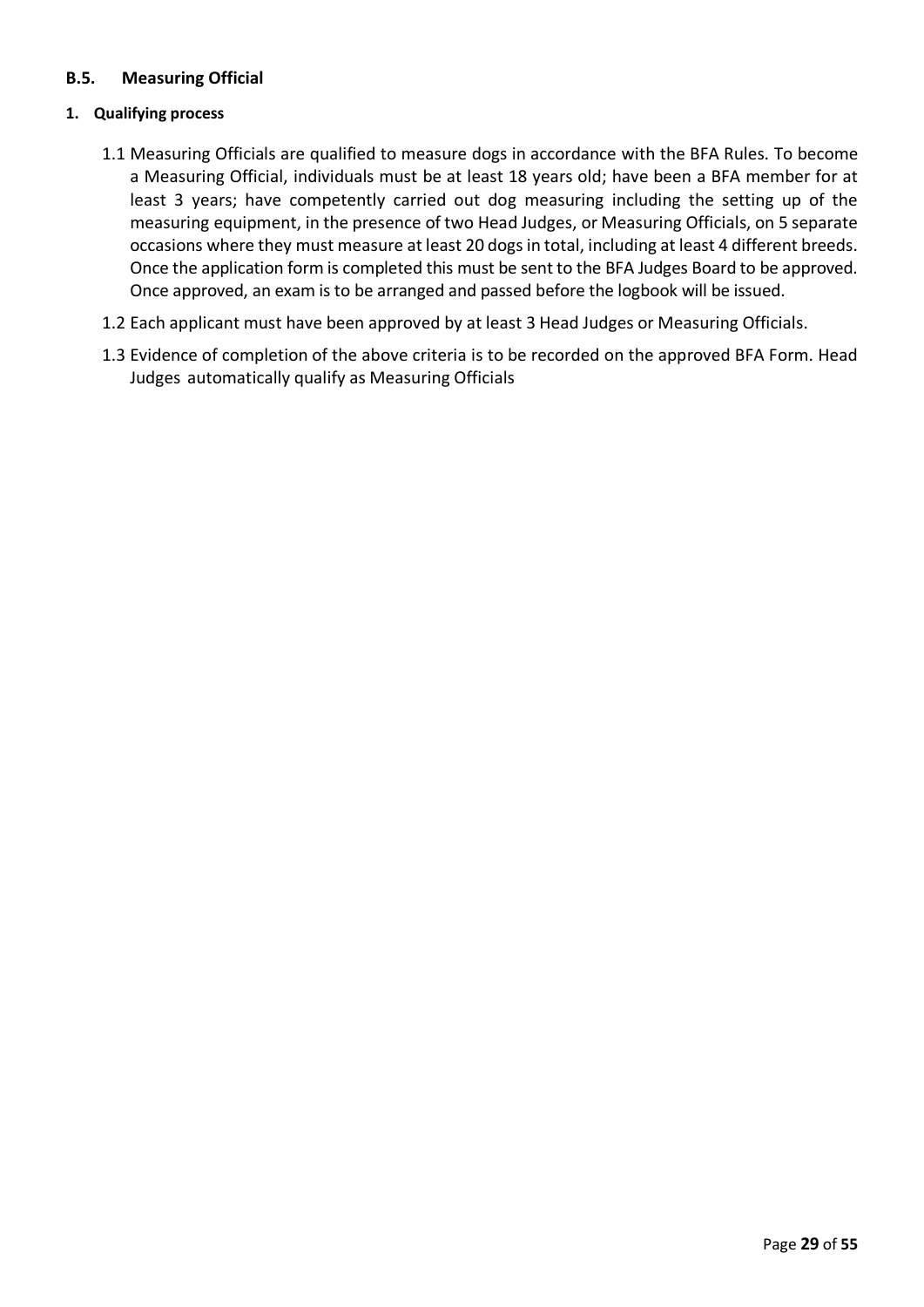## B.5. Measuring Official

### 1. Qualifying process

1.1 Measuring Officials are qualified to measure dogs in accordance with the BFA Rules. To become a Measuring Official, individuals must be at least 18 years old; have been a BFA member for at least 3 years; have competently carried out dog measuring including the setting up of the measuring equipment, in the presence of two Head Judges, or Measuring Officials, on 5 separate occasions where they must measure at least 20 dogs in total, including at least 4 different breeds. Once the application form is completed this must be sent to the BFA Judges Board to be approved. Once approved, an exam is to be arranged and passed before the logbook will be issued.

1.2 Each applicant must have been approved by at least 3 Head Judges or Measuring Officials.

1.3 Evidence of completion of the above criteria is to be recorded on the approved BFA Form. Head Judges automatically qualify as Measuring Officials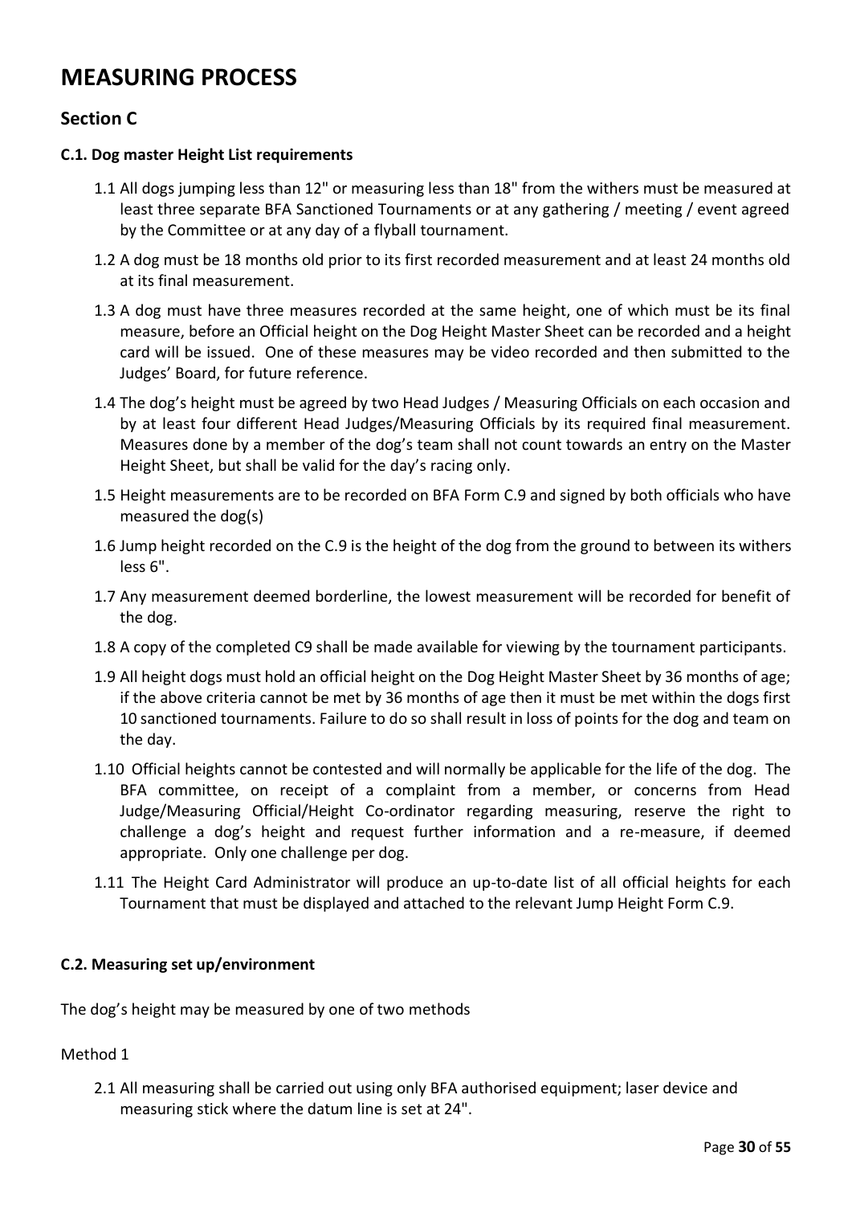# MEASURING PROCESS

## Section C

### C.1. Dog master Height List requirements

1.1 All dogs jumping less than 12" or measuring less than 18" from the withers must be measured at least three separate BFA Sanctioned Tournaments or at any gathering / meeting / event agreed by the Committee or at any day of a flyball tournament.

1.2 A dog must be 18 months old prior to its first recorded measurement and at least 24 months old at its final measurement.

1.3 A dog must have three measures recorded at the same height, one of which must be its final measure, before an Official height on the Dog Height Master Sheet can be recorded and a height card will be issued. One of these measures may be video recorded and then submitted to the Judges' Board, for future reference.

1.4 The dog's height must be agreed by two Head Judges / Measuring Officials on each occasion and by at least four different Head Judges/Measuring Officials by its required final measurement. Measures done by a member of the dog's team shall not count towards an entry on the Master Height Sheet, but shall be valid for the day's racing only.

1.5 Height measurements are to be recorded on BFA Form C.9 and signed by both officials who have measured the dog(s)

1.6 Jump height recorded on the C.9 is the height of the dog from the ground to between its withers less 6".

1.7 Any measurement deemed borderline, the lowest measurement will be recorded for benefit of the dog.

1.8 A copy of the completed C9 shall be made available for viewing by the tournament participants.

1.9 All height dogs must hold an official height on the Dog Height Master Sheet by 36 months of age; if the above criteria cannot be met by 36 months of age then it must be met within the dogs first 10 sanctioned tournaments. Failure to do so shall result in loss of points for the dog and team on the day.

1.10 Official heights cannot be contested and will normally be applicable for the life of the dog. The BFA committee, on receipt of a complaint from a member, or concerns from Head Judge/Measuring Official/Height Co-ordinator regarding measuring, reserve the right to challenge a dog's height and request further information and a re-measure, if deemed appropriate. Only one challenge per dog.

1.11 The Height Card Administrator will produce an up-to-date list of all official heights for each Tournament that must be displayed and attached to the relevant Jump Height Form C.9.

### C.2. Measuring set up/environment

The dog's height may be measured by one of two methods

Method 1

2.1 All measuring shall be carried out using only BFA authorised equipment; laser device and measuring stick where the datum line is set at 24".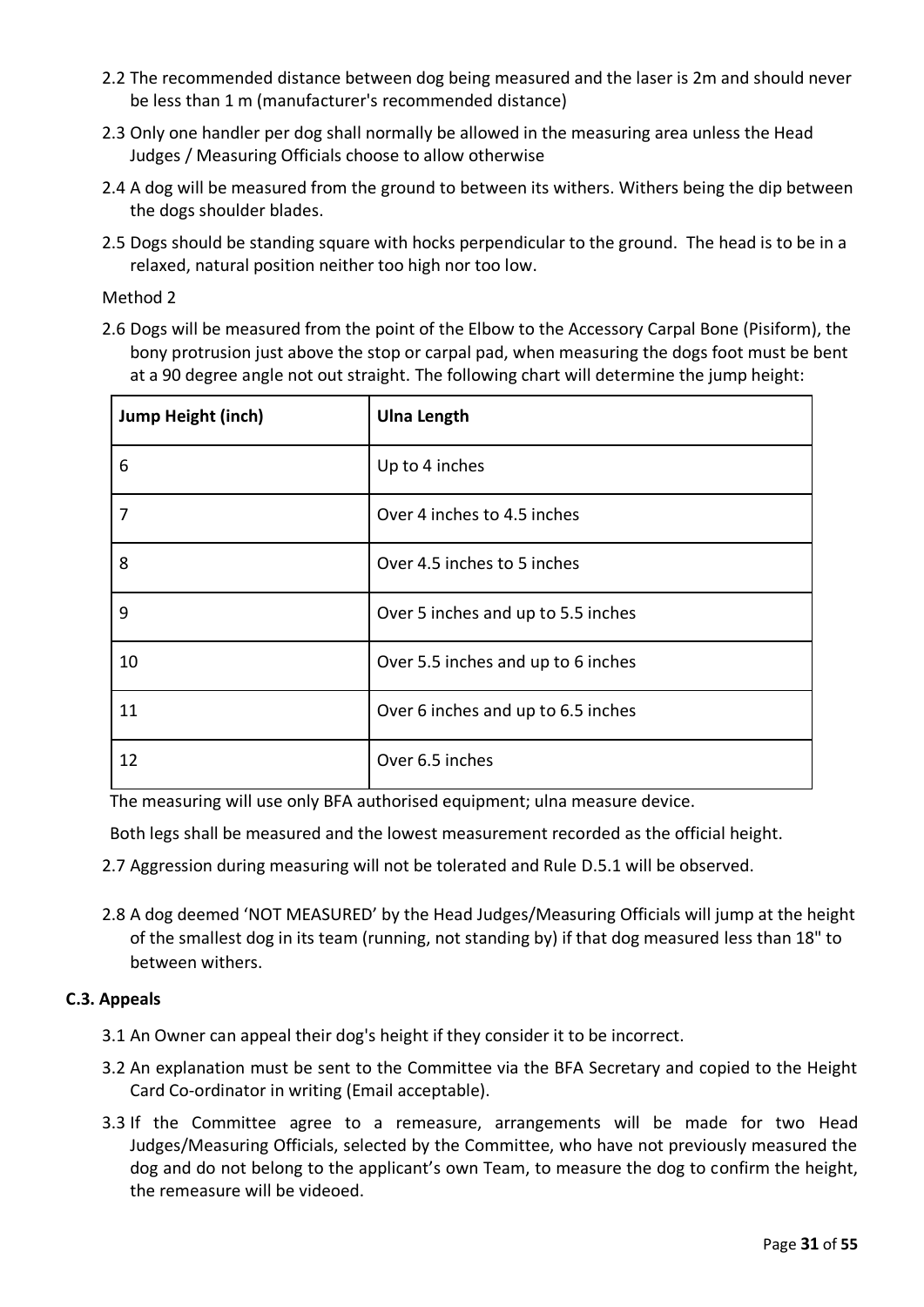2.2 The recommended distance between dog being measured and the laser is 2m and should never be less than 1 m (manufacturer's recommended distance)

2.3 Only one handler per dog shall normally be allowed in the measuring area unless the Head Judges / Measuring Officials choose to allow otherwise

2.4 A dog will be measured from the ground to between its withers. Withers being the dip between the dogs shoulder blades.

2.5 Dogs should be standing square with hocks perpendicular to the ground. The head is to be in a relaxed, natural position neither too high nor too low.

Method 2

2.6 Dogs will be measured from the point of the Elbow to the Accessory Carpal Bone (Pisiform), the bony protrusion just above the stop or carpal pad, when measuring the dogs foot must be bent at a 90 degree angle not out straight. The following chart will determine the jump height:

| **Jump Height (inch)** | **Ulna Length** |
|---|---|
| 6 | Up to 4 inches |
| 7 | Over 4 inches to 4.5 inches |
| 8 | Over 4.5 inches to 5 inches |
| 9 | Over 5 inches and up to 5.5 inches |
| 10 | Over 5.5 inches and up to 6 inches |
| 11 | Over 6 inches and up to 6.5 inches |
| 12 | Over 6.5 inches |

The measuring will use only BFA authorised equipment; ulna measure device.

Both legs shall be measured and the lowest measurement recorded as the official height.

2.7 Aggression during measuring will not be tolerated and Rule D.5.1 will be observed.

2.8 A dog deemed 'NOT MEASURED' by the Head Judges/Measuring Officials will jump at the height of the smallest dog in its team (running, not standing by) if that dog measured less than 18" to between withers.

### C.3. Appeals

3.1 An Owner can appeal their dog's height if they consider it to be incorrect.

3.2 An explanation must be sent to the Committee via the BFA Secretary and copied to the Height Card Co-ordinator in writing (Email acceptable).

3.3 If the Committee agree to a remeasure, arrangements will be made for two Head Judges/Measuring Officials, selected by the Committee, who have not previously measured the dog and do not belong to the applicant's own Team, to measure the dog to confirm the height, the remeasure will be videoed.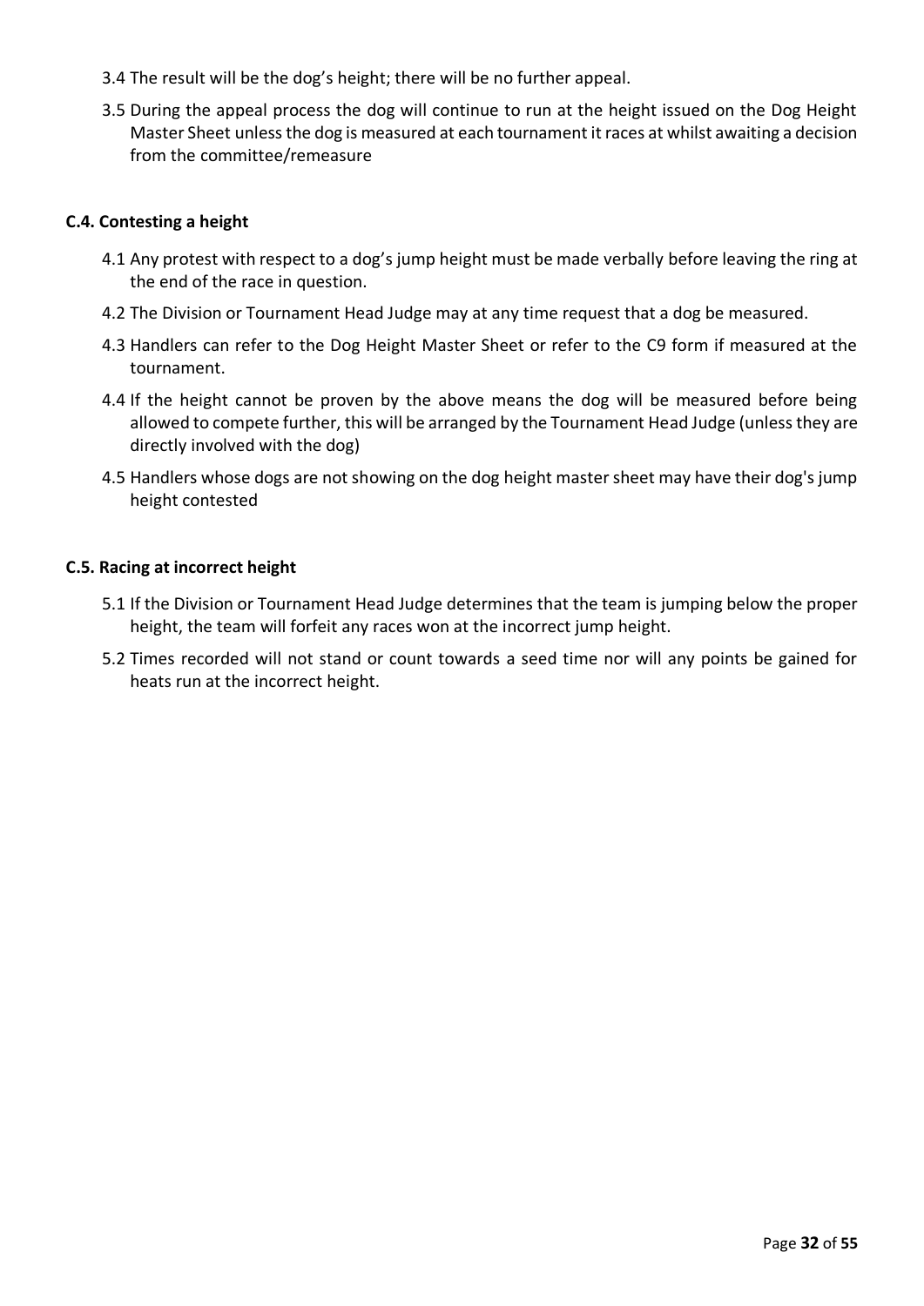3.4 The result will be the dog's height; there will be no further appeal.

3.5 During the appeal process the dog will continue to run at the height issued on the Dog Height Master Sheet unless the dog is measured at each tournament it races at whilst awaiting a decision from the committee/remeasure

**C.4. Contesting a height**

4.1 Any protest with respect to a dog's jump height must be made verbally before leaving the ring at the end of the race in question.

4.2 The Division or Tournament Head Judge may at any time request that a dog be measured.

4.3 Handlers can refer to the Dog Height Master Sheet or refer to the C9 form if measured at the tournament.

4.4 If the height cannot be proven by the above means the dog will be measured before being allowed to compete further, this will be arranged by the Tournament Head Judge (unless they are directly involved with the dog)

4.5 Handlers whose dogs are not showing on the dog height master sheet may have their dog's jump height contested

**C.5. Racing at incorrect height**

5.1 If the Division or Tournament Head Judge determines that the team is jumping below the proper height, the team will forfeit any races won at the incorrect jump height.

5.2 Times recorded will not stand or count towards a seed time nor will any points be gained for heats run at the incorrect height.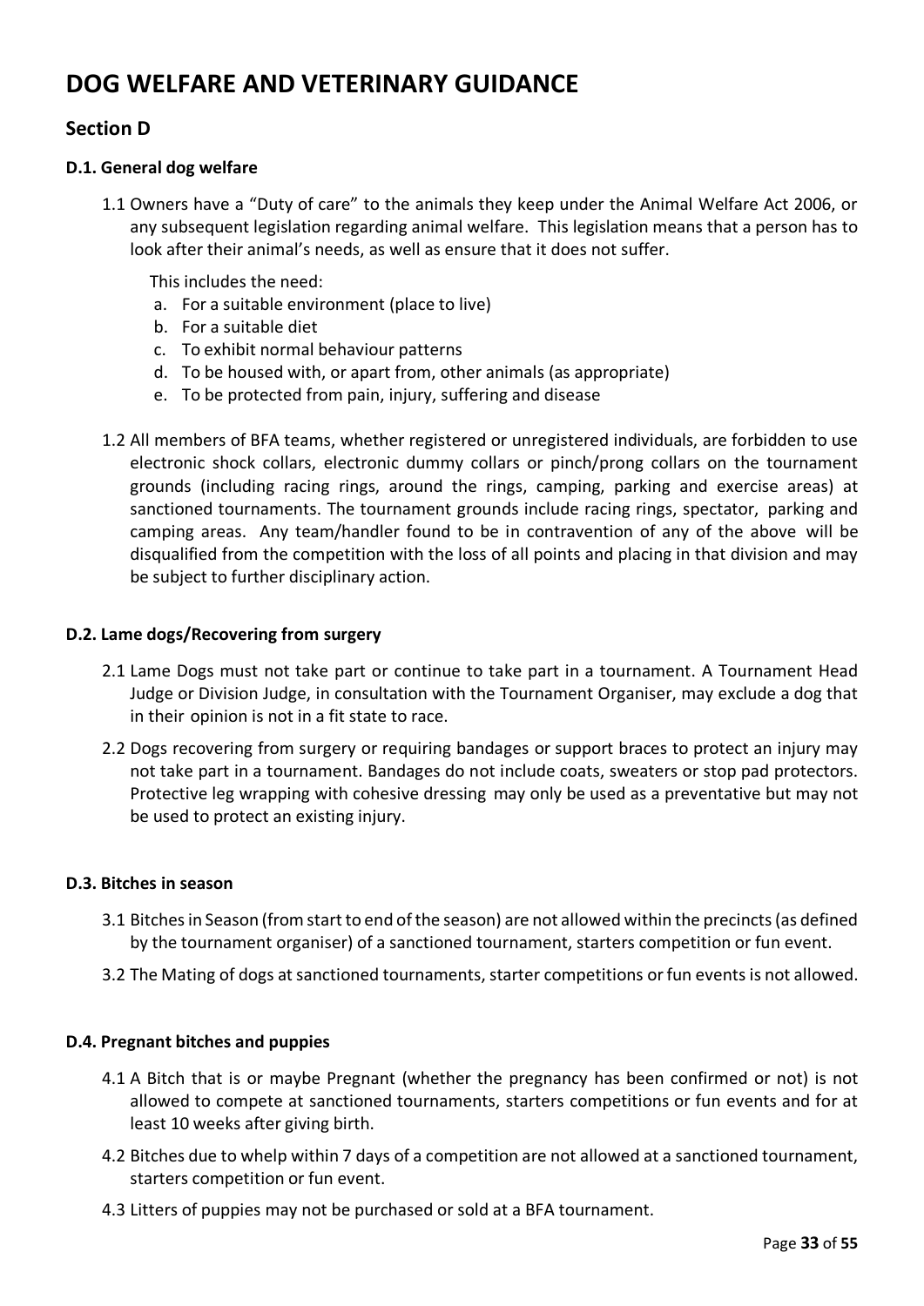# DOG WELFARE AND VETERINARY GUIDANCE

## Section D

### D.1. General dog welfare

1.1 Owners have a "Duty of care" to the animals they keep under the Animal Welfare Act 2006, or any subsequent legislation regarding animal welfare. This legislation means that a person has to look after their animal's needs, as well as ensure that it does not suffer.

This includes the need:

a. For a suitable environment (place to live)
b. For a suitable diet
c. To exhibit normal behaviour patterns
d. To be housed with, or apart from, other animals (as appropriate)
e. To be protected from pain, injury, suffering and disease

1.2 All members of BFA teams, whether registered or unregistered individuals, are forbidden to use electronic shock collars, electronic dummy collars or pinch/prong collars on the tournament grounds (including racing rings, around the rings, camping, parking and exercise areas) at sanctioned tournaments. The tournament grounds include racing rings, spectator, parking and camping areas. Any team/handler found to be in contravention of any of the above will be disqualified from the competition with the loss of all points and placing in that division and may be subject to further disciplinary action.

### D.2. Lame dogs/Recovering from surgery

2.1 Lame Dogs must not take part or continue to take part in a tournament. A Tournament Head Judge or Division Judge, in consultation with the Tournament Organiser, may exclude a dog that in their opinion is not in a fit state to race.

2.2 Dogs recovering from surgery or requiring bandages or support braces to protect an injury may not take part in a tournament. Bandages do not include coats, sweaters or stop pad protectors. Protective leg wrapping with cohesive dressing may only be used as a preventative but may not be used to protect an existing injury.

### D.3. Bitches in season

3.1 Bitches in Season (from start to end of the season) are not allowed within the precincts (as defined by the tournament organiser) of a sanctioned tournament, starters competition or fun event.

3.2 The Mating of dogs at sanctioned tournaments, starter competitions or fun events is not allowed.

### D.4. Pregnant bitches and puppies

4.1 A Bitch that is or maybe Pregnant (whether the pregnancy has been confirmed or not) is not allowed to compete at sanctioned tournaments, starters competitions or fun events and for at least 10 weeks after giving birth.

4.2 Bitches due to whelp within 7 days of a competition are not allowed at a sanctioned tournament, starters competition or fun event.

4.3 Litters of puppies may not be purchased or sold at a BFA tournament.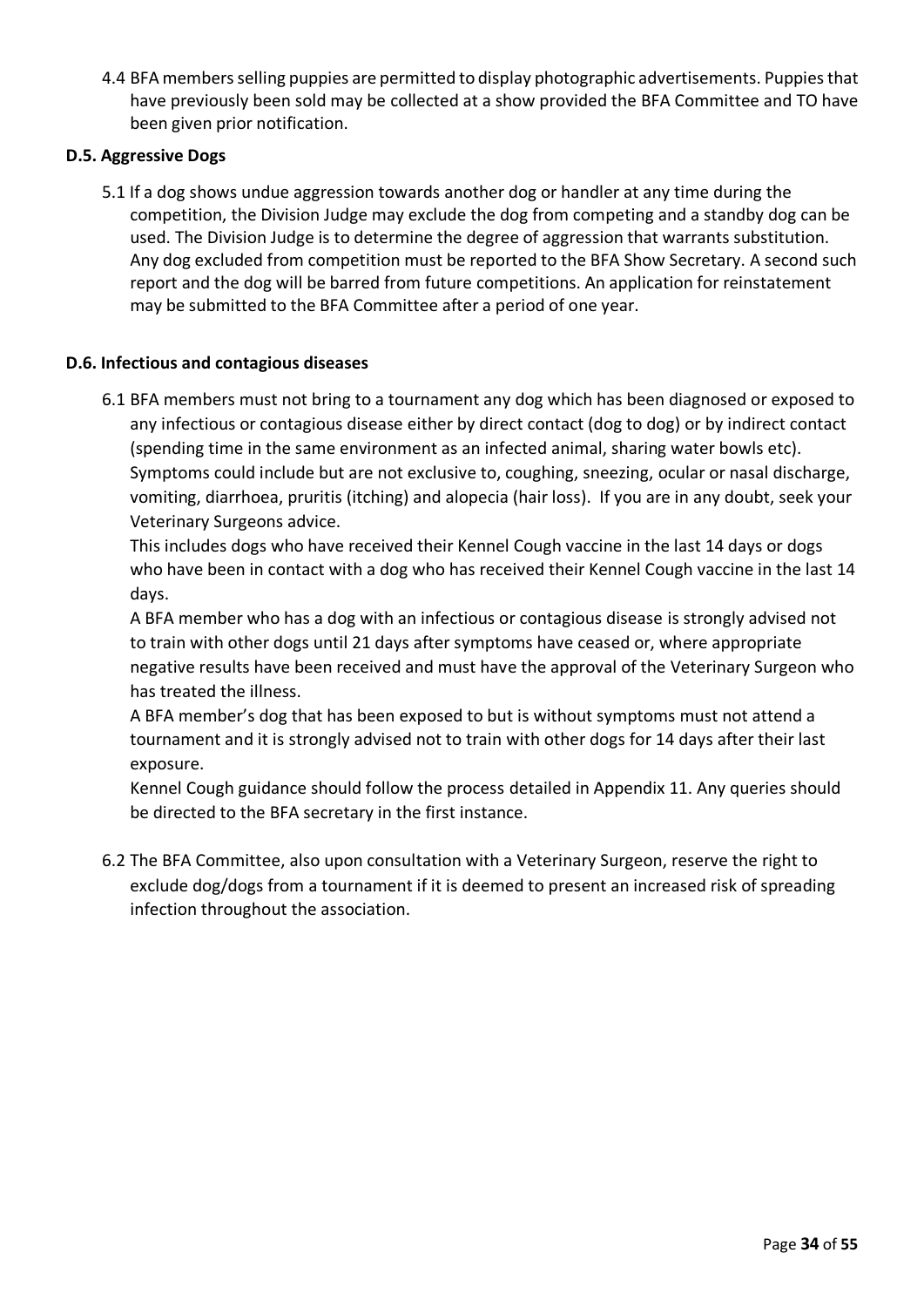4.4 BFA members selling puppies are permitted to display photographic advertisements. Puppies that have previously been sold may be collected at a show provided the BFA Committee and TO have been given prior notification.

### D.5. Aggressive Dogs

5.1 If a dog shows undue aggression towards another dog or handler at any time during the competition, the Division Judge may exclude the dog from competing and a standby dog can be used. The Division Judge is to determine the degree of aggression that warrants substitution. Any dog excluded from competition must be reported to the BFA Show Secretary. A second such report and the dog will be barred from future competitions. An application for reinstatement may be submitted to the BFA Committee after a period of one year.

### D.6. Infectious and contagious diseases

6.1 BFA members must not bring to a tournament any dog which has been diagnosed or exposed to any infectious or contagious disease either by direct contact (dog to dog) or by indirect contact (spending time in the same environment as an infected animal, sharing water bowls etc). Symptoms could include but are not exclusive to, coughing, sneezing, ocular or nasal discharge, vomiting, diarrhoea, pruritis (itching) and alopecia (hair loss). If you are in any doubt, seek your Veterinary Surgeons advice.

This includes dogs who have received their Kennel Cough vaccine in the last 14 days or dogs who have been in contact with a dog who has received their Kennel Cough vaccine in the last 14 days.

A BFA member who has a dog with an infectious or contagious disease is strongly advised not to train with other dogs until 21 days after symptoms have ceased or, where appropriate negative results have been received and must have the approval of the Veterinary Surgeon who has treated the illness.

A BFA member's dog that has been exposed to but is without symptoms must not attend a tournament and it is strongly advised not to train with other dogs for 14 days after their last exposure.

Kennel Cough guidance should follow the process detailed in Appendix 11. Any queries should be directed to the BFA secretary in the first instance.

6.2 The BFA Committee, also upon consultation with a Veterinary Surgeon, reserve the right to exclude dog/dogs from a tournament if it is deemed to present an increased risk of spreading infection throughout the association.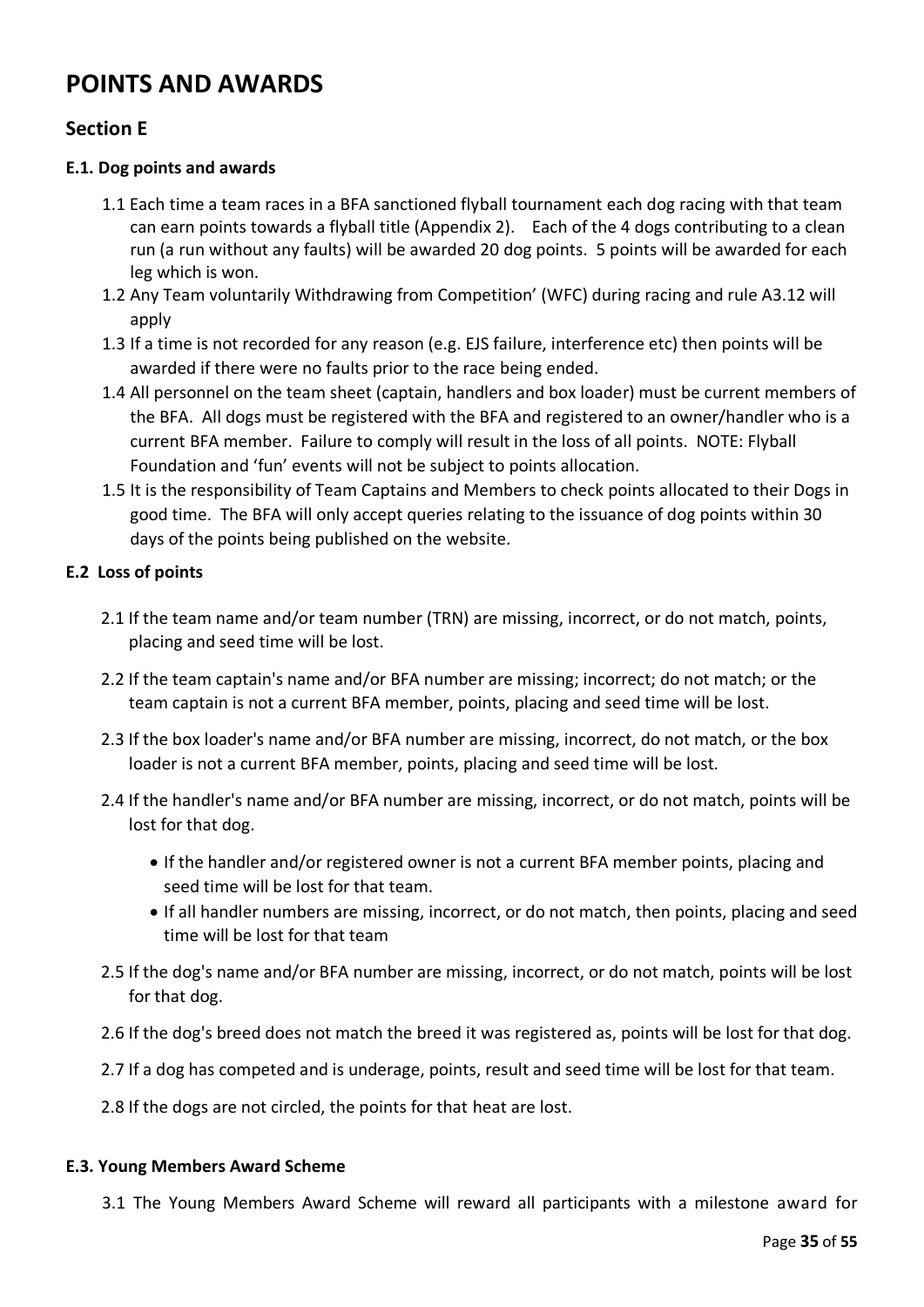# POINTS AND AWARDS

## Section E

### E.1. Dog points and awards

1.1 Each time a team races in a BFA sanctioned flyball tournament each dog racing with that team can earn points towards a flyball title (Appendix 2). Each of the 4 dogs contributing to a clean run (a run without any faults) will be awarded 20 dog points. 5 points will be awarded for each leg which is won.

1.2 Any Team voluntarily Withdrawing from Competition' (WFC) during racing and rule A3.12 will apply

1.3 If a time is not recorded for any reason (e.g. EJS failure, interference etc) then points will be awarded if there were no faults prior to the race being ended.

1.4 All personnel on the team sheet (captain, handlers and box loader) must be current members of the BFA. All dogs must be registered with the BFA and registered to an owner/handler who is a current BFA member. Failure to comply will result in the loss of all points. NOTE: Flyball Foundation and 'fun' events will not be subject to points allocation.

1.5 It is the responsibility of Team Captains and Members to check points allocated to their Dogs in good time. The BFA will only accept queries relating to the issuance of dog points within 30 days of the points being published on the website.

### E.2 Loss of points

2.1 If the team name and/or team number (TRN) are missing, incorrect, or do not match, points, placing and seed time will be lost.

2.2 If the team captain's name and/or BFA number are missing; incorrect; do not match; or the team captain is not a current BFA member, points, placing and seed time will be lost.

2.3 If the box loader's name and/or BFA number are missing, incorrect, do not match, or the box loader is not a current BFA member, points, placing and seed time will be lost.

2.4 If the handler's name and/or BFA number are missing, incorrect, or do not match, points will be lost for that dog.

- If the handler and/or registered owner is not a current BFA member points, placing and seed time will be lost for that team.
- If all handler numbers are missing, incorrect, or do not match, then points, placing and seed time will be lost for that team

2.5 If the dog's name and/or BFA number are missing, incorrect, or do not match, points will be lost for that dog.

2.6 If the dog's breed does not match the breed it was registered as, points will be lost for that dog.

2.7 If a dog has competed and is underage, points, result and seed time will be lost for that team.

2.8 If the dogs are not circled, the points for that heat are lost.

### E.3. Young Members Award Scheme

3.1 The Young Members Award Scheme will reward all participants with a milestone award for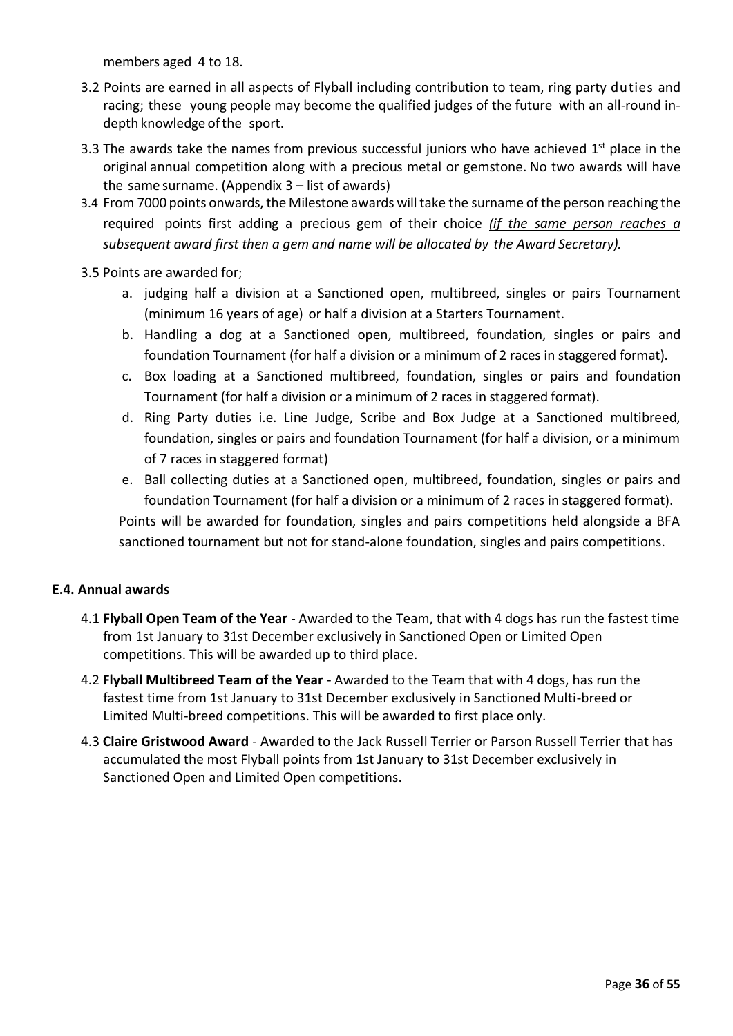members aged 4 to 18.

3.2 Points are earned in all aspects of Flyball including contribution to team, ring party duties and racing; these young people may become the qualified judges of the future with an all-round in-depth knowledge of the sport.

3.3 The awards take the names from previous successful juniors who have achieved 1st place in the original annual competition along with a precious metal or gemstone. No two awards will have the same surname. (Appendix 3 – list of awards)

3.4 From 7000 points onwards, the Milestone awards will take the surname of the person reaching the required points first adding a precious gem of their choice *(if the same person reaches a subsequent award first then a gem and name will be allocated by the Award Secretary).*

3.5 Points are awarded for;

a. judging half a division at a Sanctioned open, multibreed, singles or pairs Tournament (minimum 16 years of age) or half a division at a Starters Tournament.

b. Handling a dog at a Sanctioned open, multibreed, foundation, singles or pairs and foundation Tournament (for half a division or a minimum of 2 races in staggered format).

c. Box loading at a Sanctioned multibreed, foundation, singles or pairs and foundation Tournament (for half a division or a minimum of 2 races in staggered format).

d. Ring Party duties i.e. Line Judge, Scribe and Box Judge at a Sanctioned multibreed, foundation, singles or pairs and foundation Tournament (for half a division, or a minimum of 7 races in staggered format)

e. Ball collecting duties at a Sanctioned open, multibreed, foundation, singles or pairs and foundation Tournament (for half a division or a minimum of 2 races in staggered format).

Points will be awarded for foundation, singles and pairs competitions held alongside a BFA sanctioned tournament but not for stand-alone foundation, singles and pairs competitions.

### E.4. Annual awards

4.1 **Flyball Open Team of the Year** - Awarded to the Team, that with 4 dogs has run the fastest time from 1st January to 31st December exclusively in Sanctioned Open or Limited Open competitions. This will be awarded up to third place.

4.2 **Flyball Multibreed Team of the Year** - Awarded to the Team that with 4 dogs, has run the fastest time from 1st January to 31st December exclusively in Sanctioned Multi-breed or Limited Multi-breed competitions. This will be awarded to first place only.

4.3 **Claire Gristwood Award** - Awarded to the Jack Russell Terrier or Parson Russell Terrier that has accumulated the most Flyball points from 1st January to 31st December exclusively in Sanctioned Open and Limited Open competitions.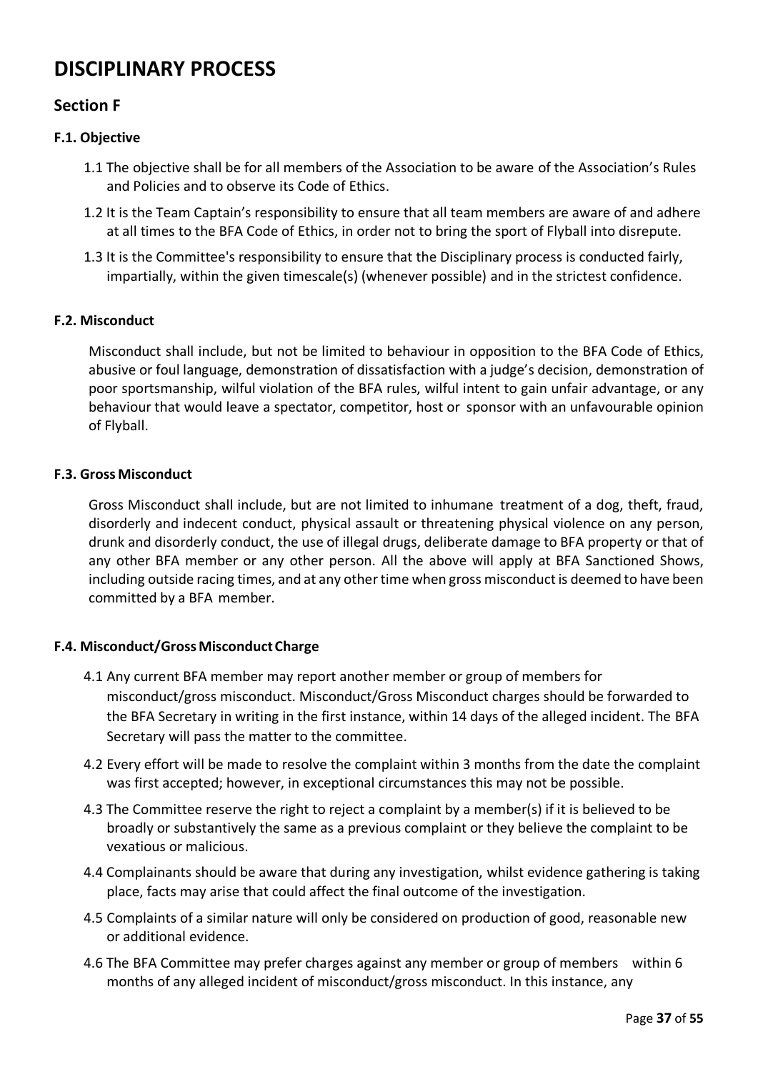# DISCIPLINARY PROCESS

## Section F

### F.1. Objective

1.1 The objective shall be for all members of the Association to be aware of the Association's Rules and Policies and to observe its Code of Ethics.

1.2 It is the Team Captain's responsibility to ensure that all team members are aware of and adhere at all times to the BFA Code of Ethics, in order not to bring the sport of Flyball into disrepute.

1.3 It is the Committee's responsibility to ensure that the Disciplinary process is conducted fairly, impartially, within the given timescale(s) (whenever possible) and in the strictest confidence.

### F.2. Misconduct

Misconduct shall include, but not be limited to behaviour in opposition to the BFA Code of Ethics, abusive or foul language, demonstration of dissatisfaction with a judge's decision, demonstration of poor sportsmanship, wilful violation of the BFA rules, wilful intent to gain unfair advantage, or any behaviour that would leave a spectator, competitor, host or sponsor with an unfavourable opinion of Flyball.

### F.3. Gross Misconduct

Gross Misconduct shall include, but are not limited to inhumane treatment of a dog, theft, fraud, disorderly and indecent conduct, physical assault or threatening physical violence on any person, drunk and disorderly conduct, the use of illegal drugs, deliberate damage to BFA property or that of any other BFA member or any other person. All the above will apply at BFA Sanctioned Shows, including outside racing times, and at any other time when gross misconduct is deemed to have been committed by a BFA member.

### F.4. Misconduct/Gross Misconduct Charge

4.1 Any current BFA member may report another member or group of members for misconduct/gross misconduct. Misconduct/Gross Misconduct charges should be forwarded to the BFA Secretary in writing in the first instance, within 14 days of the alleged incident. The BFA Secretary will pass the matter to the committee.

4.2 Every effort will be made to resolve the complaint within 3 months from the date the complaint was first accepted; however, in exceptional circumstances this may not be possible.

4.3 The Committee reserve the right to reject a complaint by a member(s) if it is believed to be broadly or substantively the same as a previous complaint or they believe the complaint to be vexatious or malicious.

4.4 Complainants should be aware that during any investigation, whilst evidence gathering is taking place, facts may arise that could affect the final outcome of the investigation.

4.5 Complaints of a similar nature will only be considered on production of good, reasonable new or additional evidence.

4.6 The BFA Committee may prefer charges against any member or group of members within 6 months of any alleged incident of misconduct/gross misconduct. In this instance, any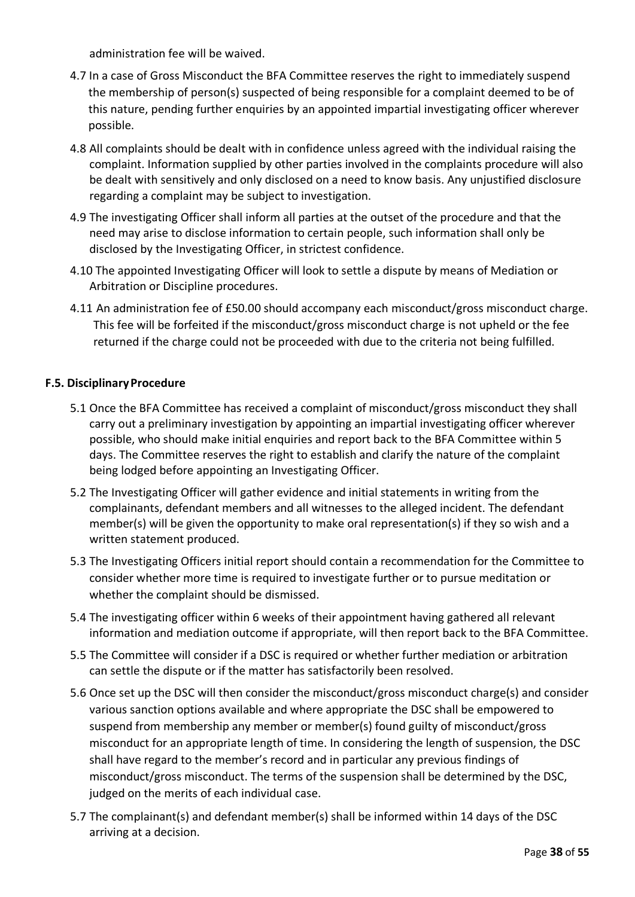administration fee will be waived.

4.7 In a case of Gross Misconduct the BFA Committee reserves the right to immediately suspend the membership of person(s) suspected of being responsible for a complaint deemed to be of this nature, pending further enquiries by an appointed impartial investigating officer wherever possible.

4.8 All complaints should be dealt with in confidence unless agreed with the individual raising the complaint. Information supplied by other parties involved in the complaints procedure will also be dealt with sensitively and only disclosed on a need to know basis. Any unjustified disclosure regarding a complaint may be subject to investigation.

4.9 The investigating Officer shall inform all parties at the outset of the procedure and that the need may arise to disclose information to certain people, such information shall only be disclosed by the Investigating Officer, in strictest confidence.

4.10 The appointed Investigating Officer will look to settle a dispute by means of Mediation or Arbitration or Discipline procedures.

4.11 An administration fee of £50.00 should accompany each misconduct/gross misconduct charge. This fee will be forfeited if the misconduct/gross misconduct charge is not upheld or the fee returned if the charge could not be proceeded with due to the criteria not being fulfilled.

**F.5. Disciplinary Procedure**

5.1 Once the BFA Committee has received a complaint of misconduct/gross misconduct they shall carry out a preliminary investigation by appointing an impartial investigating officer wherever possible, who should make initial enquiries and report back to the BFA Committee within 5 days. The Committee reserves the right to establish and clarify the nature of the complaint being lodged before appointing an Investigating Officer.

5.2 The Investigating Officer will gather evidence and initial statements in writing from the complainants, defendant members and all witnesses to the alleged incident. The defendant member(s) will be given the opportunity to make oral representation(s) if they so wish and a written statement produced.

5.3 The Investigating Officers initial report should contain a recommendation for the Committee to consider whether more time is required to investigate further or to pursue meditation or whether the complaint should be dismissed.

5.4 The investigating officer within 6 weeks of their appointment having gathered all relevant information and mediation outcome if appropriate, will then report back to the BFA Committee.

5.5 The Committee will consider if a DSC is required or whether further mediation or arbitration can settle the dispute or if the matter has satisfactorily been resolved.

5.6 Once set up the DSC will then consider the misconduct/gross misconduct charge(s) and consider various sanction options available and where appropriate the DSC shall be empowered to suspend from membership any member or member(s) found guilty of misconduct/gross misconduct for an appropriate length of time. In considering the length of suspension, the DSC shall have regard to the member's record and in particular any previous findings of misconduct/gross misconduct. The terms of the suspension shall be determined by the DSC, judged on the merits of each individual case.

5.7 The complainant(s) and defendant member(s) shall be informed within 14 days of the DSC arriving at a decision.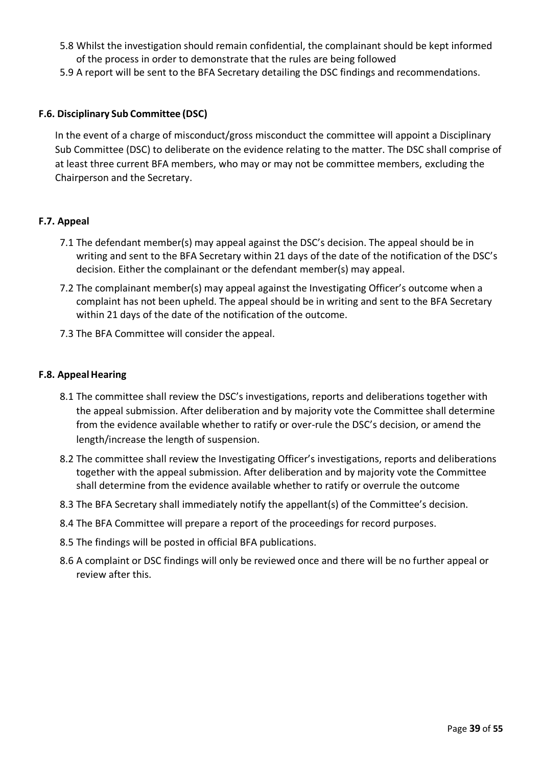5.8 Whilst the investigation should remain confidential, the complainant should be kept informed of the process in order to demonstrate that the rules are being followed

5.9 A report will be sent to the BFA Secretary detailing the DSC findings and recommendations.

### F.6. Disciplinary Sub Committee (DSC)

In the event of a charge of misconduct/gross misconduct the committee will appoint a Disciplinary Sub Committee (DSC) to deliberate on the evidence relating to the matter. The DSC shall comprise of at least three current BFA members, who may or may not be committee members, excluding the Chairperson and the Secretary.

### F.7. Appeal

7.1 The defendant member(s) may appeal against the DSC's decision. The appeal should be in writing and sent to the BFA Secretary within 21 days of the date of the notification of the DSC's decision. Either the complainant or the defendant member(s) may appeal.

7.2 The complainant member(s) may appeal against the Investigating Officer's outcome when a complaint has not been upheld. The appeal should be in writing and sent to the BFA Secretary within 21 days of the date of the notification of the outcome.

7.3 The BFA Committee will consider the appeal.

### F.8. Appeal Hearing

8.1 The committee shall review the DSC's investigations, reports and deliberations together with the appeal submission. After deliberation and by majority vote the Committee shall determine from the evidence available whether to ratify or over-rule the DSC's decision, or amend the length/increase the length of suspension.

8.2 The committee shall review the Investigating Officer's investigations, reports and deliberations together with the appeal submission. After deliberation and by majority vote the Committee shall determine from the evidence available whether to ratify or overrule the outcome

8.3 The BFA Secretary shall immediately notify the appellant(s) of the Committee's decision.

8.4 The BFA Committee will prepare a report of the proceedings for record purposes.

8.5 The findings will be posted in official BFA publications.

8.6 A complaint or DSC findings will only be reviewed once and there will be no further appeal or review after this.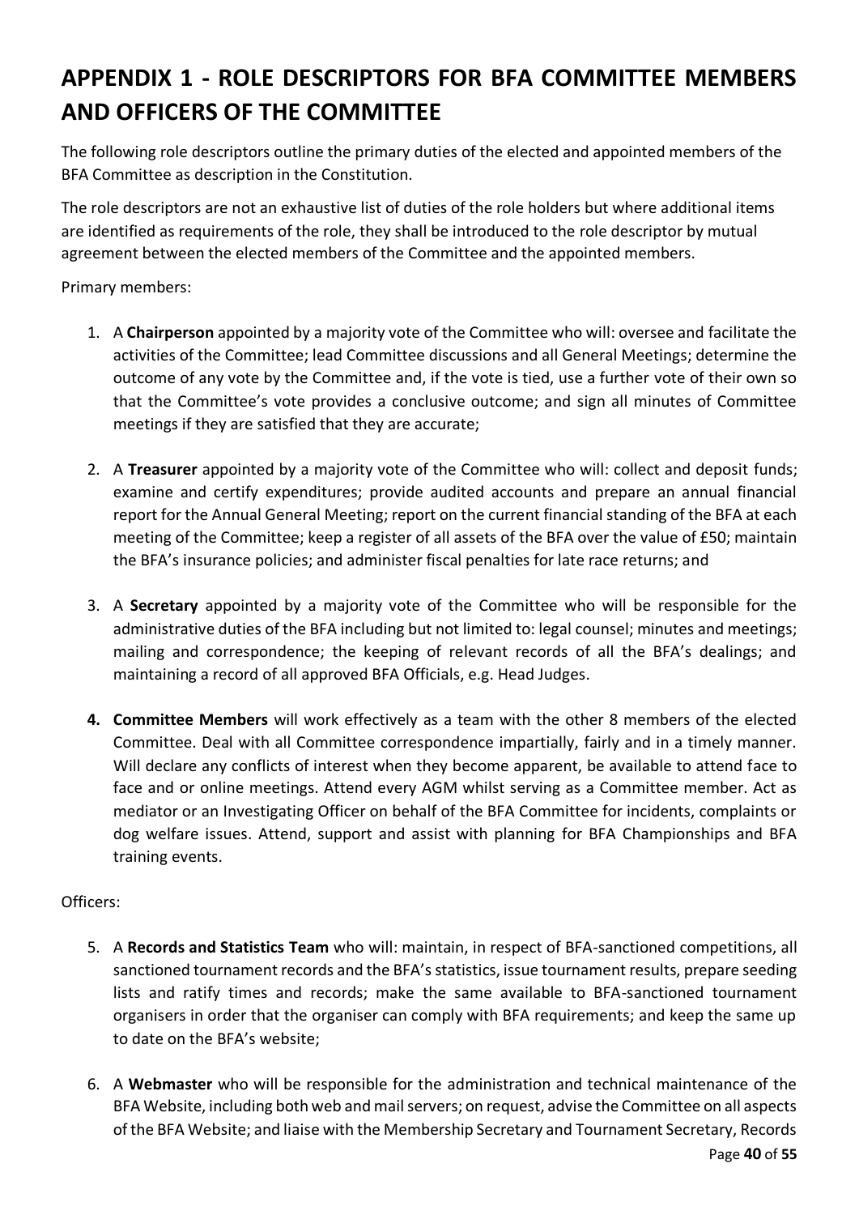# APPENDIX 1 - ROLE DESCRIPTORS FOR BFA COMMITTEE MEMBERS AND OFFICERS OF THE COMMITTEE

The following role descriptors outline the primary duties of the elected and appointed members of the BFA Committee as description in the Constitution.

The role descriptors are not an exhaustive list of duties of the role holders but where additional items are identified as requirements of the role, they shall be introduced to the role descriptor by mutual agreement between the elected members of the Committee and the appointed members.

Primary members:

1. A **Chairperson** appointed by a majority vote of the Committee who will: oversee and facilitate the activities of the Committee; lead Committee discussions and all General Meetings; determine the outcome of any vote by the Committee and, if the vote is tied, use a further vote of their own so that the Committee's vote provides a conclusive outcome; and sign all minutes of Committee meetings if they are satisfied that they are accurate;

2. A **Treasurer** appointed by a majority vote of the Committee who will: collect and deposit funds; examine and certify expenditures; provide audited accounts and prepare an annual financial report for the Annual General Meeting; report on the current financial standing of the BFA at each meeting of the Committee; keep a register of all assets of the BFA over the value of £50; maintain the BFA's insurance policies; and administer fiscal penalties for late race returns; and

3. A **Secretary** appointed by a majority vote of the Committee who will be responsible for the administrative duties of the BFA including but not limited to: legal counsel; minutes and meetings; mailing and correspondence; the keeping of relevant records of all the BFA's dealings; and maintaining a record of all approved BFA Officials, e.g. Head Judges.

4. **Committee Members** will work effectively as a team with the other 8 members of the elected Committee. Deal with all Committee correspondence impartially, fairly and in a timely manner. Will declare any conflicts of interest when they become apparent, be available to attend face to face and or online meetings. Attend every AGM whilst serving as a Committee member. Act as mediator or an Investigating Officer on behalf of the BFA Committee for incidents, complaints or dog welfare issues. Attend, support and assist with planning for BFA Championships and BFA training events.

Officers:

5. A **Records and Statistics Team** who will: maintain, in respect of BFA-sanctioned competitions, all sanctioned tournament records and the BFA's statistics, issue tournament results, prepare seeding lists and ratify times and records; make the same available to BFA-sanctioned tournament organisers in order that the organiser can comply with BFA requirements; and keep the same up to date on the BFA's website;

6. A **Webmaster** who will be responsible for the administration and technical maintenance of the BFA Website, including both web and mail servers; on request, advise the Committee on all aspects of the BFA Website; and liaise with the Membership Secretary and Tournament Secretary, Records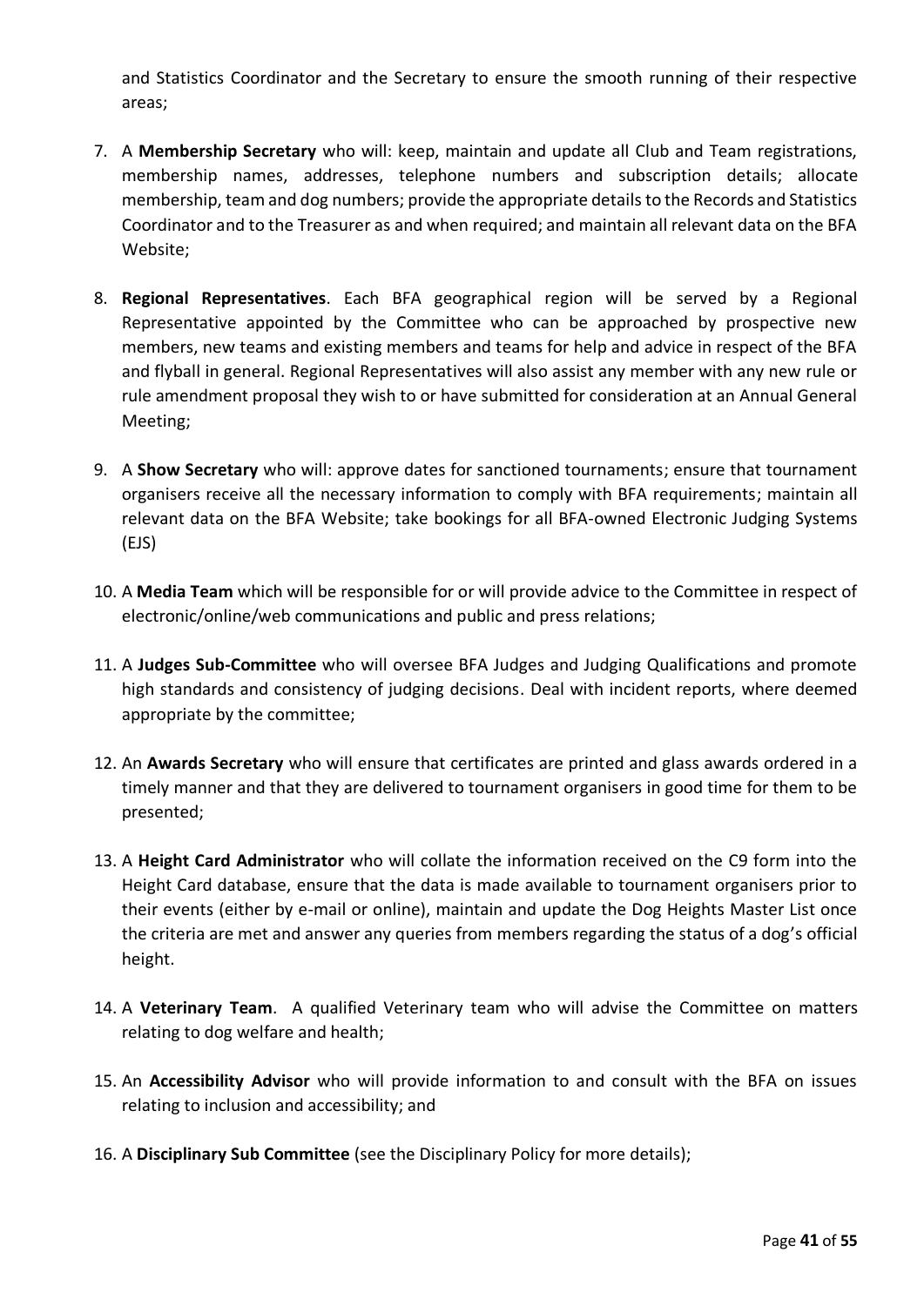and Statistics Coordinator and the Secretary to ensure the smooth running of their respective areas;

7. A **Membership Secretary** who will: keep, maintain and update all Club and Team registrations, membership names, addresses, telephone numbers and subscription details; allocate membership, team and dog numbers; provide the appropriate details to the Records and Statistics Coordinator and to the Treasurer as and when required; and maintain all relevant data on the BFA Website;

8. **Regional Representatives**. Each BFA geographical region will be served by a Regional Representative appointed by the Committee who can be approached by prospective new members, new teams and existing members and teams for help and advice in respect of the BFA and flyball in general. Regional Representatives will also assist any member with any new rule or rule amendment proposal they wish to or have submitted for consideration at an Annual General Meeting;

9. A **Show Secretary** who will: approve dates for sanctioned tournaments; ensure that tournament organisers receive all the necessary information to comply with BFA requirements; maintain all relevant data on the BFA Website; take bookings for all BFA-owned Electronic Judging Systems (EJS)

10. A **Media Team** which will be responsible for or will provide advice to the Committee in respect of electronic/online/web communications and public and press relations;

11. A **Judges Sub-Committee** who will oversee BFA Judges and Judging Qualifications and promote high standards and consistency of judging decisions. Deal with incident reports, where deemed appropriate by the committee;

12. An **Awards Secretary** who will ensure that certificates are printed and glass awards ordered in a timely manner and that they are delivered to tournament organisers in good time for them to be presented;

13. A **Height Card Administrator** who will collate the information received on the C9 form into the Height Card database, ensure that the data is made available to tournament organisers prior to their events (either by e-mail or online), maintain and update the Dog Heights Master List once the criteria are met and answer any queries from members regarding the status of a dog's official height.

14. A **Veterinary Team**. A qualified Veterinary team who will advise the Committee on matters relating to dog welfare and health;

15. An **Accessibility Advisor** who will provide information to and consult with the BFA on issues relating to inclusion and accessibility; and

16. A **Disciplinary Sub Committee** (see the Disciplinary Policy for more details);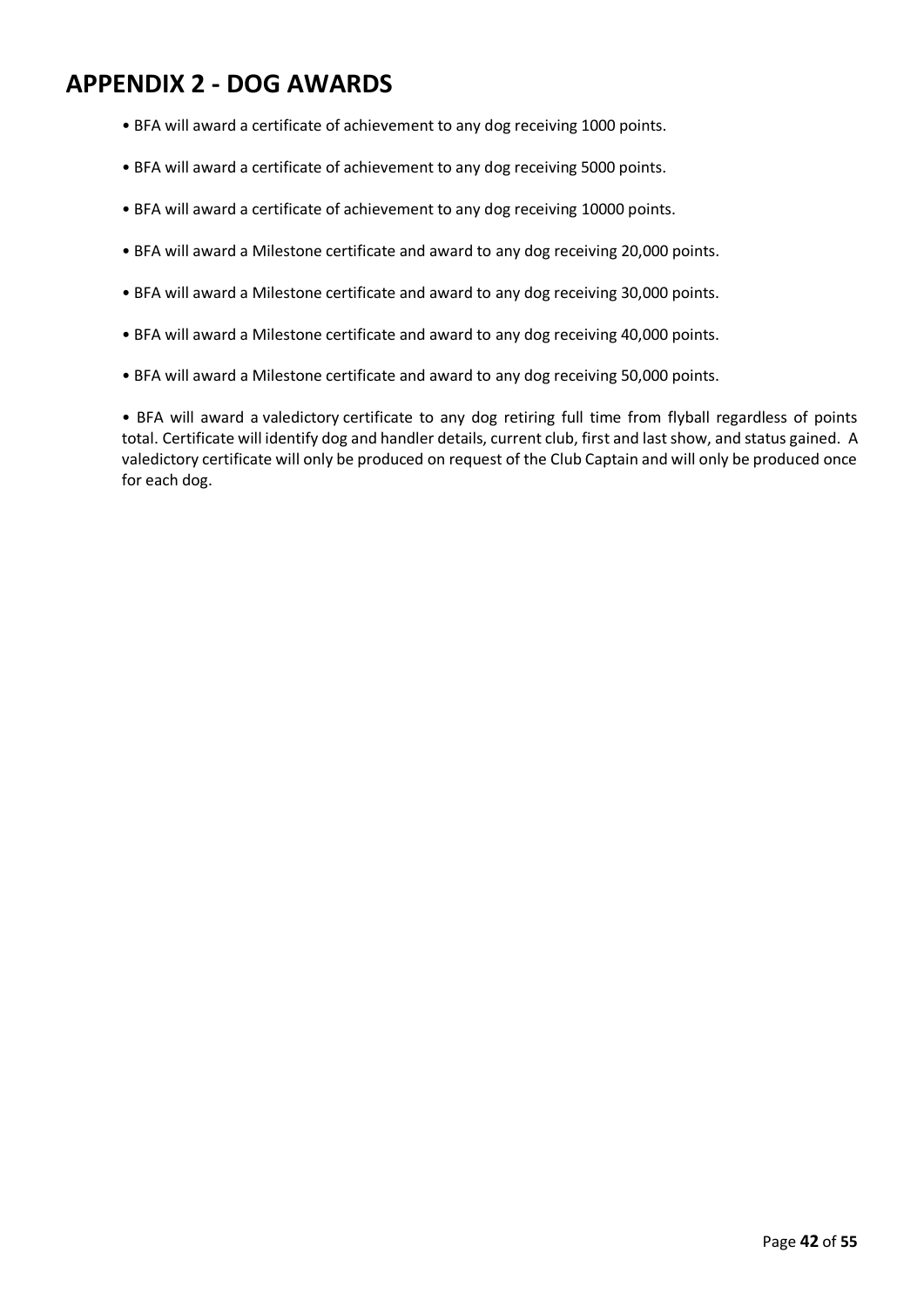# APPENDIX 2 - DOG AWARDS

- BFA will award a certificate of achievement to any dog receiving 1000 points.
- BFA will award a certificate of achievement to any dog receiving 5000 points.
- BFA will award a certificate of achievement to any dog receiving 10000 points.
- BFA will award a Milestone certificate and award to any dog receiving 20,000 points.
- BFA will award a Milestone certificate and award to any dog receiving 30,000 points.
- BFA will award a Milestone certificate and award to any dog receiving 40,000 points.
- BFA will award a Milestone certificate and award to any dog receiving 50,000 points.
- BFA will award a valedictory certificate to any dog retiring full time from flyball regardless of points total. Certificate will identify dog and handler details, current club, first and last show, and status gained. A valedictory certificate will only be produced on request of the Club Captain and will only be produced once for each dog.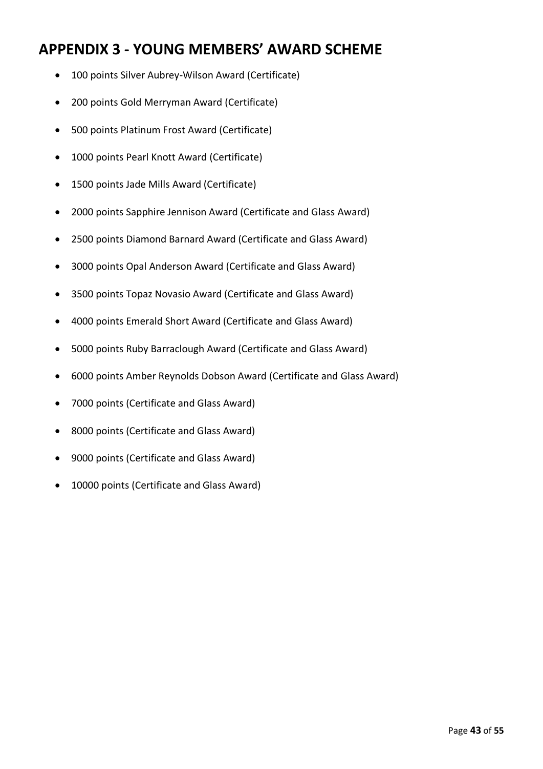## APPENDIX 3 - YOUNG MEMBERS' AWARD SCHEME

- 100 points Silver Aubrey-Wilson Award (Certificate)
- 200 points Gold Merryman Award (Certificate)
- 500 points Platinum Frost Award (Certificate)
- 1000 points Pearl Knott Award (Certificate)
- 1500 points Jade Mills Award (Certificate)
- 2000 points Sapphire Jennison Award (Certificate and Glass Award)
- 2500 points Diamond Barnard Award (Certificate and Glass Award)
- 3000 points Opal Anderson Award (Certificate and Glass Award)
- 3500 points Topaz Novasio Award (Certificate and Glass Award)
- 4000 points Emerald Short Award (Certificate and Glass Award)
- 5000 points Ruby Barraclough Award (Certificate and Glass Award)
- 6000 points Amber Reynolds Dobson Award (Certificate and Glass Award)
- 7000 points (Certificate and Glass Award)
- 8000 points (Certificate and Glass Award)
- 9000 points (Certificate and Glass Award)
- 10000 points (Certificate and Glass Award)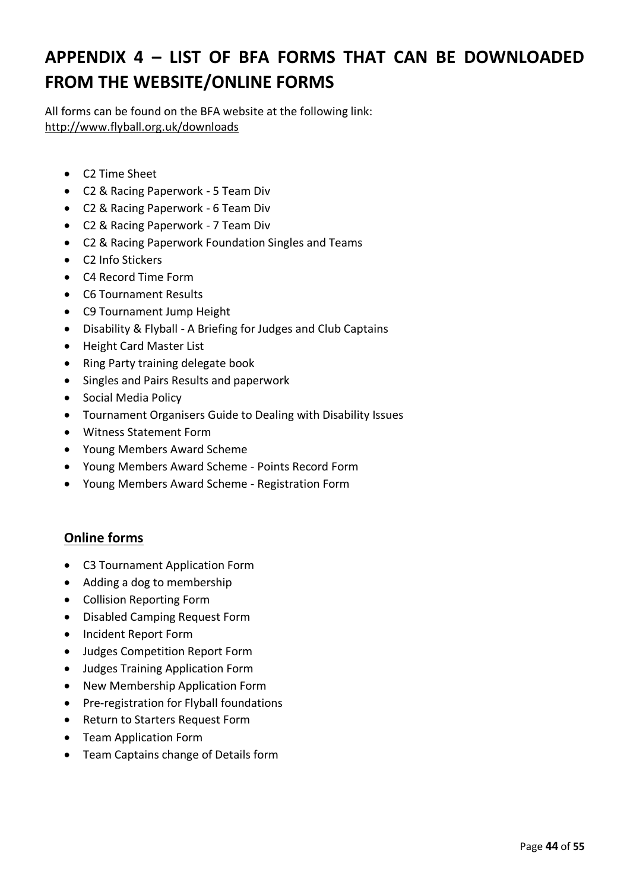# APPENDIX 4 – LIST OF BFA FORMS THAT CAN BE DOWNLOADED FROM THE WEBSITE/ONLINE FORMS

All forms can be found on the BFA website at the following link:
http://www.flyball.org.uk/downloads

- C2 Time Sheet
- C2 & Racing Paperwork - 5 Team Div
- C2 & Racing Paperwork - 6 Team Div
- C2 & Racing Paperwork - 7 Team Div
- C2 & Racing Paperwork Foundation Singles and Teams
- C2 Info Stickers
- C4 Record Time Form
- C6 Tournament Results
- C9 Tournament Jump Height
- Disability & Flyball - A Briefing for Judges and Club Captains
- Height Card Master List
- Ring Party training delegate book
- Singles and Pairs Results and paperwork
- Social Media Policy
- Tournament Organisers Guide to Dealing with Disability Issues
- Witness Statement Form
- Young Members Award Scheme
- Young Members Award Scheme - Points Record Form
- Young Members Award Scheme - Registration Form

## Online forms

- C3 Tournament Application Form
- Adding a dog to membership
- Collision Reporting Form
- Disabled Camping Request Form
- Incident Report Form
- Judges Competition Report Form
- Judges Training Application Form
- New Membership Application Form
- Pre-registration for Flyball foundations
- Return to Starters Request Form
- Team Application Form
- Team Captains change of Details form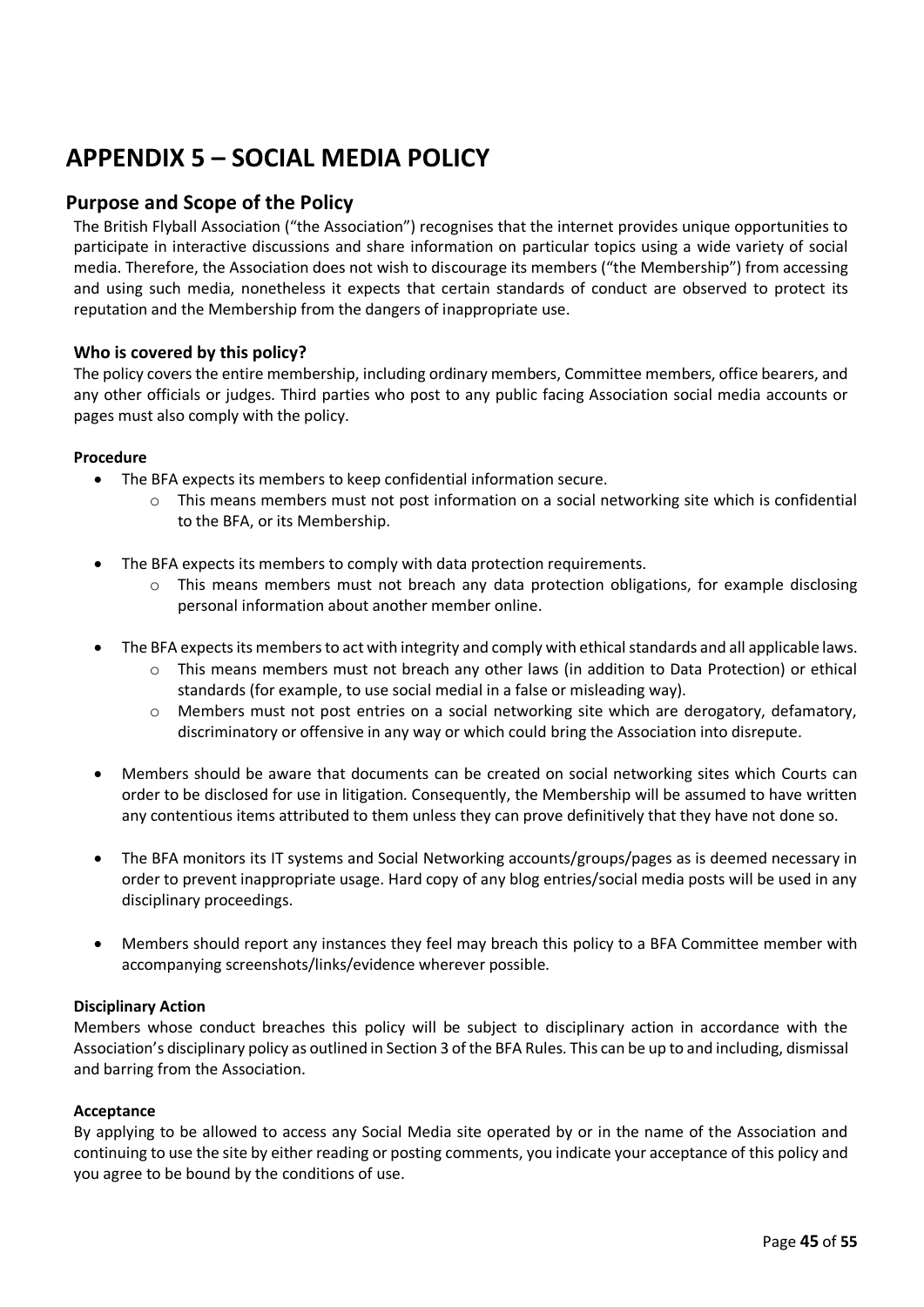# APPENDIX 5 – SOCIAL MEDIA POLICY

## Purpose and Scope of the Policy

The British Flyball Association ("the Association") recognises that the internet provides unique opportunities to participate in interactive discussions and share information on particular topics using a wide variety of social media. Therefore, the Association does not wish to discourage its members ("the Membership") from accessing and using such media, nonetheless it expects that certain standards of conduct are observed to protect its reputation and the Membership from the dangers of inappropriate use.

### Who is covered by this policy?

The policy covers the entire membership, including ordinary members, Committee members, office bearers, and any other officials or judges. Third parties who post to any public facing Association social media accounts or pages must also comply with the policy.

#### Procedure

- The BFA expects its members to keep confidential information secure.
  - This means members must not post information on a social networking site which is confidential to the BFA, or its Membership.
- The BFA expects its members to comply with data protection requirements.
  - This means members must not breach any data protection obligations, for example disclosing personal information about another member online.
- The BFA expects its members to act with integrity and comply with ethical standards and all applicable laws.
  - This means members must not breach any other laws (in addition to Data Protection) or ethical standards (for example, to use social medial in a false or misleading way).
  - Members must not post entries on a social networking site which are derogatory, defamatory, discriminatory or offensive in any way or which could bring the Association into disrepute.
- Members should be aware that documents can be created on social networking sites which Courts can order to be disclosed for use in litigation. Consequently, the Membership will be assumed to have written any contentious items attributed to them unless they can prove definitively that they have not done so.
- The BFA monitors its IT systems and Social Networking accounts/groups/pages as is deemed necessary in order to prevent inappropriate usage. Hard copy of any blog entries/social media posts will be used in any disciplinary proceedings.
- Members should report any instances they feel may breach this policy to a BFA Committee member with accompanying screenshots/links/evidence wherever possible.

#### Disciplinary Action

Members whose conduct breaches this policy will be subject to disciplinary action in accordance with the Association's disciplinary policy as outlined in Section 3 of the BFA Rules. This can be up to and including, dismissal and barring from the Association.

#### Acceptance

By applying to be allowed to access any Social Media site operated by or in the name of the Association and continuing to use the site by either reading or posting comments, you indicate your acceptance of this policy and you agree to be bound by the conditions of use.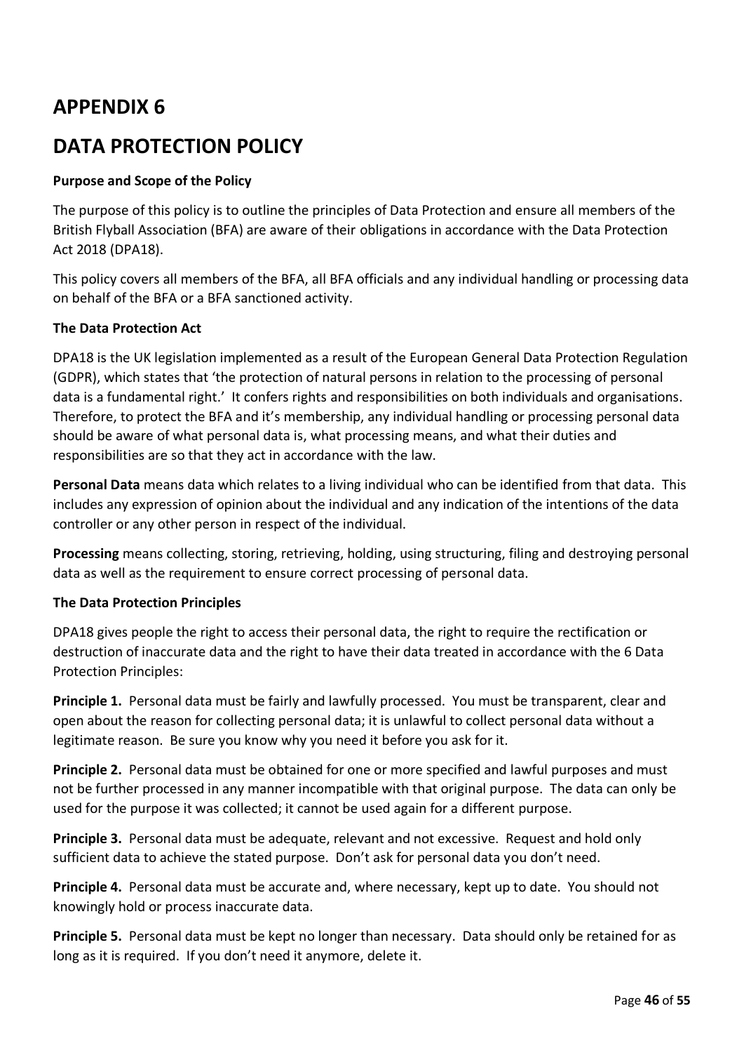# APPENDIX 6

# DATA PROTECTION POLICY

**Purpose and Scope of the Policy**

The purpose of this policy is to outline the principles of Data Protection and ensure all members of the British Flyball Association (BFA) are aware of their obligations in accordance with the Data Protection Act 2018 (DPA18).

This policy covers all members of the BFA, all BFA officials and any individual handling or processing data on behalf of the BFA or a BFA sanctioned activity.

**The Data Protection Act**

DPA18 is the UK legislation implemented as a result of the European General Data Protection Regulation (GDPR), which states that 'the protection of natural persons in relation to the processing of personal data is a fundamental right.' It confers rights and responsibilities on both individuals and organisations. Therefore, to protect the BFA and it's membership, any individual handling or processing personal data should be aware of what personal data is, what processing means, and what their duties and responsibilities are so that they act in accordance with the law.

**Personal Data** means data which relates to a living individual who can be identified from that data. This includes any expression of opinion about the individual and any indication of the intentions of the data controller or any other person in respect of the individual.

**Processing** means collecting, storing, retrieving, holding, using structuring, filing and destroying personal data as well as the requirement to ensure correct processing of personal data.

**The Data Protection Principles**

DPA18 gives people the right to access their personal data, the right to require the rectification or destruction of inaccurate data and the right to have their data treated in accordance with the 6 Data Protection Principles:

**Principle 1.** Personal data must be fairly and lawfully processed. You must be transparent, clear and open about the reason for collecting personal data; it is unlawful to collect personal data without a legitimate reason. Be sure you know why you need it before you ask for it.

**Principle 2.** Personal data must be obtained for one or more specified and lawful purposes and must not be further processed in any manner incompatible with that original purpose. The data can only be used for the purpose it was collected; it cannot be used again for a different purpose.

**Principle 3.** Personal data must be adequate, relevant and not excessive. Request and hold only sufficient data to achieve the stated purpose. Don't ask for personal data you don't need.

**Principle 4.** Personal data must be accurate and, where necessary, kept up to date. You should not knowingly hold or process inaccurate data.

**Principle 5.** Personal data must be kept no longer than necessary. Data should only be retained for as long as it is required. If you don't need it anymore, delete it.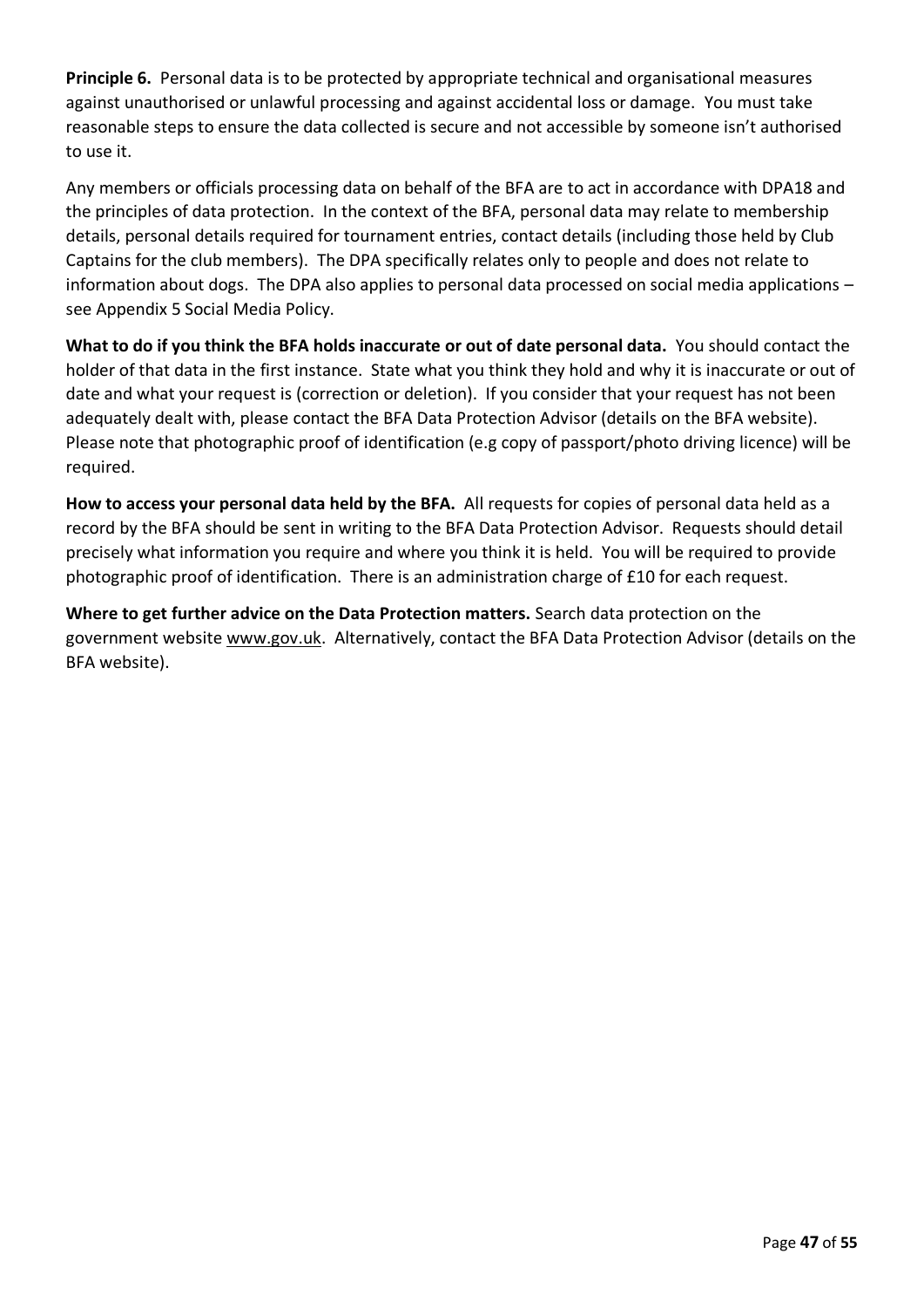**Principle 6.** Personal data is to be protected by appropriate technical and organisational measures against unauthorised or unlawful processing and against accidental loss or damage. You must take reasonable steps to ensure the data collected is secure and not accessible by someone isn't authorised to use it.

Any members or officials processing data on behalf of the BFA are to act in accordance with DPA18 and the principles of data protection. In the context of the BFA, personal data may relate to membership details, personal details required for tournament entries, contact details (including those held by Club Captains for the club members). The DPA specifically relates only to people and does not relate to information about dogs. The DPA also applies to personal data processed on social media applications – see Appendix 5 Social Media Policy.

**What to do if you think the BFA holds inaccurate or out of date personal data.** You should contact the holder of that data in the first instance. State what you think they hold and why it is inaccurate or out of date and what your request is (correction or deletion). If you consider that your request has not been adequately dealt with, please contact the BFA Data Protection Advisor (details on the BFA website). Please note that photographic proof of identification (e.g copy of passport/photo driving licence) will be required.

**How to access your personal data held by the BFA.** All requests for copies of personal data held as a record by the BFA should be sent in writing to the BFA Data Protection Advisor. Requests should detail precisely what information you require and where you think it is held. You will be required to provide photographic proof of identification. There is an administration charge of £10 for each request.

**Where to get further advice on the Data Protection matters.** Search data protection on the government website www.gov.uk. Alternatively, contact the BFA Data Protection Advisor (details on the BFA website).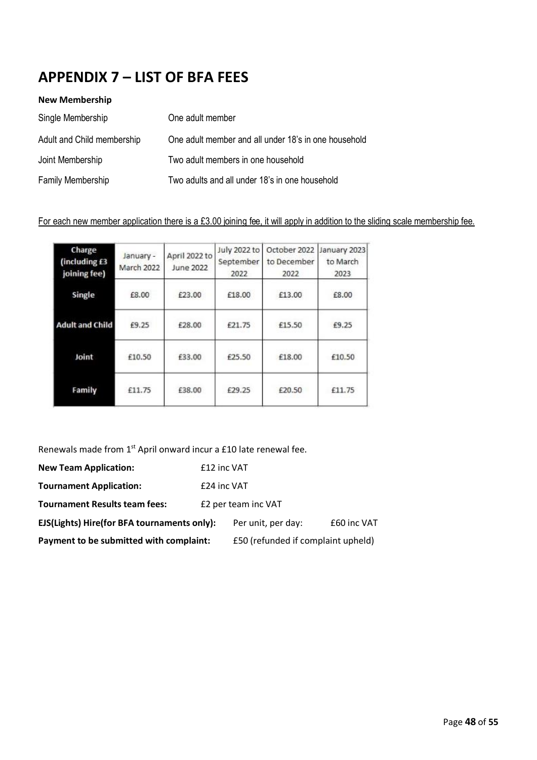# APPENDIX 7 – LIST OF BFA FEES

**New Membership**

| | |
|---|---|
| Single Membership | One adult member |
| Adult and Child membership | One adult member and all under 18's in one household |
| Joint Membership | Two adult members in one household |
| Family Membership | Two adults and all under 18's in one household |

For each new member application there is a £3.00 joining fee, it will apply in addition to the sliding scale membership fee.

| Charge (including £3 joining fee) | January - March 2022 | April 2022 to June 2022 | July 2022 to September 2022 | October 2022 to December 2022 | January 2023 to March 2023 |
|---|---|---|---|---|---|
| Single | £8.00 | £23.00 | £18.00 | £13.00 | £8.00 |
| Adult and Child | £9.25 | £28.00 | £21.75 | £15.50 | £9.25 |
| Joint | £10.50 | £33.00 | £25.50 | £18.00 | £10.50 |
| Family | £11.75 | £38.00 | £29.25 | £20.50 | £11.75 |

Renewals made from 1st April onward incur a £10 late renewal fee.

| | | |
|---|---|---|
| **New Team Application:** | £12 inc VAT | |
| **Tournament Application:** | £24 inc VAT | |
| **Tournament Results team fees:** | £2 per team inc VAT | |
| **EJS(Lights) Hire(for BFA tournaments only):** | Per unit, per day: | £60 inc VAT |
| **Payment to be submitted with complaint:** | £50 (refunded if complaint upheld) | |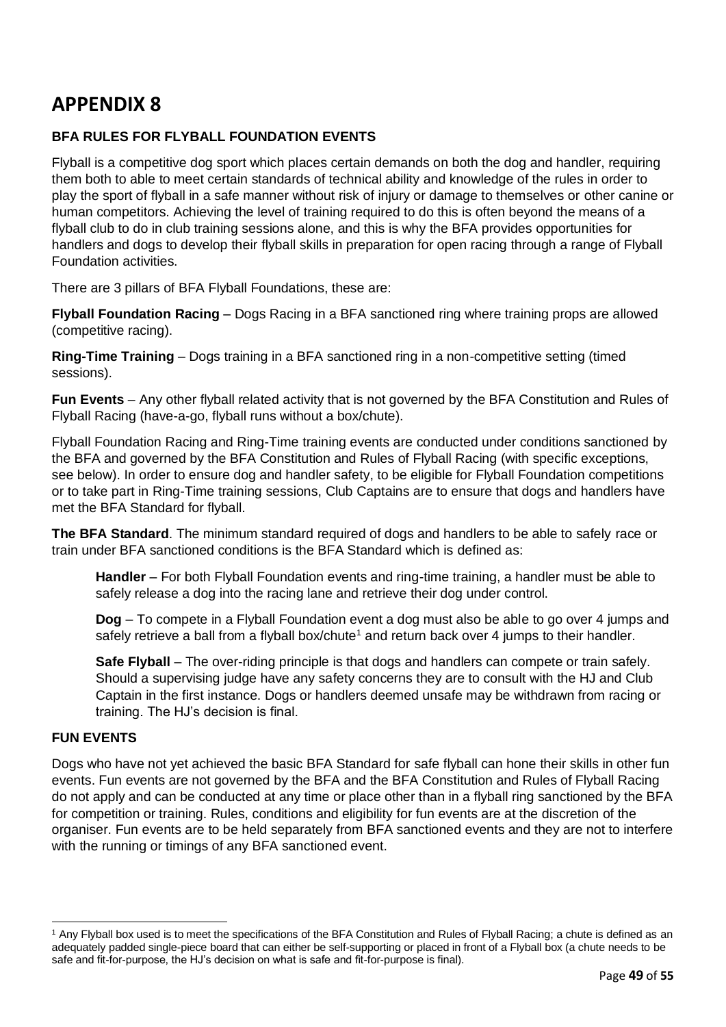# APPENDIX 8

**BFA RULES FOR FLYBALL FOUNDATION EVENTS**

Flyball is a competitive dog sport which places certain demands on both the dog and handler, requiring them both to able to meet certain standards of technical ability and knowledge of the rules in order to play the sport of flyball in a safe manner without risk of injury or damage to themselves or other canine or human competitors. Achieving the level of training required to do this is often beyond the means of a flyball club to do in club training sessions alone, and this is why the BFA provides opportunities for handlers and dogs to develop their flyball skills in preparation for open racing through a range of Flyball Foundation activities.

There are 3 pillars of BFA Flyball Foundations, these are:

**Flyball Foundation Racing** – Dogs Racing in a BFA sanctioned ring where training props are allowed (competitive racing).

**Ring-Time Training** – Dogs training in a BFA sanctioned ring in a non-competitive setting (timed sessions).

**Fun Events** – Any other flyball related activity that is not governed by the BFA Constitution and Rules of Flyball Racing (have-a-go, flyball runs without a box/chute).

Flyball Foundation Racing and Ring-Time training events are conducted under conditions sanctioned by the BFA and governed by the BFA Constitution and Rules of Flyball Racing (with specific exceptions, see below). In order to ensure dog and handler safety, to be eligible for Flyball Foundation competitions or to take part in Ring-Time training sessions, Club Captains are to ensure that dogs and handlers have met the BFA Standard for flyball.

**The BFA Standard**. The minimum standard required of dogs and handlers to be able to safely race or train under BFA sanctioned conditions is the BFA Standard which is defined as:

> **Handler** – For both Flyball Foundation events and ring-time training, a handler must be able to safely release a dog into the racing lane and retrieve their dog under control.
>
> **Dog** – To compete in a Flyball Foundation event a dog must also be able to go over 4 jumps and safely retrieve a ball from a flyball box/chute[1] and return back over 4 jumps to their handler.
>
> **Safe Flyball** – The over-riding principle is that dogs and handlers can compete or train safely. Should a supervising judge have any safety concerns they are to consult with the HJ and Club Captain in the first instance. Dogs or handlers deemed unsafe may be withdrawn from racing or training. The HJ's decision is final.

**FUN EVENTS**

Dogs who have not yet achieved the basic BFA Standard for safe flyball can hone their skills in other fun events. Fun events are not governed by the BFA and the BFA Constitution and Rules of Flyball Racing do not apply and can be conducted at any time or place other than in a flyball ring sanctioned by the BFA for competition or training. Rules, conditions and eligibility for fun events are at the discretion of the organiser. Fun events are to be held separately from BFA sanctioned events and they are not to interfere with the running or timings of any BFA sanctioned event.

---

[1] Any Flyball box used is to meet the specifications of the BFA Constitution and Rules of Flyball Racing; a chute is defined as an adequately padded single-piece board that can either be self-supporting or placed in front of a Flyball box (a chute needs to be safe and fit-for-purpose, the HJ's decision on what is safe and fit-for-purpose is final).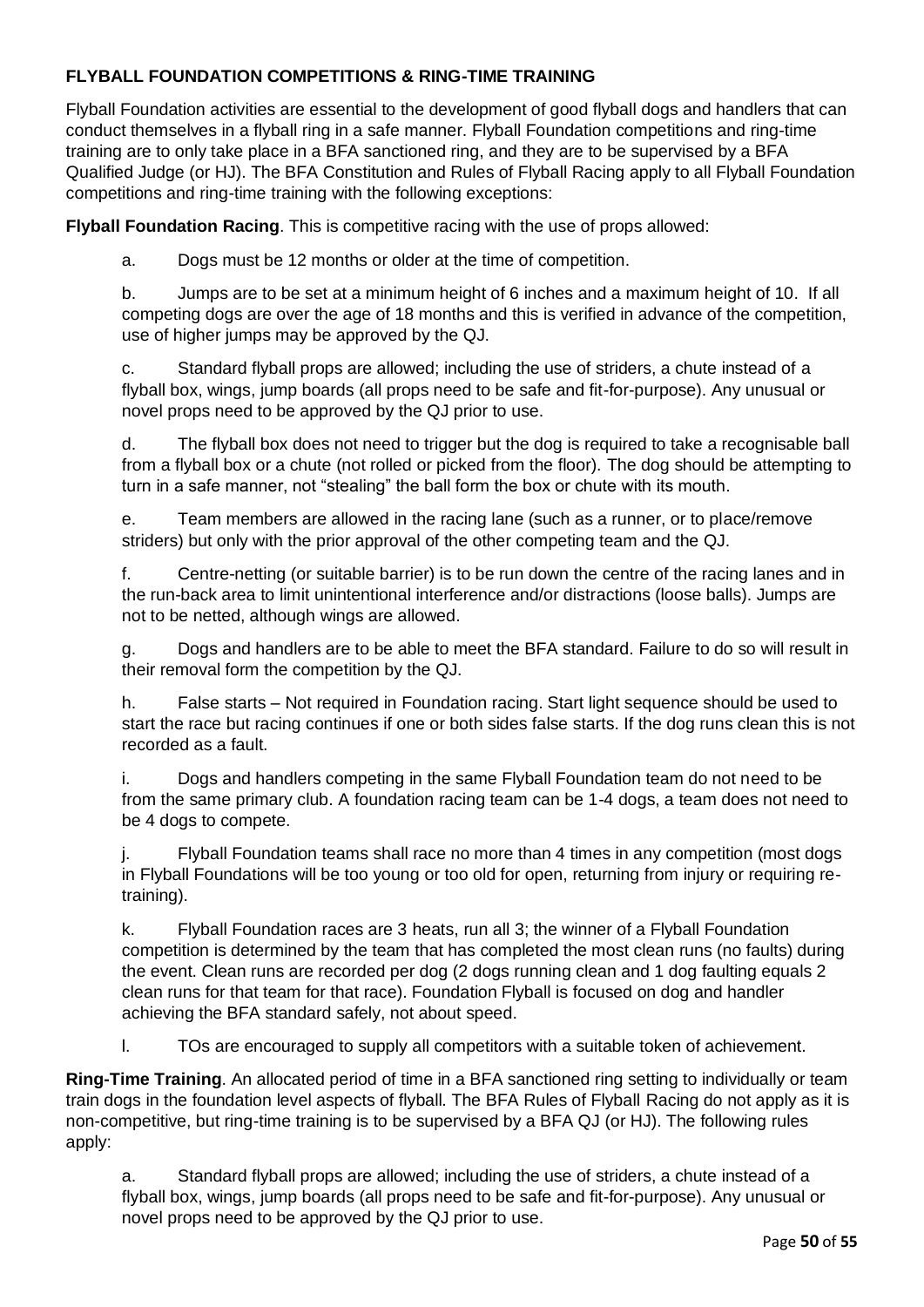**FLYBALL FOUNDATION COMPETITIONS & RING-TIME TRAINING**

Flyball Foundation activities are essential to the development of good flyball dogs and handlers that can conduct themselves in a flyball ring in a safe manner. Flyball Foundation competitions and ring-time training are to only take place in a BFA sanctioned ring, and they are to be supervised by a BFA Qualified Judge (or HJ). The BFA Constitution and Rules of Flyball Racing apply to all Flyball Foundation competitions and ring-time training with the following exceptions:

**Flyball Foundation Racing**. This is competitive racing with the use of props allowed:

a. Dogs must be 12 months or older at the time of competition.

b. Jumps are to be set at a minimum height of 6 inches and a maximum height of 10. If all competing dogs are over the age of 18 months and this is verified in advance of the competition, use of higher jumps may be approved by the QJ.

c. Standard flyball props are allowed; including the use of striders, a chute instead of a flyball box, wings, jump boards (all props need to be safe and fit-for-purpose). Any unusual or novel props need to be approved by the QJ prior to use.

d. The flyball box does not need to trigger but the dog is required to take a recognisable ball from a flyball box or a chute (not rolled or picked from the floor). The dog should be attempting to turn in a safe manner, not "stealing" the ball form the box or chute with its mouth.

e. Team members are allowed in the racing lane (such as a runner, or to place/remove striders) but only with the prior approval of the other competing team and the QJ.

f. Centre-netting (or suitable barrier) is to be run down the centre of the racing lanes and in the run-back area to limit unintentional interference and/or distractions (loose balls). Jumps are not to be netted, although wings are allowed.

g. Dogs and handlers are to be able to meet the BFA standard. Failure to do so will result in their removal form the competition by the QJ.

h. False starts – Not required in Foundation racing. Start light sequence should be used to start the race but racing continues if one or both sides false starts. If the dog runs clean this is not recorded as a fault.

i. Dogs and handlers competing in the same Flyball Foundation team do not need to be from the same primary club. A foundation racing team can be 1-4 dogs, a team does not need to be 4 dogs to compete.

j. Flyball Foundation teams shall race no more than 4 times in any competition (most dogs in Flyball Foundations will be too young or too old for open, returning from injury or requiring re-training).

k. Flyball Foundation races are 3 heats, run all 3; the winner of a Flyball Foundation competition is determined by the team that has completed the most clean runs (no faults) during the event. Clean runs are recorded per dog (2 dogs running clean and 1 dog faulting equals 2 clean runs for that team for that race). Foundation Flyball is focused on dog and handler achieving the BFA standard safely, not about speed.

l. TOs are encouraged to supply all competitors with a suitable token of achievement.

**Ring-Time Training**. An allocated period of time in a BFA sanctioned ring setting to individually or team train dogs in the foundation level aspects of flyball. The BFA Rules of Flyball Racing do not apply as it is non-competitive, but ring-time training is to be supervised by a BFA QJ (or HJ). The following rules apply:

a. Standard flyball props are allowed; including the use of striders, a chute instead of a flyball box, wings, jump boards (all props need to be safe and fit-for-purpose). Any unusual or novel props need to be approved by the QJ prior to use.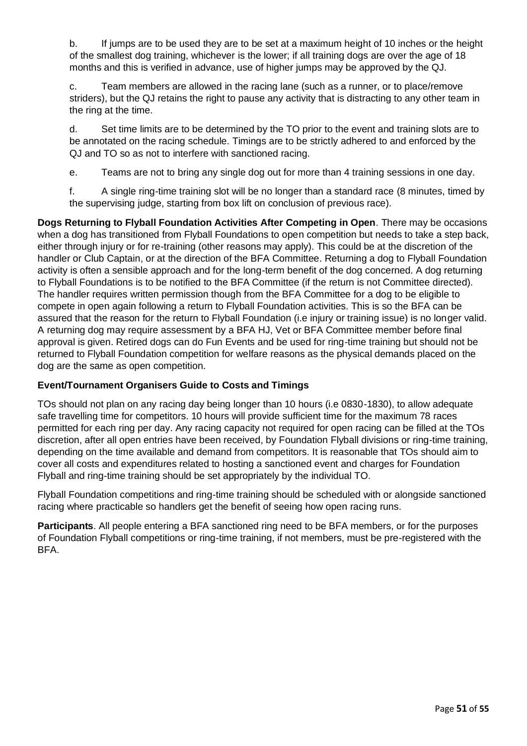b. If jumps are to be used they are to be set at a maximum height of 10 inches or the height of the smallest dog training, whichever is the lower; if all training dogs are over the age of 18 months and this is verified in advance, use of higher jumps may be approved by the QJ.

c. Team members are allowed in the racing lane (such as a runner, or to place/remove striders), but the QJ retains the right to pause any activity that is distracting to any other team in the ring at the time.

d. Set time limits are to be determined by the TO prior to the event and training slots are to be annotated on the racing schedule. Timings are to be strictly adhered to and enforced by the QJ and TO so as not to interfere with sanctioned racing.

e. Teams are not to bring any single dog out for more than 4 training sessions in one day.

f. A single ring-time training slot will be no longer than a standard race (8 minutes, timed by the supervising judge, starting from box lift on conclusion of previous race).

**Dogs Returning to Flyball Foundation Activities After Competing in Open**. There may be occasions when a dog has transitioned from Flyball Foundations to open competition but needs to take a step back, either through injury or for re-training (other reasons may apply). This could be at the discretion of the handler or Club Captain, or at the direction of the BFA Committee. Returning a dog to Flyball Foundation activity is often a sensible approach and for the long-term benefit of the dog concerned. A dog returning to Flyball Foundations is to be notified to the BFA Committee (if the return is not Committee directed). The handler requires written permission though from the BFA Committee for a dog to be eligible to compete in open again following a return to Flyball Foundation activities. This is so the BFA can be assured that the reason for the return to Flyball Foundation (i.e injury or training issue) is no longer valid. A returning dog may require assessment by a BFA HJ, Vet or BFA Committee member before final approval is given. Retired dogs can do Fun Events and be used for ring-time training but should not be returned to Flyball Foundation competition for welfare reasons as the physical demands placed on the dog are the same as open competition.

**Event/Tournament Organisers Guide to Costs and Timings**

TOs should not plan on any racing day being longer than 10 hours (i.e 0830-1830), to allow adequate safe travelling time for competitors. 10 hours will provide sufficient time for the maximum 78 races permitted for each ring per day. Any racing capacity not required for open racing can be filled at the TOs discretion, after all open entries have been received, by Foundation Flyball divisions or ring-time training, depending on the time available and demand from competitors. It is reasonable that TOs should aim to cover all costs and expenditures related to hosting a sanctioned event and charges for Foundation Flyball and ring-time training should be set appropriately by the individual TO.

Flyball Foundation competitions and ring-time training should be scheduled with or alongside sanctioned racing where practicable so handlers get the benefit of seeing how open racing runs.

**Participants**. All people entering a BFA sanctioned ring need to be BFA members, or for the purposes of Foundation Flyball competitions or ring-time training, if not members, must be pre-registered with the BFA.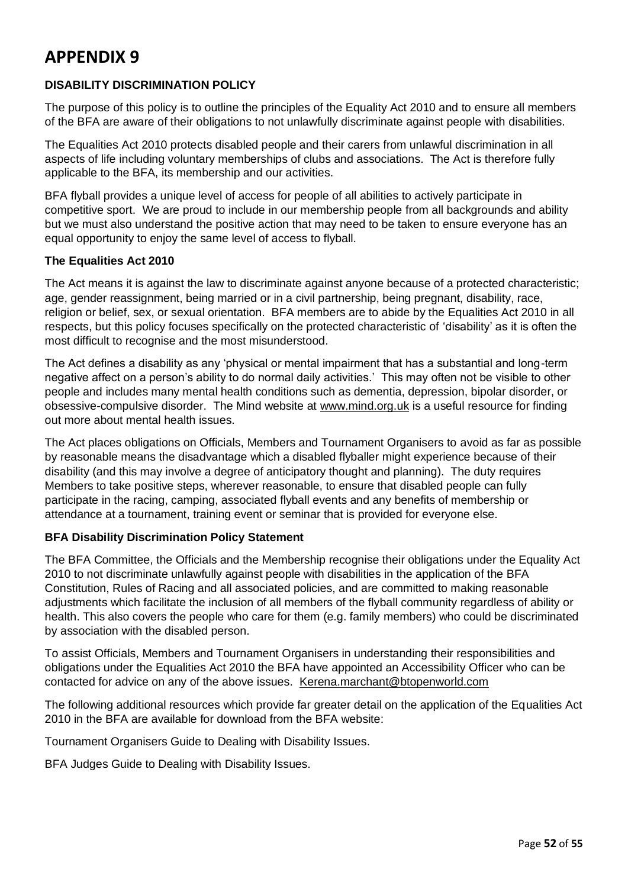# APPENDIX 9

**DISABILITY DISCRIMINATION POLICY**

The purpose of this policy is to outline the principles of the Equality Act 2010 and to ensure all members of the BFA are aware of their obligations to not unlawfully discriminate against people with disabilities.

The Equalities Act 2010 protects disabled people and their carers from unlawful discrimination in all aspects of life including voluntary memberships of clubs and associations. The Act is therefore fully applicable to the BFA, its membership and our activities.

BFA flyball provides a unique level of access for people of all abilities to actively participate in competitive sport. We are proud to include in our membership people from all backgrounds and ability but we must also understand the positive action that may need to be taken to ensure everyone has an equal opportunity to enjoy the same level of access to flyball.

**The Equalities Act 2010**

The Act means it is against the law to discriminate against anyone because of a protected characteristic; age, gender reassignment, being married or in a civil partnership, being pregnant, disability, race, religion or belief, sex, or sexual orientation. BFA members are to abide by the Equalities Act 2010 in all respects, but this policy focuses specifically on the protected characteristic of 'disability' as it is often the most difficult to recognise and the most misunderstood.

The Act defines a disability as any 'physical or mental impairment that has a substantial and long-term negative affect on a person's ability to do normal daily activities.' This may often not be visible to other people and includes many mental health conditions such as dementia, depression, bipolar disorder, or obsessive-compulsive disorder. The Mind website at www.mind.org.uk is a useful resource for finding out more about mental health issues.

The Act places obligations on Officials, Members and Tournament Organisers to avoid as far as possible by reasonable means the disadvantage which a disabled flyballer might experience because of their disability (and this may involve a degree of anticipatory thought and planning). The duty requires Members to take positive steps, wherever reasonable, to ensure that disabled people can fully participate in the racing, camping, associated flyball events and any benefits of membership or attendance at a tournament, training event or seminar that is provided for everyone else.

**BFA Disability Discrimination Policy Statement**

The BFA Committee, the Officials and the Membership recognise their obligations under the Equality Act 2010 to not discriminate unlawfully against people with disabilities in the application of the BFA Constitution, Rules of Racing and all associated policies, and are committed to making reasonable adjustments which facilitate the inclusion of all members of the flyball community regardless of ability or health. This also covers the people who care for them (e.g. family members) who could be discriminated by association with the disabled person.

To assist Officials, Members and Tournament Organisers in understanding their responsibilities and obligations under the Equalities Act 2010 the BFA have appointed an Accessibility Officer who can be contacted for advice on any of the above issues. Kerena.marchant@btopenworld.com

The following additional resources which provide far greater detail on the application of the Equalities Act 2010 in the BFA are available for download from the BFA website:

Tournament Organisers Guide to Dealing with Disability Issues.

BFA Judges Guide to Dealing with Disability Issues.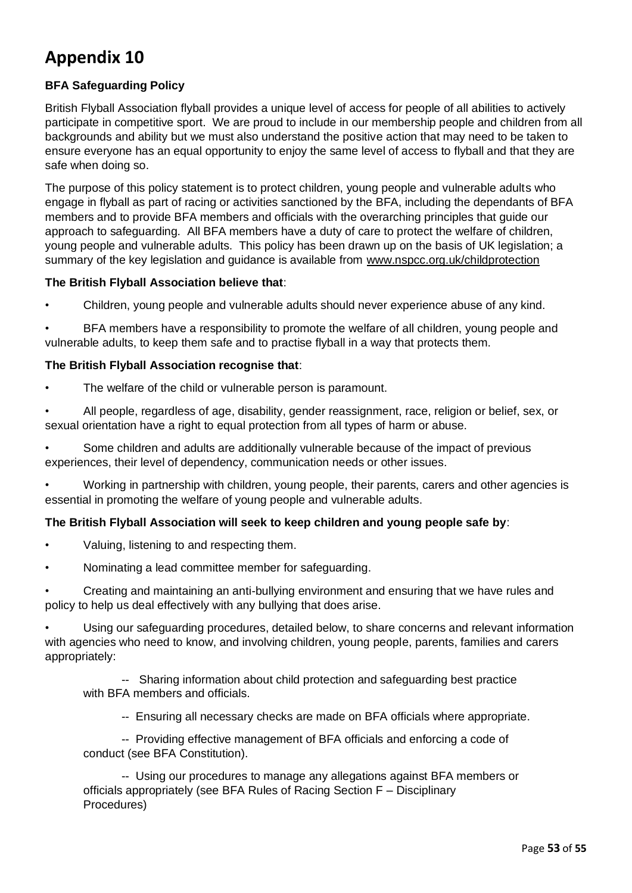# Appendix 10

**BFA Safeguarding Policy**

British Flyball Association flyball provides a unique level of access for people of all abilities to actively participate in competitive sport. We are proud to include in our membership people and children from all backgrounds and ability but we must also understand the positive action that may need to be taken to ensure everyone has an equal opportunity to enjoy the same level of access to flyball and that they are safe when doing so.

The purpose of this policy statement is to protect children, young people and vulnerable adults who engage in flyball as part of racing or activities sanctioned by the BFA, including the dependants of BFA members and to provide BFA members and officials with the overarching principles that guide our approach to safeguarding. All BFA members have a duty of care to protect the welfare of children, young people and vulnerable adults. This policy has been drawn up on the basis of UK legislation; a summary of the key legislation and guidance is available from www.nspcc.org.uk/childprotection

**The British Flyball Association believe that**:

- Children, young people and vulnerable adults should never experience abuse of any kind.
- BFA members have a responsibility to promote the welfare of all children, young people and vulnerable adults, to keep them safe and to practise flyball in a way that protects them.

**The British Flyball Association recognise that**:

- The welfare of the child or vulnerable person is paramount.
- All people, regardless of age, disability, gender reassignment, race, religion or belief, sex, or sexual orientation have a right to equal protection from all types of harm or abuse.
- Some children and adults are additionally vulnerable because of the impact of previous experiences, their level of dependency, communication needs or other issues.
- Working in partnership with children, young people, their parents, carers and other agencies is essential in promoting the welfare of young people and vulnerable adults.

**The British Flyball Association will seek to keep children and young people safe by**:

- Valuing, listening to and respecting them.
- Nominating a lead committee member for safeguarding.
- Creating and maintaining an anti-bullying environment and ensuring that we have rules and policy to help us deal effectively with any bullying that does arise.
- Using our safeguarding procedures, detailed below, to share concerns and relevant information with agencies who need to know, and involving children, young people, parents, families and carers appropriately:

  -- Sharing information about child protection and safeguarding best practice with BFA members and officials.

  -- Ensuring all necessary checks are made on BFA officials where appropriate.

  -- Providing effective management of BFA officials and enforcing a code of conduct (see BFA Constitution).

  -- Using our procedures to manage any allegations against BFA members or officials appropriately (see BFA Rules of Racing Section F – Disciplinary Procedures)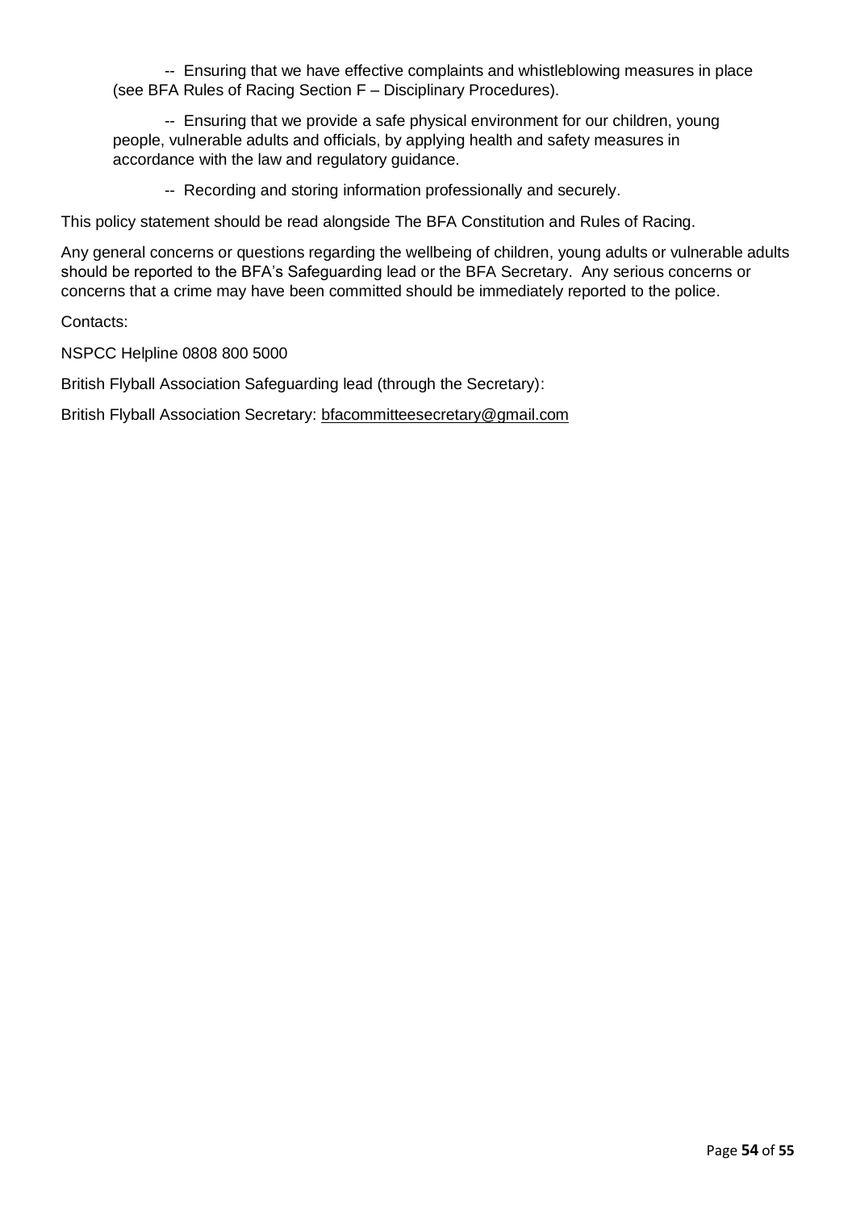-- Ensuring that we have effective complaints and whistleblowing measures in place (see BFA Rules of Racing Section F – Disciplinary Procedures).

-- Ensuring that we provide a safe physical environment for our children, young people, vulnerable adults and officials, by applying health and safety measures in accordance with the law and regulatory guidance.

-- Recording and storing information professionally and securely.

This policy statement should be read alongside The BFA Constitution and Rules of Racing.

Any general concerns or questions regarding the wellbeing of children, young adults or vulnerable adults should be reported to the BFA's Safeguarding lead or the BFA Secretary. Any serious concerns or concerns that a crime may have been committed should be immediately reported to the police.

Contacts:

NSPCC Helpline 0808 800 5000

British Flyball Association Safeguarding lead (through the Secretary):

British Flyball Association Secretary: bfacommitteesecretary@gmail.com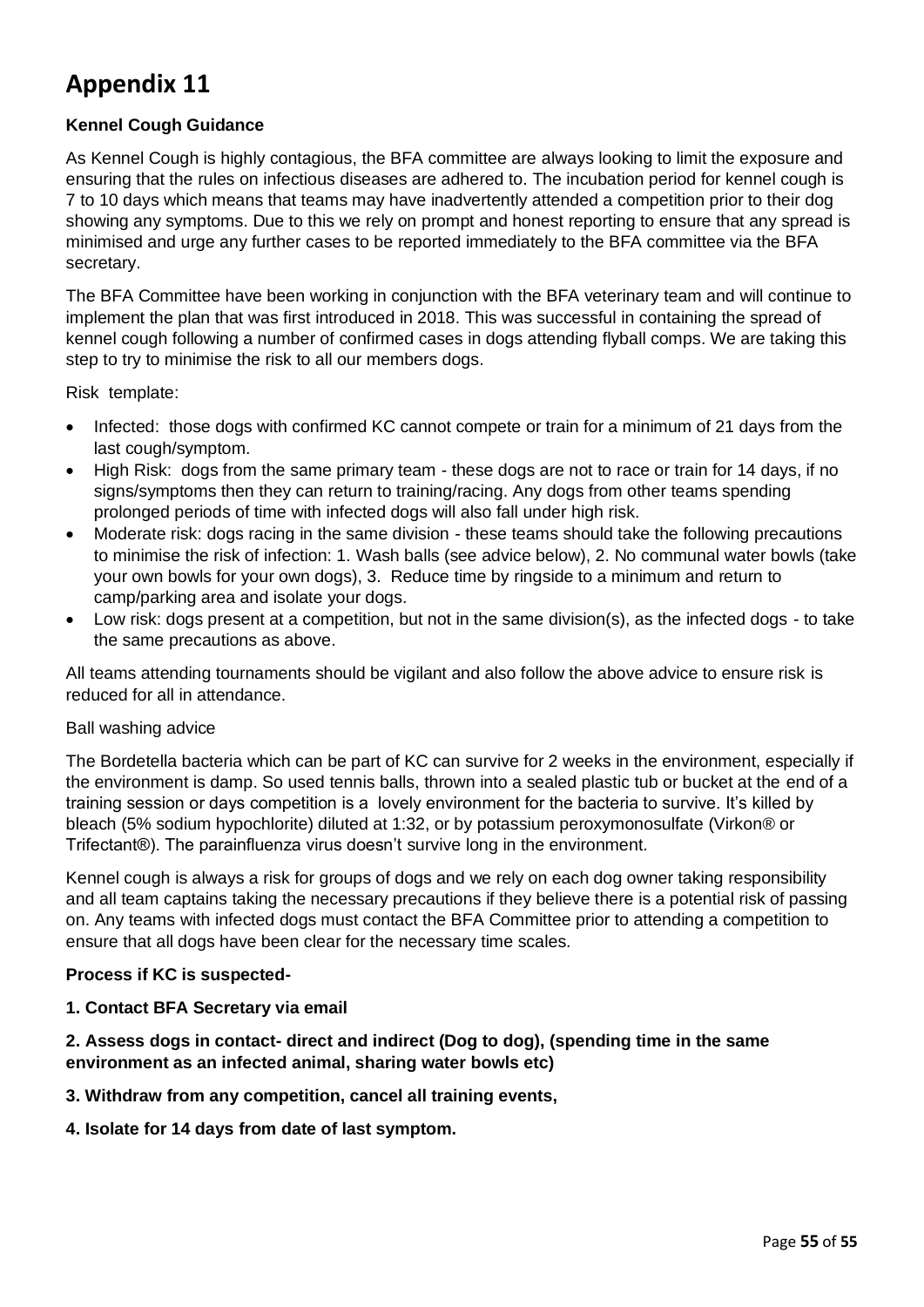# Appendix 11

**Kennel Cough Guidance**

As Kennel Cough is highly contagious, the BFA committee are always looking to limit the exposure and ensuring that the rules on infectious diseases are adhered to. The incubation period for kennel cough is 7 to 10 days which means that teams may have inadvertently attended a competition prior to their dog showing any symptoms. Due to this we rely on prompt and honest reporting to ensure that any spread is minimised and urge any further cases to be reported immediately to the BFA committee via the BFA secretary.

The BFA Committee have been working in conjunction with the BFA veterinary team and will continue to implement the plan that was first introduced in 2018. This was successful in containing the spread of kennel cough following a number of confirmed cases in dogs attending flyball comps. We are taking this step to try to minimise the risk to all our members dogs.

Risk template:

- Infected: those dogs with confirmed KC cannot compete or train for a minimum of 21 days from the last cough/symptom.
- High Risk: dogs from the same primary team - these dogs are not to race or train for 14 days, if no signs/symptoms then they can return to training/racing. Any dogs from other teams spending prolonged periods of time with infected dogs will also fall under high risk.
- Moderate risk: dogs racing in the same division - these teams should take the following precautions to minimise the risk of infection: 1. Wash balls (see advice below), 2. No communal water bowls (take your own bowls for your own dogs), 3. Reduce time by ringside to a minimum and return to camp/parking area and isolate your dogs.
- Low risk: dogs present at a competition, but not in the same division(s), as the infected dogs - to take the same precautions as above.

All teams attending tournaments should be vigilant and also follow the above advice to ensure risk is reduced for all in attendance.

Ball washing advice

The Bordetella bacteria which can be part of KC can survive for 2 weeks in the environment, especially if the environment is damp. So used tennis balls, thrown into a sealed plastic tub or bucket at the end of a training session or days competition is a lovely environment for the bacteria to survive. It's killed by bleach (5% sodium hypochlorite) diluted at 1:32, or by potassium peroxymonosulfate (Virkon® or Trifectant®). The parainfluenza virus doesn't survive long in the environment.

Kennel cough is always a risk for groups of dogs and we rely on each dog owner taking responsibility and all team captains taking the necessary precautions if they believe there is a potential risk of passing on. Any teams with infected dogs must contact the BFA Committee prior to attending a competition to ensure that all dogs have been clear for the necessary time scales.

**Process if KC is suspected-**

**1. Contact BFA Secretary via email**

**2. Assess dogs in contact- direct and indirect (Dog to dog), (spending time in the same environment as an infected animal, sharing water bowls etc)**

**3. Withdraw from any competition, cancel all training events,**

**4. Isolate for 14 days from date of last symptom.**